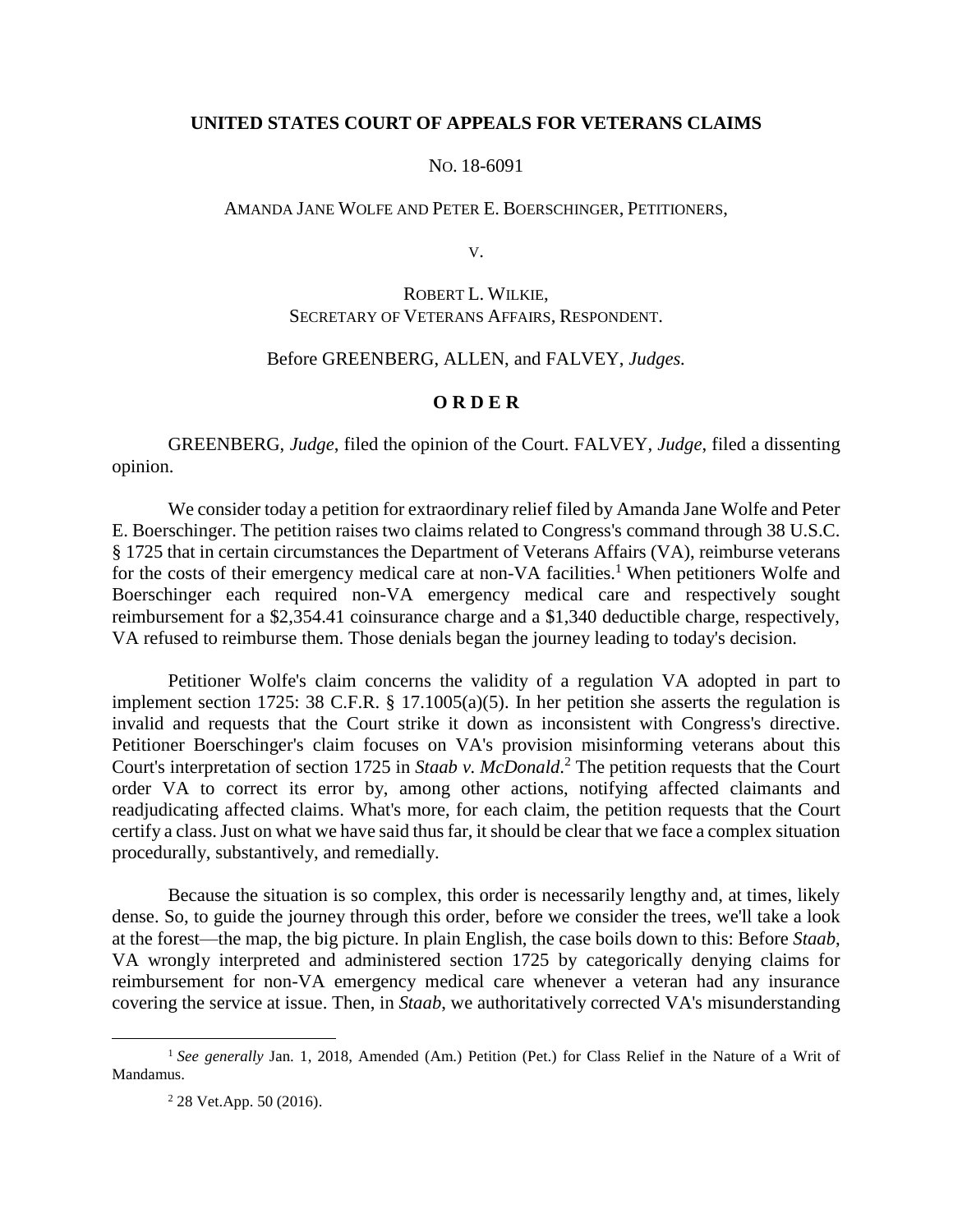**UNITED STATES COURT OF APPEALS FOR VETERANS CLAIMS**

NO. 18-6091

AMANDA JANE WOLFE AND PETER E. BOERSCHINGER, PETITIONERS,

V.

ROBERT L. WILKIE,
SECRETARY OF VETERANS AFFAIRS, RESPONDENT.

Before GREENBERG, ALLEN, and FALVEY, *Judges.*

**O R D E R**

GREENBERG, *Judge*, filed the opinion of the Court. FALVEY, *Judge*, filed a dissenting opinion.

We consider today a petition for extraordinary relief filed by Amanda Jane Wolfe and Peter E. Boerschinger. The petition raises two claims related to Congress's command through 38 U.S.C. § 1725 that in certain circumstances the Department of Veterans Affairs (VA), reimburse veterans for the costs of their emergency medical care at non-VA facilities.[1] When petitioners Wolfe and Boerschinger each required non-VA emergency medical care and respectively sought reimbursement for a $2,354.41 coinsurance charge and a $1,340 deductible charge, respectively, VA refused to reimburse them. Those denials began the journey leading to today's decision.

Petitioner Wolfe's claim concerns the validity of a regulation VA adopted in part to implement section 1725: 38 C.F.R. § 17.1005(a)(5). In her petition she asserts the regulation is invalid and requests that the Court strike it down as inconsistent with Congress's directive. Petitioner Boerschinger's claim focuses on VA's provision misinforming veterans about this Court's interpretation of section 1725 in *Staab v. McDonald*.[2] The petition requests that the Court order VA to correct its error by, among other actions, notifying affected claimants and readjudicating affected claims. What's more, for each claim, the petition requests that the Court certify a class. Just on what we have said thus far, it should be clear that we face a complex situation procedurally, substantively, and remedially.

Because the situation is so complex, this order is necessarily lengthy and, at times, likely dense. So, to guide the journey through this order, before we consider the trees, we'll take a look at the forest—the map, the big picture. In plain English, the case boils down to this: Before *Staab*, VA wrongly interpreted and administered section 1725 by categorically denying claims for reimbursement for non-VA emergency medical care whenever a veteran had any insurance covering the service at issue. Then, in *Staab*, we authoritatively corrected VA's misunderstanding

---

[1] *See generally* Jan. 1, 2018, Amended (Am.) Petition (Pet.) for Class Relief in the Nature of a Writ of Mandamus.

[2] 28 Vet.App. 50 (2016).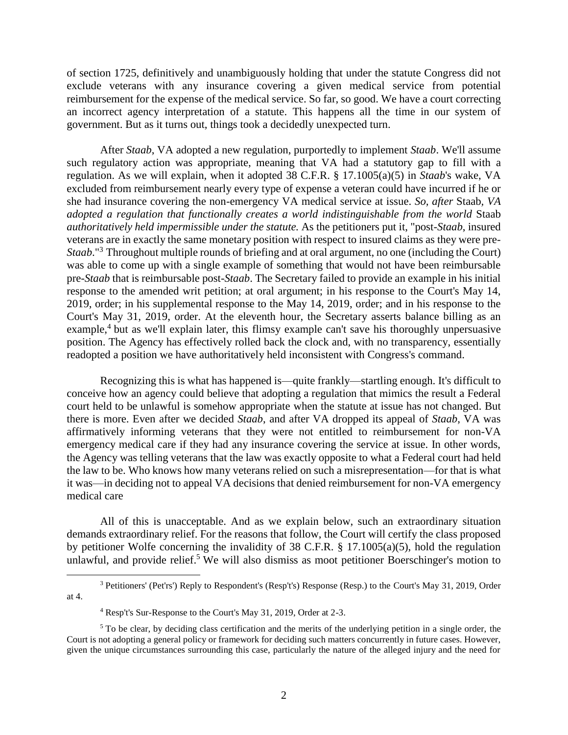of section 1725, definitively and unambiguously holding that under the statute Congress did not exclude veterans with any insurance covering a given medical service from potential reimbursement for the expense of the medical service. So far, so good. We have a court correcting an incorrect agency interpretation of a statute. This happens all the time in our system of government. But as it turns out, things took a decidedly unexpected turn.

After *Staab*, VA adopted a new regulation, purportedly to implement *Staab*. We'll assume such regulatory action was appropriate, meaning that VA had a statutory gap to fill with a regulation. As we will explain, when it adopted 38 C.F.R. § 17.1005(a)(5) in *Staab*'s wake, VA excluded from reimbursement nearly every type of expense a veteran could have incurred if he or she had insurance covering the non-emergency VA medical service at issue. *So, after* Staab, *VA adopted a regulation that functionally creates a world indistinguishable from the world* Staab *authoritatively held impermissible under the statute.* As the petitioners put it, "post-*Staab*, insured veterans are in exactly the same monetary position with respect to insured claims as they were pre-*Staab*."[3] Throughout multiple rounds of briefing and at oral argument, no one (including the Court) was able to come up with a single example of something that would not have been reimbursable pre-*Staab* that is reimbursable post-*Staab*. The Secretary failed to provide an example in his initial response to the amended writ petition; at oral argument; in his response to the Court's May 14, 2019, order; in his supplemental response to the May 14, 2019, order; and in his response to the Court's May 31, 2019, order. At the eleventh hour, the Secretary asserts balance billing as an example,[4] but as we'll explain later, this flimsy example can't save his thoroughly unpersuasive position. The Agency has effectively rolled back the clock and, with no transparency, essentially readopted a position we have authoritatively held inconsistent with Congress's command.

Recognizing this is what has happened is—quite frankly—startling enough. It's difficult to conceive how an agency could believe that adopting a regulation that mimics the result a Federal court held to be unlawful is somehow appropriate when the statute at issue has not changed. But there is more. Even after we decided *Staab*, and after VA dropped its appeal of *Staab*, VA was affirmatively informing veterans that they were not entitled to reimbursement for non-VA emergency medical care if they had any insurance covering the service at issue. In other words, the Agency was telling veterans that the law was exactly opposite to what a Federal court had held the law to be. Who knows how many veterans relied on such a misrepresentation—for that is what it was—in deciding not to appeal VA decisions that denied reimbursement for non-VA emergency medical care

All of this is unacceptable. And as we explain below, such an extraordinary situation demands extraordinary relief. For the reasons that follow, the Court will certify the class proposed by petitioner Wolfe concerning the invalidity of 38 C.F.R. § 17.1005(a)(5), hold the regulation unlawful, and provide relief.[5] We will also dismiss as moot petitioner Boerschinger's motion to

---

[3] Petitioners' (Pet'rs') Reply to Respondent's (Resp't's) Response (Resp.) to the Court's May 31, 2019, Order at 4.

[4] Resp't's Sur-Response to the Court's May 31, 2019, Order at 2-3.

[5] To be clear, by deciding class certification and the merits of the underlying petition in a single order, the Court is not adopting a general policy or framework for deciding such matters concurrently in future cases. However, given the unique circumstances surrounding this case, particularly the nature of the alleged injury and the need for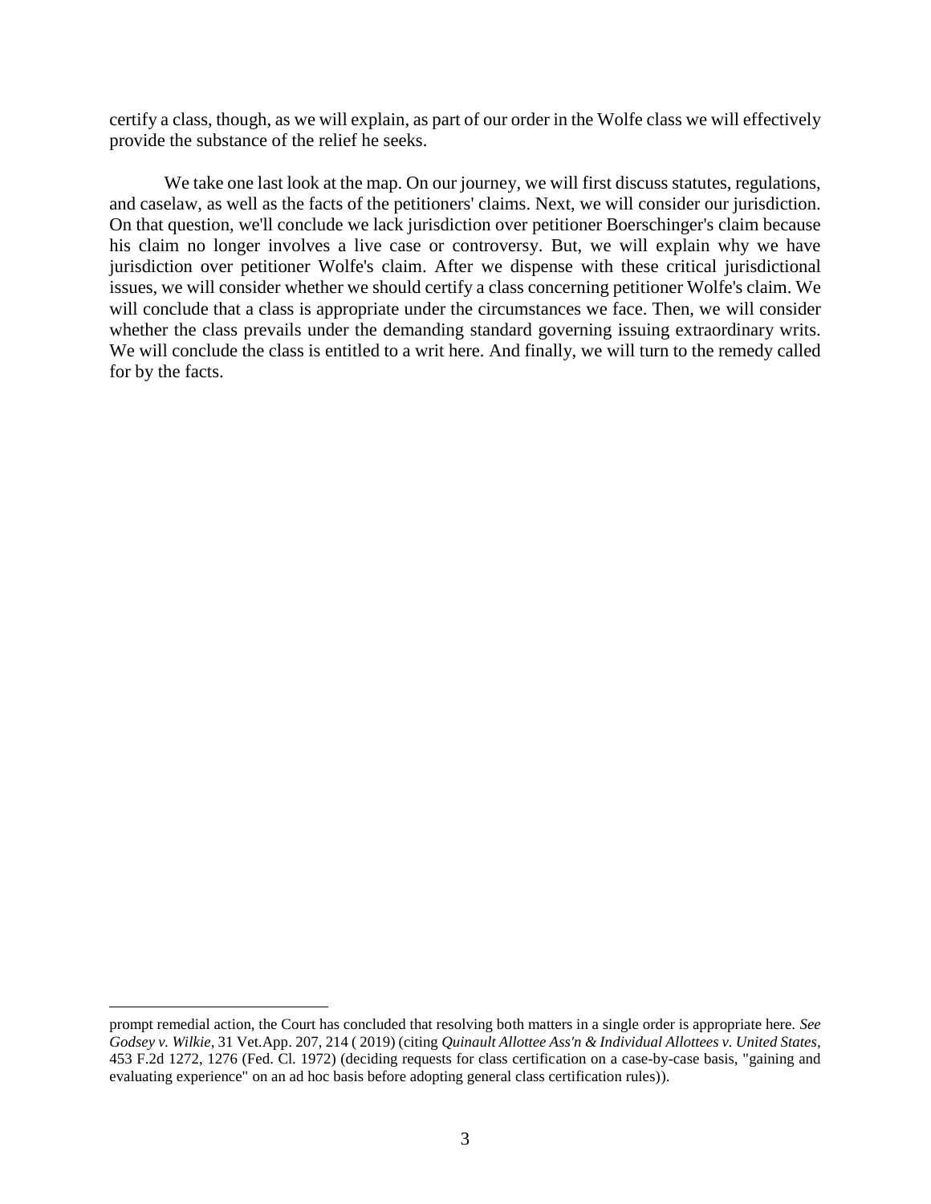certify a class, though, as we will explain, as part of our order in the Wolfe class we will effectively provide the substance of the relief he seeks.

We take one last look at the map. On our journey, we will first discuss statutes, regulations, and caselaw, as well as the facts of the petitioners' claims. Next, we will consider our jurisdiction. On that question, we'll conclude we lack jurisdiction over petitioner Boerschinger's claim because his claim no longer involves a live case or controversy. But, we will explain why we have jurisdiction over petitioner Wolfe's claim. After we dispense with these critical jurisdictional issues, we will consider whether we should certify a class concerning petitioner Wolfe's claim. We will conclude that a class is appropriate under the circumstances we face. Then, we will consider whether the class prevails under the demanding standard governing issuing extraordinary writs. We will conclude the class is entitled to a writ here. And finally, we will turn to the remedy called for by the facts.

---

prompt remedial action, the Court has concluded that resolving both matters in a single order is appropriate here. *See Godsey v. Wilkie*, 31 Vet.App. 207, 214 ( 2019) (citing *Quinault Allottee Ass'n & Individual Allottees v. United States*, 453 F.2d 1272, 1276 (Fed. Cl. 1972) (deciding requests for class certification on a case-by-case basis, "gaining and evaluating experience" on an ad hoc basis before adopting general class certification rules)).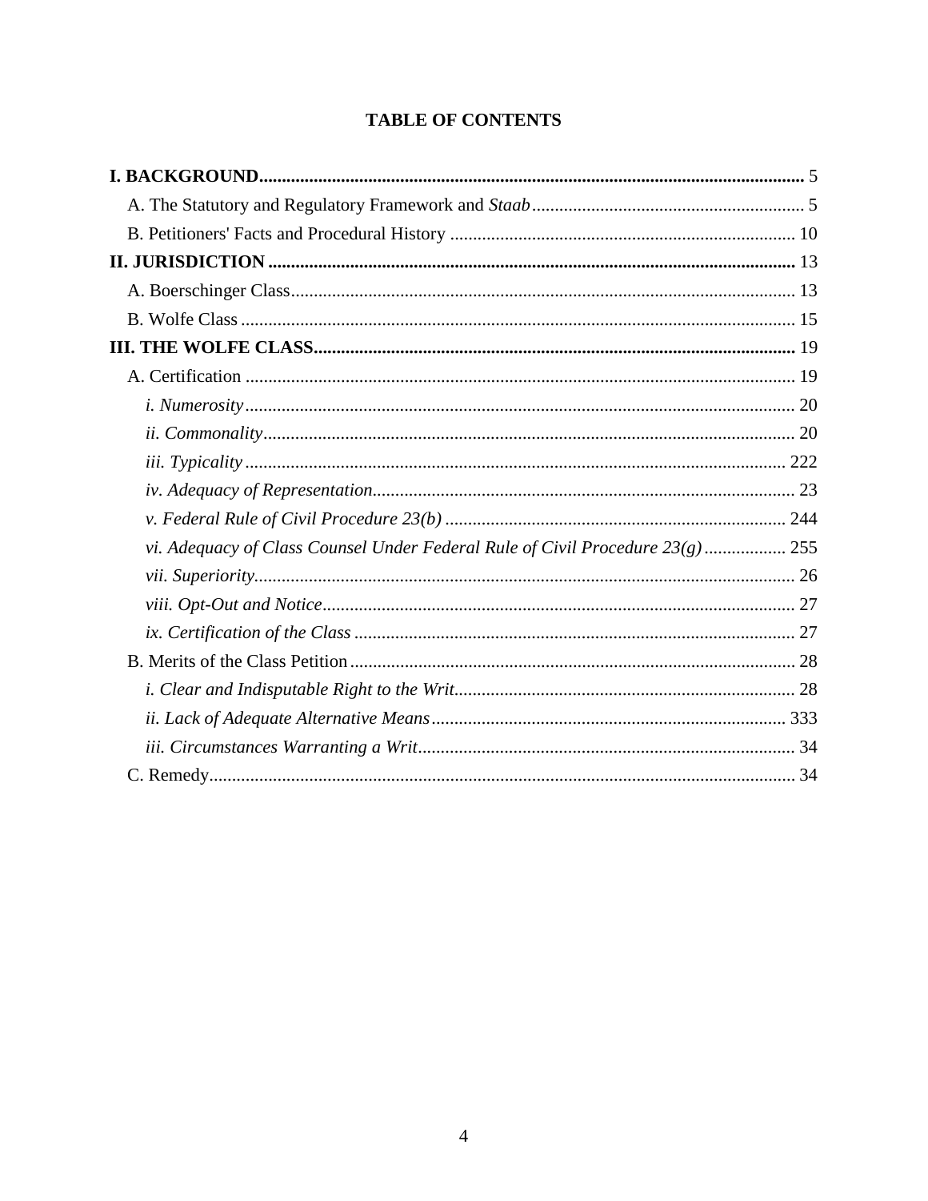## TABLE OF CONTENTS

**I. BACKGROUND** ........................................................................................................................ 5

A. The Statutory and Regulatory Framework and *Staab* ........................................................... 5

B. Petitioners' Facts and Procedural History ........................................................................... 10

**II. JURISDICTION** ................................................................................................................... 13

A. Boerschinger Class.............................................................................................................. 13

B. Wolfe Class .......................................................................................................................... 15

**III. THE WOLFE CLASS** ......................................................................................................... 19

A. Certification ........................................................................................................................ 19

*i. Numerosity* ........................................................................................................................ 20

*ii. Commonality* .................................................................................................................... 20

*iii. Typicality* ...................................................................................................................... 222

*iv. Adequacy of Representation* ............................................................................................ 23

*v. Federal Rule of Civil Procedure 23(b)* ........................................................................... 244

*vi. Adequacy of Class Counsel Under Federal Rule of Civil Procedure 23(g)* .................. 255

*vii. Superiority* ...................................................................................................................... 26

*viii. Opt-Out and Notice* ........................................................................................................ 27

*ix. Certification of the Class* ................................................................................................ 27

B. Merits of the Class Petition ................................................................................................. 28

*i. Clear and Indisputable Right to the Writ* .......................................................................... 28

*ii. Lack of Adequate Alternative Means* ............................................................................. 333

*iii. Circumstances Warranting a Writ* .................................................................................. 34

C. Remedy ................................................................................................................................ 34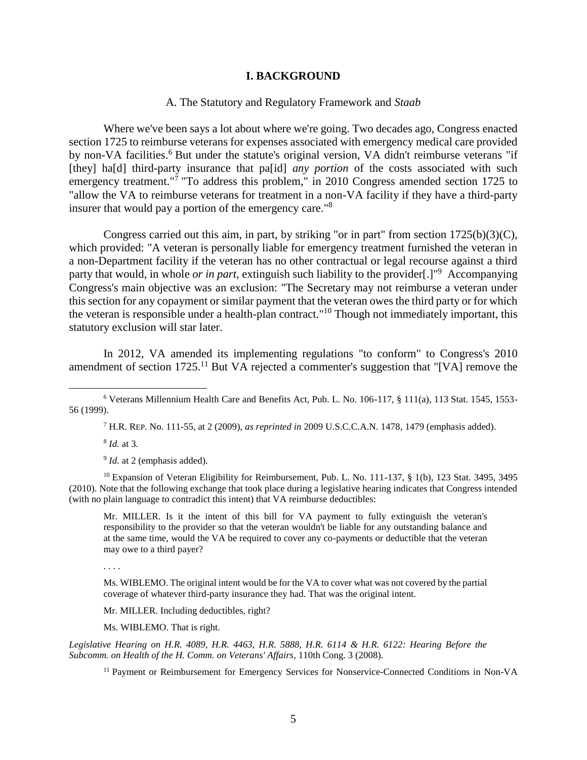## I. BACKGROUND

### A. The Statutory and Regulatory Framework and *Staab*

Where we've been says a lot about where we're going. Two decades ago, Congress enacted section 1725 to reimburse veterans for expenses associated with emergency medical care provided by non-VA facilities.[6] But under the statute's original version, VA didn't reimburse veterans "if [they] ha[d] third-party insurance that pa[id] *any portion* of the costs associated with such emergency treatment."[7] "To address this problem," in 2010 Congress amended section 1725 to "allow the VA to reimburse veterans for treatment in a non-VA facility if they have a third-party insurer that would pay a portion of the emergency care."[8]

Congress carried out this aim, in part, by striking "or in part" from section 1725(b)(3)(C), which provided: "A veteran is personally liable for emergency treatment furnished the veteran in a non-Department facility if the veteran has no other contractual or legal recourse against a third party that would, in whole *or in part*, extinguish such liability to the provider[.]"[9] Accompanying Congress's main objective was an exclusion: "The Secretary may not reimburse a veteran under this section for any copayment or similar payment that the veteran owes the third party or for which the veteran is responsible under a health-plan contract."[10] Though not immediately important, this statutory exclusion will star later.

In 2012, VA amended its implementing regulations "to conform" to Congress's 2010 amendment of section 1725.[11] But VA rejected a commenter's suggestion that "[VA] remove the

---

[6] Veterans Millennium Health Care and Benefits Act, Pub. L. No. 106-117, § 111(a), 113 Stat. 1545, 1553-56 (1999).

[7] H.R. REP. No. 111-55, at 2 (2009), *as reprinted in* 2009 U.S.C.C.A.N. 1478, 1479 (emphasis added).

[8] *Id.* at 3.

[9] *Id.* at 2 (emphasis added).

[10] Expansion of Veteran Eligibility for Reimbursement, Pub. L. No. 111-137, § 1(b), 123 Stat. 3495, 3495 (2010). Note that the following exchange that took place during a legislative hearing indicates that Congress intended (with no plain language to contradict this intent) that VA reimburse deductibles:

> Mr. MILLER. Is it the intent of this bill for VA payment to fully extinguish the veteran's responsibility to the provider so that the veteran wouldn't be liable for any outstanding balance and at the same time, would the VA be required to cover any co-payments or deductible that the veteran may owe to a third payer?
>
> . . . .
>
> Ms. WIBLEMO. The original intent would be for the VA to cover what was not covered by the partial coverage of whatever third-party insurance they had. That was the original intent.
>
> Mr. MILLER. Including deductibles, right?
>
> Ms. WIBLEMO. That is right.

*Legislative Hearing on H.R. 4089, H.R. 4463, H.R. 5888, H.R. 6114 & H.R. 6122: Hearing Before the Subcomm. on Health of the H. Comm. on Veterans' Affairs*, 110th Cong. 3 (2008).

[11] Payment or Reimbursement for Emergency Services for Nonservice-Connected Conditions in Non-VA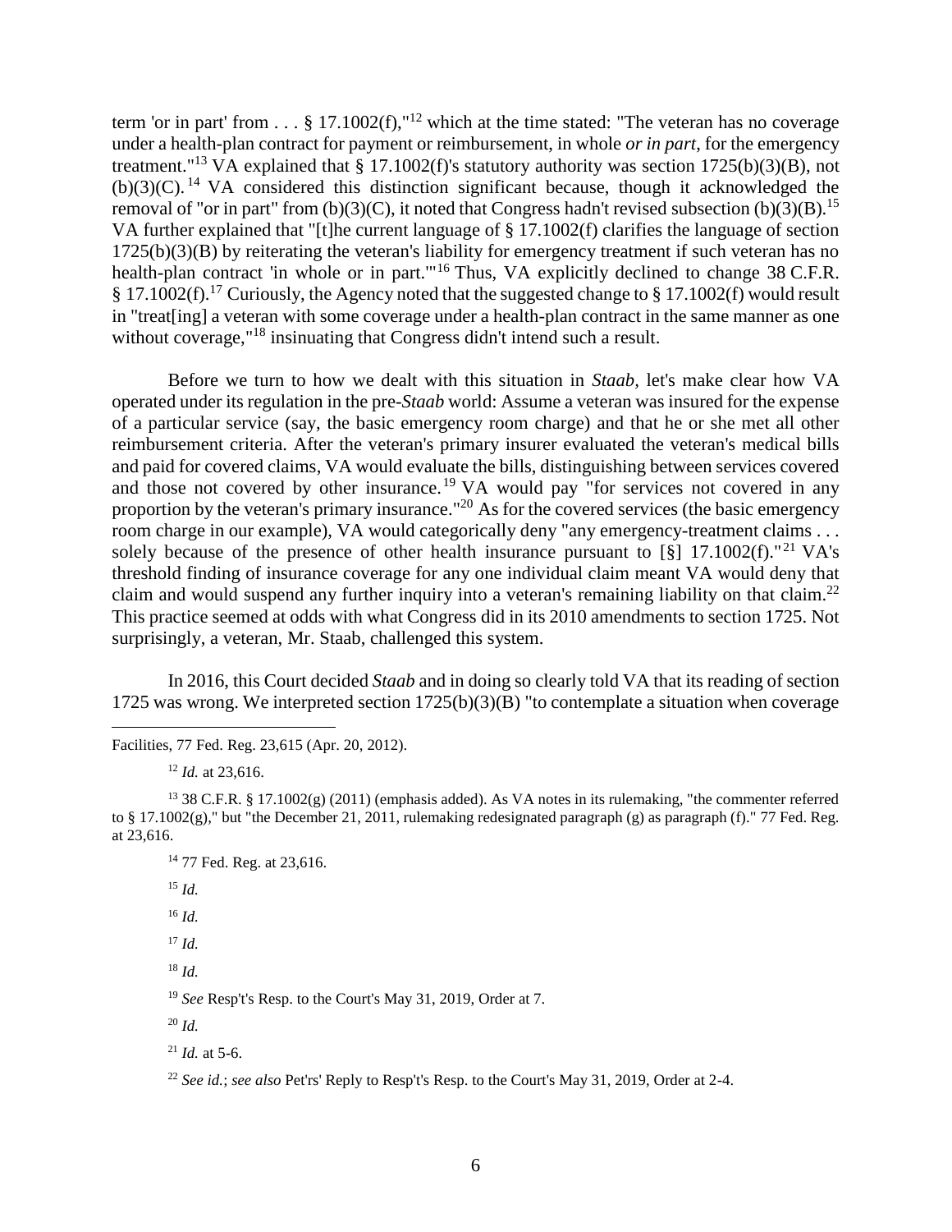term 'or in part' from . . . § 17.1002(f),"[12] which at the time stated: "The veteran has no coverage under a health-plan contract for payment or reimbursement, in whole *or in part*, for the emergency treatment."[13] VA explained that § 17.1002(f)'s statutory authority was section 1725(b)(3)(B), not (b)(3)(C).[14] VA considered this distinction significant because, though it acknowledged the removal of "or in part" from (b)(3)(C), it noted that Congress hadn't revised subsection (b)(3)(B).[15] VA further explained that "[t]he current language of § 17.1002(f) clarifies the language of section 1725(b)(3)(B) by reiterating the veteran's liability for emergency treatment if such veteran has no health-plan contract 'in whole or in part.'"[16] Thus, VA explicitly declined to change 38 C.F.R. § 17.1002(f).[17] Curiously, the Agency noted that the suggested change to § 17.1002(f) would result in "treat[ing] a veteran with some coverage under a health-plan contract in the same manner as one without coverage,"[18] insinuating that Congress didn't intend such a result.

Before we turn to how we dealt with this situation in *Staab*, let's make clear how VA operated under its regulation in the pre-*Staab* world: Assume a veteran was insured for the expense of a particular service (say, the basic emergency room charge) and that he or she met all other reimbursement criteria. After the veteran's primary insurer evaluated the veteran's medical bills and paid for covered claims, VA would evaluate the bills, distinguishing between services covered and those not covered by other insurance.[19] VA would pay "for services not covered in any proportion by the veteran's primary insurance."[20] As for the covered services (the basic emergency room charge in our example), VA would categorically deny "any emergency-treatment claims . . . solely because of the presence of other health insurance pursuant to [§] 17.1002(f)."[21] VA's threshold finding of insurance coverage for any one individual claim meant VA would deny that claim and would suspend any further inquiry into a veteran's remaining liability on that claim.[22] This practice seemed at odds with what Congress did in its 2010 amendments to section 1725. Not surprisingly, a veteran, Mr. Staab, challenged this system.

In 2016, this Court decided *Staab* and in doing so clearly told VA that its reading of section 1725 was wrong. We interpreted section 1725(b)(3)(B) "to contemplate a situation when coverage

---

Facilities, 77 Fed. Reg. 23,615 (Apr. 20, 2012).

[12] *Id.* at 23,616.

[13] 38 C.F.R. § 17.1002(g) (2011) (emphasis added). As VA notes in its rulemaking, "the commenter referred to § 17.1002(g)," but "the December 21, 2011, rulemaking redesignated paragraph (g) as paragraph (f)." 77 Fed. Reg. at 23,616.

[14] 77 Fed. Reg. at 23,616.

[15] *Id.*

[16] *Id.*

[17] *Id.*

[18] *Id.*

[19] *See* Resp't's Resp. to the Court's May 31, 2019, Order at 7.

[20] *Id.*

[21] *Id.* at 5-6.

[22] *See id.*; *see also* Pet'rs' Reply to Resp't's Resp. to the Court's May 31, 2019, Order at 2-4.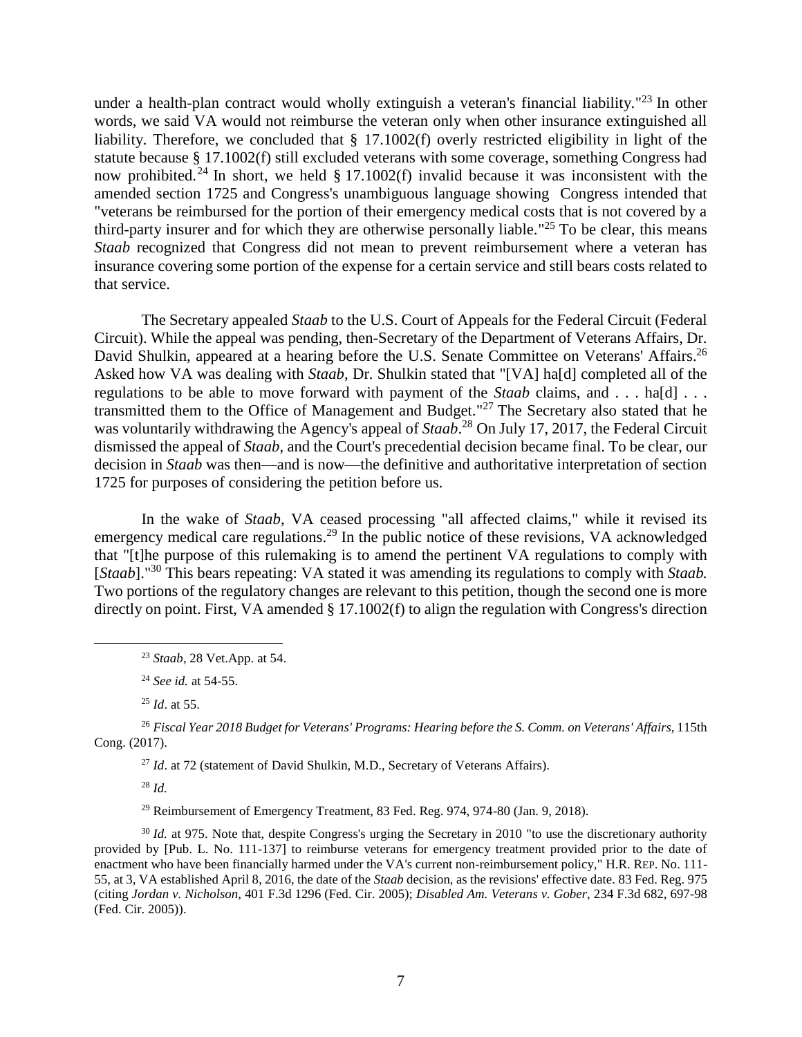under a health-plan contract would wholly extinguish a veteran's financial liability."[23] In other words, we said VA would not reimburse the veteran only when other insurance extinguished all liability. Therefore, we concluded that § 17.1002(f) overly restricted eligibility in light of the statute because § 17.1002(f) still excluded veterans with some coverage, something Congress had now prohibited.[24] In short, we held § 17.1002(f) invalid because it was inconsistent with the amended section 1725 and Congress's unambiguous language showing Congress intended that "veterans be reimbursed for the portion of their emergency medical costs that is not covered by a third-party insurer and for which they are otherwise personally liable."[25] To be clear, this means *Staab* recognized that Congress did not mean to prevent reimbursement where a veteran has insurance covering some portion of the expense for a certain service and still bears costs related to that service.

The Secretary appealed *Staab* to the U.S. Court of Appeals for the Federal Circuit (Federal Circuit). While the appeal was pending, then-Secretary of the Department of Veterans Affairs, Dr. David Shulkin, appeared at a hearing before the U.S. Senate Committee on Veterans' Affairs.[26] Asked how VA was dealing with *Staab*, Dr. Shulkin stated that "[VA] ha[d] completed all of the regulations to be able to move forward with payment of the *Staab* claims, and . . . ha[d] . . . transmitted them to the Office of Management and Budget."[27] The Secretary also stated that he was voluntarily withdrawing the Agency's appeal of *Staab*.[28] On July 17, 2017, the Federal Circuit dismissed the appeal of *Staab*, and the Court's precedential decision became final. To be clear, our decision in *Staab* was then—and is now—the definitive and authoritative interpretation of section 1725 for purposes of considering the petition before us.

In the wake of *Staab*, VA ceased processing "all affected claims," while it revised its emergency medical care regulations.[29] In the public notice of these revisions, VA acknowledged that "[t]he purpose of this rulemaking is to amend the pertinent VA regulations to comply with [*Staab*]."[30] This bears repeating: VA stated it was amending its regulations to comply with *Staab.* Two portions of the regulatory changes are relevant to this petition, though the second one is more directly on point. First, VA amended § 17.1002(f) to align the regulation with Congress's direction

---

[23] *Staab*, 28 Vet.App. at 54.

[24] *See id.* at 54-55.

[25] *Id*. at 55.

[26] *Fiscal Year 2018 Budget for Veterans' Programs: Hearing before the S. Comm. on Veterans' Affairs*, 115th Cong. (2017).

[27] *Id*. at 72 (statement of David Shulkin, M.D., Secretary of Veterans Affairs).

[28] *Id.*

[29] Reimbursement of Emergency Treatment, 83 Fed. Reg. 974, 974-80 (Jan. 9, 2018).

[30] *Id.* at 975. Note that, despite Congress's urging the Secretary in 2010 "to use the discretionary authority provided by [Pub. L. No. 111-137] to reimburse veterans for emergency treatment provided prior to the date of enactment who have been financially harmed under the VA's current non-reimbursement policy," H.R. REP. No. 111-55, at 3, VA established April 8, 2016, the date of the *Staab* decision, as the revisions' effective date. 83 Fed. Reg. 975 (citing *Jordan v. Nicholson*, 401 F.3d 1296 (Fed. Cir. 2005); *Disabled Am. Veterans v. Gober*, 234 F.3d 682, 697-98 (Fed. Cir. 2005)).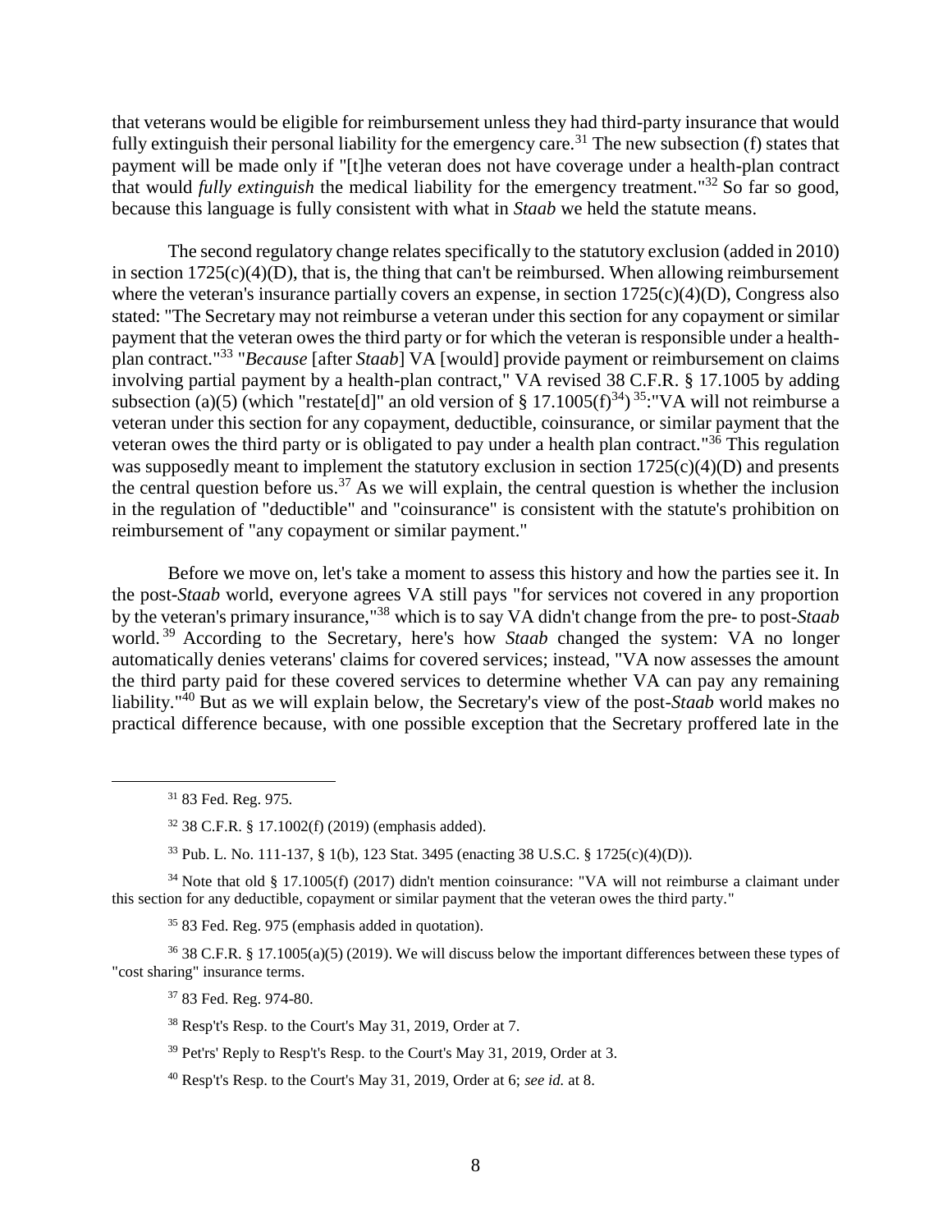that veterans would be eligible for reimbursement unless they had third-party insurance that would fully extinguish their personal liability for the emergency care.[31] The new subsection (f) states that payment will be made only if "[t]he veteran does not have coverage under a health-plan contract that would *fully extinguish* the medical liability for the emergency treatment."[32] So far so good, because this language is fully consistent with what in *Staab* we held the statute means.

The second regulatory change relates specifically to the statutory exclusion (added in 2010) in section 1725(c)(4)(D), that is, the thing that can't be reimbursed. When allowing reimbursement where the veteran's insurance partially covers an expense, in section 1725(c)(4)(D), Congress also stated: "The Secretary may not reimburse a veteran under this section for any copayment or similar payment that the veteran owes the third party or for which the veteran is responsible under a health-plan contract."[33] "*Because* [after *Staab*] VA [would] provide payment or reimbursement on claims involving partial payment by a health-plan contract," VA revised 38 C.F.R. § 17.1005 by adding subsection (a)(5) (which "restate[d]" an old version of § 17.1005(f)[34])[35]:"VA will not reimburse a veteran under this section for any copayment, deductible, coinsurance, or similar payment that the veteran owes the third party or is obligated to pay under a health plan contract."[36] This regulation was supposedly meant to implement the statutory exclusion in section 1725(c)(4)(D) and presents the central question before us.[37] As we will explain, the central question is whether the inclusion in the regulation of "deductible" and "coinsurance" is consistent with the statute's prohibition on reimbursement of "any copayment or similar payment."

Before we move on, let's take a moment to assess this history and how the parties see it. In the post-*Staab* world, everyone agrees VA still pays "for services not covered in any proportion by the veteran's primary insurance,"[38] which is to say VA didn't change from the pre- to post-*Staab* world.[39] According to the Secretary, here's how *Staab* changed the system: VA no longer automatically denies veterans' claims for covered services; instead, "VA now assesses the amount the third party paid for these covered services to determine whether VA can pay any remaining liability."[40] But as we will explain below, the Secretary's view of the post-*Staab* world makes no practical difference because, with one possible exception that the Secretary proffered late in the

---

[31] 83 Fed. Reg. 975.

[32] 38 C.F.R. § 17.1002(f) (2019) (emphasis added).

[33] Pub. L. No. 111-137, § 1(b), 123 Stat. 3495 (enacting 38 U.S.C. § 1725(c)(4)(D)).

[34] Note that old § 17.1005(f) (2017) didn't mention coinsurance: "VA will not reimburse a claimant under this section for any deductible, copayment or similar payment that the veteran owes the third party."

[35] 83 Fed. Reg. 975 (emphasis added in quotation).

[36] 38 C.F.R. § 17.1005(a)(5) (2019). We will discuss below the important differences between these types of "cost sharing" insurance terms.

[37] 83 Fed. Reg. 974-80.

[38] Resp't's Resp. to the Court's May 31, 2019, Order at 7.

[39] Pet'rs' Reply to Resp't's Resp. to the Court's May 31, 2019, Order at 3.

[40] Resp't's Resp. to the Court's May 31, 2019, Order at 6; *see id.* at 8.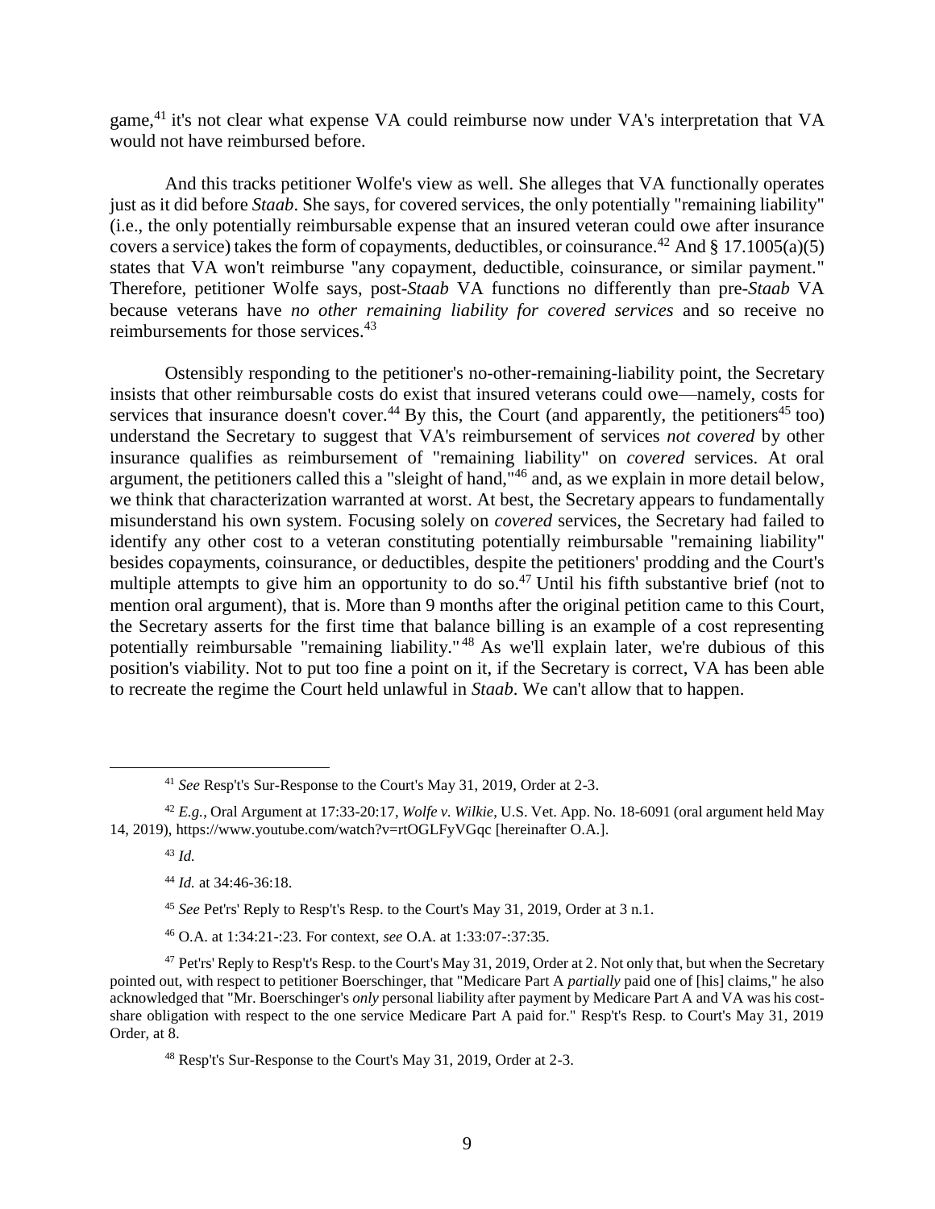game,[41] it's not clear what expense VA could reimburse now under VA's interpretation that VA would not have reimbursed before.

And this tracks petitioner Wolfe's view as well. She alleges that VA functionally operates just as it did before *Staab*. She says, for covered services, the only potentially "remaining liability" (i.e., the only potentially reimbursable expense that an insured veteran could owe after insurance covers a service) takes the form of copayments, deductibles, or coinsurance.[42] And § 17.1005(a)(5) states that VA won't reimburse "any copayment, deductible, coinsurance, or similar payment." Therefore, petitioner Wolfe says, post-*Staab* VA functions no differently than pre-*Staab* VA because veterans have *no other remaining liability for covered services* and so receive no reimbursements for those services.[43]

Ostensibly responding to the petitioner's no-other-remaining-liability point, the Secretary insists that other reimbursable costs do exist that insured veterans could owe—namely, costs for services that insurance doesn't cover.[44] By this, the Court (and apparently, the petitioners[45] too) understand the Secretary to suggest that VA's reimbursement of services *not covered* by other insurance qualifies as reimbursement of "remaining liability" on *covered* services. At oral argument, the petitioners called this a "sleight of hand,"[46] and, as we explain in more detail below, we think that characterization warranted at worst. At best, the Secretary appears to fundamentally misunderstand his own system. Focusing solely on *covered* services, the Secretary had failed to identify any other cost to a veteran constituting potentially reimbursable "remaining liability" besides copayments, coinsurance, or deductibles, despite the petitioners' prodding and the Court's multiple attempts to give him an opportunity to do so.[47] Until his fifth substantive brief (not to mention oral argument), that is. More than 9 months after the original petition came to this Court, the Secretary asserts for the first time that balance billing is an example of a cost representing potentially reimbursable "remaining liability."[48] As we'll explain later, we're dubious of this position's viability. Not to put too fine a point on it, if the Secretary is correct, VA has been able to recreate the regime the Court held unlawful in *Staab*. We can't allow that to happen.

---

[41] *See* Resp't's Sur-Response to the Court's May 31, 2019, Order at 2-3.

[42] *E.g.*, Oral Argument at 17:33-20:17, *Wolfe v. Wilkie*, U.S. Vet. App. No. 18-6091 (oral argument held May 14, 2019), https://www.youtube.com/watch?v=rtOGLFyVGqc [hereinafter O.A.].

[43] *Id.*

[44] *Id.* at 34:46-36:18.

[45] *See* Pet'rs' Reply to Resp't's Resp. to the Court's May 31, 2019, Order at 3 n.1.

[46] O.A. at 1:34:21-:23. For context, *see* O.A. at 1:33:07-:37:35.

[47] Pet'rs' Reply to Resp't's Resp. to the Court's May 31, 2019, Order at 2. Not only that, but when the Secretary pointed out, with respect to petitioner Boerschinger, that "Medicare Part A *partially* paid one of [his] claims," he also acknowledged that "Mr. Boerschinger's *only* personal liability after payment by Medicare Part A and VA was his cost-share obligation with respect to the one service Medicare Part A paid for." Resp't's Resp. to Court's May 31, 2019 Order, at 8.

[48] Resp't's Sur-Response to the Court's May 31, 2019, Order at 2-3.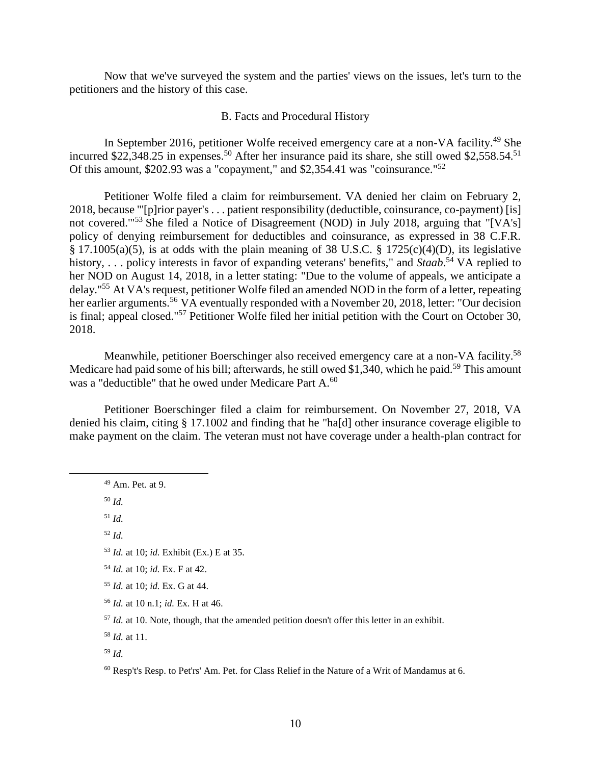Now that we've surveyed the system and the parties' views on the issues, let's turn to the petitioners and the history of this case.

### B. Facts and Procedural History

In September 2016, petitioner Wolfe received emergency care at a non-VA facility.[49] She incurred $22,348.25 in expenses.[50] After her insurance paid its share, she still owed $2,558.54.[51] Of this amount, $202.93 was a "copayment," and $2,354.41 was "coinsurance."[52]

Petitioner Wolfe filed a claim for reimbursement. VA denied her claim on February 2, 2018, because "'[p]rior payer's . . . patient responsibility (deductible, coinsurance, co-payment) [is] not covered.'"[53] She filed a Notice of Disagreement (NOD) in July 2018, arguing that "[VA's] policy of denying reimbursement for deductibles and coinsurance, as expressed in 38 C.F.R. § 17.1005(a)(5), is at odds with the plain meaning of 38 U.S.C. § 1725(c)(4)(D), its legislative history, . . . policy interests in favor of expanding veterans' benefits," and *Staab*.[54] VA replied to her NOD on August 14, 2018, in a letter stating: "Due to the volume of appeals, we anticipate a delay."[55] At VA's request, petitioner Wolfe filed an amended NOD in the form of a letter, repeating her earlier arguments.[56] VA eventually responded with a November 20, 2018, letter: "Our decision is final; appeal closed."[57] Petitioner Wolfe filed her initial petition with the Court on October 30, 2018.

Meanwhile, petitioner Boerschinger also received emergency care at a non-VA facility.[58] Medicare had paid some of his bill; afterwards, he still owed $1,340, which he paid.[59] This amount was a "deductible" that he owed under Medicare Part A.[60]

Petitioner Boerschinger filed a claim for reimbursement. On November 27, 2018, VA denied his claim, citing § 17.1002 and finding that he "ha[d] other insurance coverage eligible to make payment on the claim. The veteran must not have coverage under a health-plan contract for

---

[49] Am. Pet. at 9.

[50] *Id.*

[51] *Id.*

[52] *Id.*

[53] *Id.* at 10; *id.* Exhibit (Ex.) E at 35.

[54] *Id.* at 10; *id.* Ex. F at 42.

[55] *Id.* at 10; *id.* Ex. G at 44.

[56] *Id.* at 10 n.1; *id.* Ex. H at 46.

[57] *Id.* at 10. Note, though, that the amended petition doesn't offer this letter in an exhibit.

[58] *Id.* at 11.

[59] *Id.*

[60] Resp't's Resp. to Pet'rs' Am. Pet. for Class Relief in the Nature of a Writ of Mandamus at 6.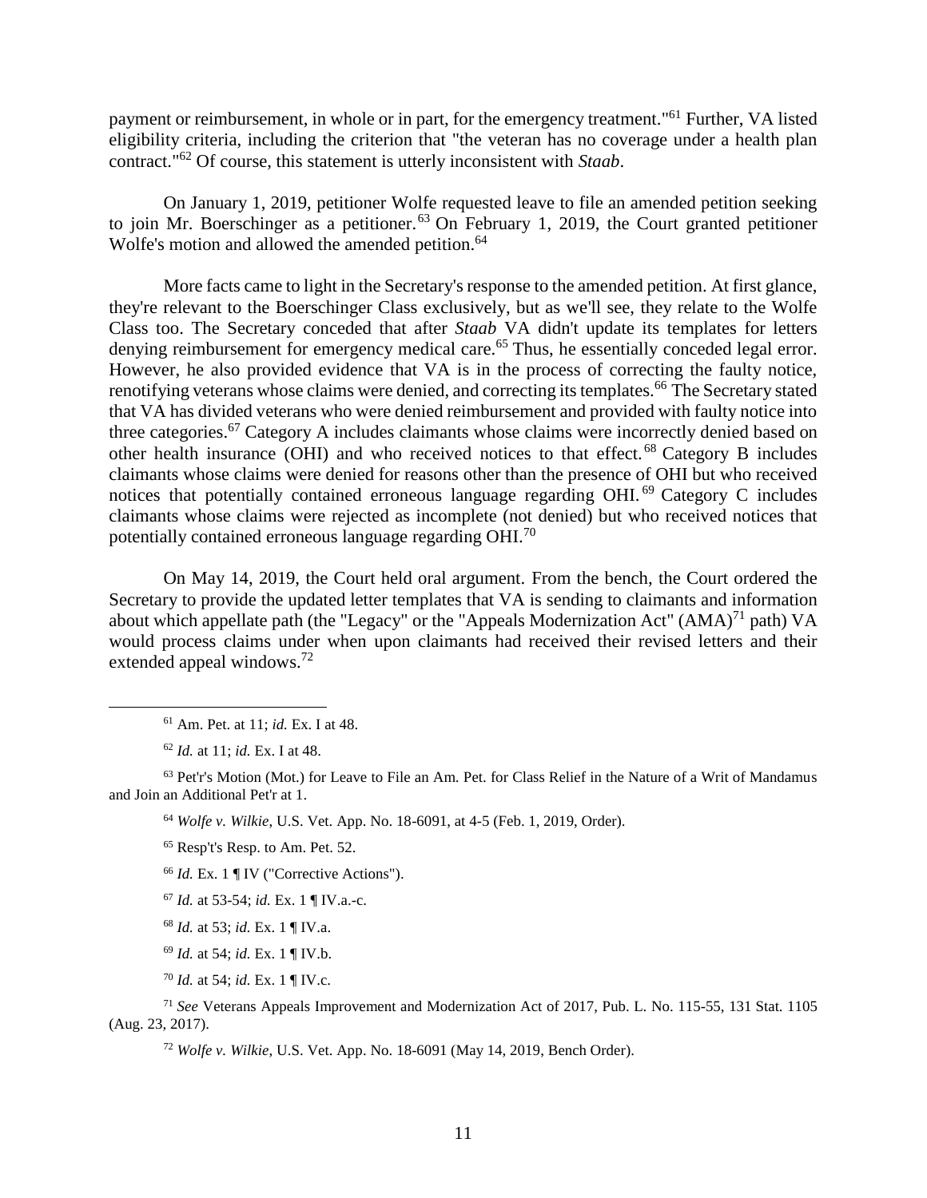payment or reimbursement, in whole or in part, for the emergency treatment."[61] Further, VA listed eligibility criteria, including the criterion that "the veteran has no coverage under a health plan contract."[62] Of course, this statement is utterly inconsistent with *Staab*.

On January 1, 2019, petitioner Wolfe requested leave to file an amended petition seeking to join Mr. Boerschinger as a petitioner.[63] On February 1, 2019, the Court granted petitioner Wolfe's motion and allowed the amended petition.[64]

More facts came to light in the Secretary's response to the amended petition. At first glance, they're relevant to the Boerschinger Class exclusively, but as we'll see, they relate to the Wolfe Class too. The Secretary conceded that after *Staab* VA didn't update its templates for letters denying reimbursement for emergency medical care.[65] Thus, he essentially conceded legal error. However, he also provided evidence that VA is in the process of correcting the faulty notice, renotifying veterans whose claims were denied, and correcting its templates.[66] The Secretary stated that VA has divided veterans who were denied reimbursement and provided with faulty notice into three categories.[67] Category A includes claimants whose claims were incorrectly denied based on other health insurance (OHI) and who received notices to that effect.[68] Category B includes claimants whose claims were denied for reasons other than the presence of OHI but who received notices that potentially contained erroneous language regarding OHI.[69] Category C includes claimants whose claims were rejected as incomplete (not denied) but who received notices that potentially contained erroneous language regarding OHI.[70]

On May 14, 2019, the Court held oral argument. From the bench, the Court ordered the Secretary to provide the updated letter templates that VA is sending to claimants and information about which appellate path (the "Legacy" or the "Appeals Modernization Act" (AMA)[71] path) VA would process claims under when upon claimants had received their revised letters and their extended appeal windows.[72]

---

[61] Am. Pet. at 11; *id.* Ex. I at 48.

[62] *Id.* at 11; *id.* Ex. I at 48.

[63] Pet'r's Motion (Mot.) for Leave to File an Am. Pet. for Class Relief in the Nature of a Writ of Mandamus and Join an Additional Pet'r at 1.

[64] *Wolfe v. Wilkie*, U.S. Vet. App. No. 18-6091, at 4-5 (Feb. 1, 2019, Order).

[65] Resp't's Resp. to Am. Pet. 52.

[66] *Id.* Ex. 1 ¶ IV ("Corrective Actions").

[67] *Id.* at 53-54; *id.* Ex. 1 ¶ IV.a.-c.

[68] *Id.* at 53; *id.* Ex. 1 ¶ IV.a.

[69] *Id.* at 54; *id.* Ex. 1 ¶ IV.b.

[70] *Id.* at 54; *id.* Ex. 1 ¶ IV.c.

[71] *See* Veterans Appeals Improvement and Modernization Act of 2017, Pub. L. No. 115-55, 131 Stat. 1105 (Aug. 23, 2017).

[72] *Wolfe v. Wilkie*, U.S. Vet. App. No. 18-6091 (May 14, 2019, Bench Order).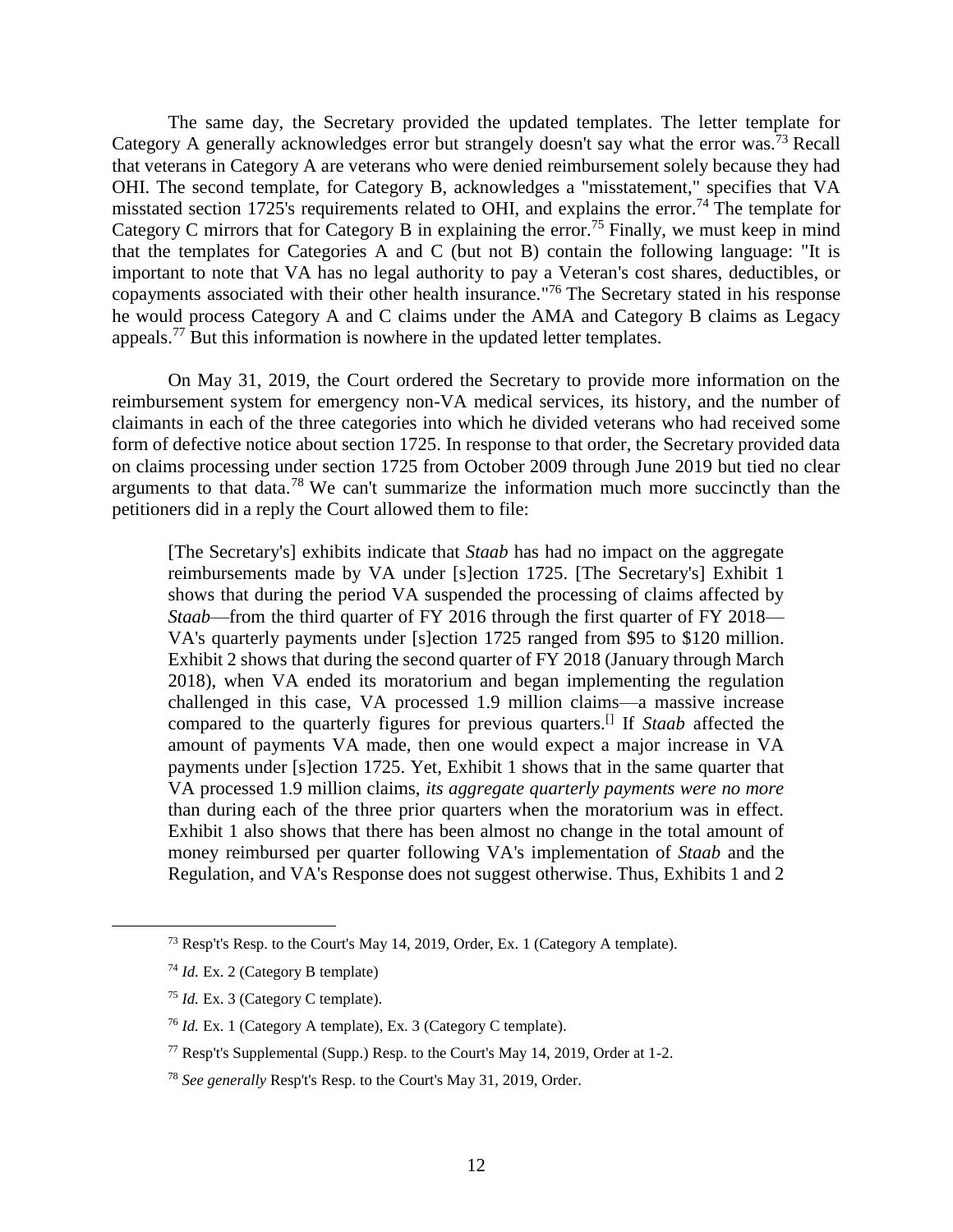The same day, the Secretary provided the updated templates. The letter template for Category A generally acknowledges error but strangely doesn't say what the error was.[73] Recall that veterans in Category A are veterans who were denied reimbursement solely because they had OHI. The second template, for Category B, acknowledges a "misstatement," specifies that VA misstated section 1725's requirements related to OHI, and explains the error.[74] The template for Category C mirrors that for Category B in explaining the error.[75] Finally, we must keep in mind that the templates for Categories A and C (but not B) contain the following language: "It is important to note that VA has no legal authority to pay a Veteran's cost shares, deductibles, or copayments associated with their other health insurance."[76] The Secretary stated in his response he would process Category A and C claims under the AMA and Category B claims as Legacy appeals.[77] But this information is nowhere in the updated letter templates.

On May 31, 2019, the Court ordered the Secretary to provide more information on the reimbursement system for emergency non-VA medical services, its history, and the number of claimants in each of the three categories into which he divided veterans who had received some form of defective notice about section 1725. In response to that order, the Secretary provided data on claims processing under section 1725 from October 2009 through June 2019 but tied no clear arguments to that data.[78] We can't summarize the information much more succinctly than the petitioners did in a reply the Court allowed them to file:

> [The Secretary's] exhibits indicate that *Staab* has had no impact on the aggregate reimbursements made by VA under [s]ection 1725. [The Secretary's] Exhibit 1 shows that during the period VA suspended the processing of claims affected by *Staab*—from the third quarter of FY 2016 through the first quarter of FY 2018—VA's quarterly payments under [s]ection 1725 ranged from $95 to $120 million. Exhibit 2 shows that during the second quarter of FY 2018 (January through March 2018), when VA ended its moratorium and began implementing the regulation challenged in this case, VA processed 1.9 million claims—a massive increase compared to the quarterly figures for previous quarters.[] If *Staab* affected the amount of payments VA made, then one would expect a major increase in VA payments under [s]ection 1725. Yet, Exhibit 1 shows that in the same quarter that VA processed 1.9 million claims, *its aggregate quarterly payments were no more* than during each of the three prior quarters when the moratorium was in effect. Exhibit 1 also shows that there has been almost no change in the total amount of money reimbursed per quarter following VA's implementation of *Staab* and the Regulation, and VA's Response does not suggest otherwise. Thus, Exhibits 1 and 2

---

[73] Resp't's Resp. to the Court's May 14, 2019, Order, Ex. 1 (Category A template).

[74] *Id.* Ex. 2 (Category B template)

[75] *Id.* Ex. 3 (Category C template).

[76] *Id.* Ex. 1 (Category A template), Ex. 3 (Category C template).

[77] Resp't's Supplemental (Supp.) Resp. to the Court's May 14, 2019, Order at 1-2.

[78] *See generally* Resp't's Resp. to the Court's May 31, 2019, Order.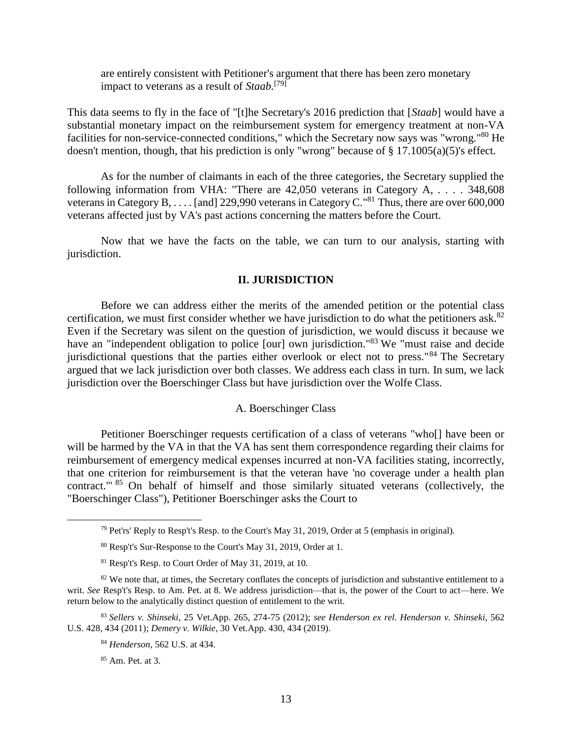> are entirely consistent with Petitioner's argument that there has been zero monetary impact to veterans as a result of *Staab*.[79]

This data seems to fly in the face of "[t]he Secretary's 2016 prediction that [*Staab*] would have a substantial monetary impact on the reimbursement system for emergency treatment at non-VA facilities for non-service-connected conditions," which the Secretary now says was "wrong."[80] He doesn't mention, though, that his prediction is only "wrong" because of § 17.1005(a)(5)'s effect.

As for the number of claimants in each of the three categories, the Secretary supplied the following information from VHA: "There are 42,050 veterans in Category A, . . . . 348,608 veterans in Category B, . . . . [and] 229,990 veterans in Category C."[81] Thus, there are over 600,000 veterans affected just by VA's past actions concerning the matters before the Court.

Now that we have the facts on the table, we can turn to our analysis, starting with jurisdiction.

## II. JURISDICTION

Before we can address either the merits of the amended petition or the potential class certification, we must first consider whether we have jurisdiction to do what the petitioners ask.[82] Even if the Secretary was silent on the question of jurisdiction, we would discuss it because we have an "independent obligation to police [our] own jurisdiction."[83] We "must raise and decide jurisdictional questions that the parties either overlook or elect not to press."[84] The Secretary argued that we lack jurisdiction over both classes. We address each class in turn. In sum, we lack jurisdiction over the Boerschinger Class but have jurisdiction over the Wolfe Class.

### A. Boerschinger Class

Petitioner Boerschinger requests certification of a class of veterans "who[] have been or will be harmed by the VA in that the VA has sent them correspondence regarding their claims for reimbursement of emergency medical expenses incurred at non-VA facilities stating, incorrectly, that one criterion for reimbursement is that the veteran have 'no coverage under a health plan contract.'"[85] On behalf of himself and those similarly situated veterans (collectively, the "Boerschinger Class"), Petitioner Boerschinger asks the Court to

---

[79] Pet'rs' Reply to Resp't's Resp. to the Court's May 31, 2019, Order at 5 (emphasis in original).

[80] Resp't's Sur-Response to the Court's May 31, 2019, Order at 1.

[81] Resp't's Resp. to Court Order of May 31, 2019, at 10.

[82] We note that, at times, the Secretary conflates the concepts of jurisdiction and substantive entitlement to a writ. *See* Resp't's Resp. to Am. Pet. at 8. We address jurisdiction—that is, the power of the Court to act—here. We return below to the analytically distinct question of entitlement to the writ.

[83] *Sellers v. Shinseki*, 25 Vet.App. 265, 274-75 (2012); *see Henderson ex rel. Henderson v. Shinseki*, 562 U.S. 428, 434 (2011); *Demery v. Wilkie*, 30 Vet.App. 430, 434 (2019).

[84] *Henderson*, 562 U.S. at 434.

[85] Am. Pet. at 3.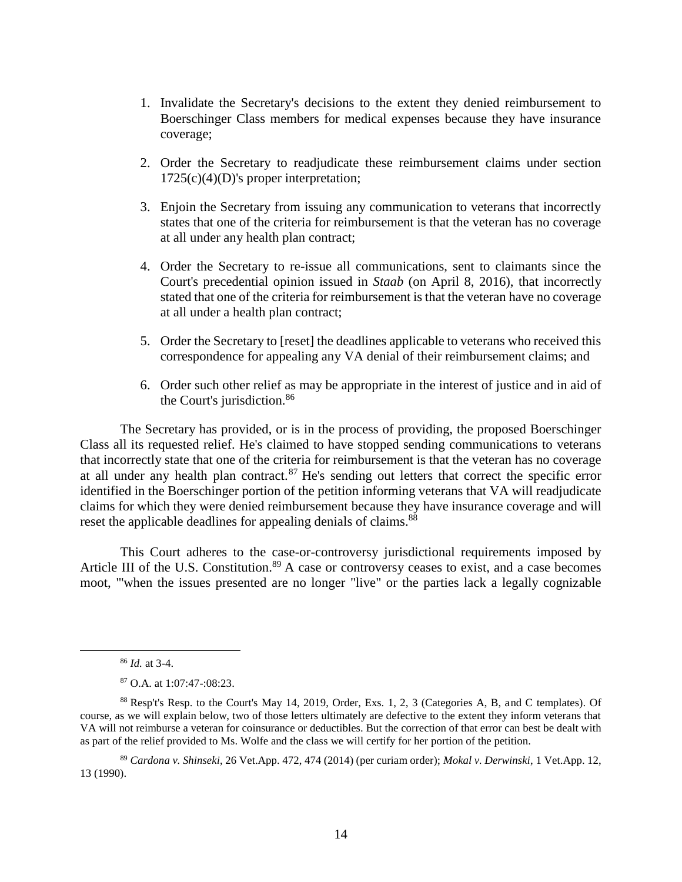1. Invalidate the Secretary's decisions to the extent they denied reimbursement to Boerschinger Class members for medical expenses because they have insurance coverage;

2. Order the Secretary to readjudicate these reimbursement claims under section 1725(c)(4)(D)'s proper interpretation;

3. Enjoin the Secretary from issuing any communication to veterans that incorrectly states that one of the criteria for reimbursement is that the veteran has no coverage at all under any health plan contract;

4. Order the Secretary to re-issue all communications, sent to claimants since the Court's precedential opinion issued in *Staab* (on April 8, 2016), that incorrectly stated that one of the criteria for reimbursement is that the veteran have no coverage at all under a health plan contract;

5. Order the Secretary to [reset] the deadlines applicable to veterans who received this correspondence for appealing any VA denial of their reimbursement claims; and

6. Order such other relief as may be appropriate in the interest of justice and in aid of the Court's jurisdiction.[86]

The Secretary has provided, or is in the process of providing, the proposed Boerschinger Class all its requested relief. He's claimed to have stopped sending communications to veterans that incorrectly state that one of the criteria for reimbursement is that the veteran has no coverage at all under any health plan contract.[87] He's sending out letters that correct the specific error identified in the Boerschinger portion of the petition informing veterans that VA will readjudicate claims for which they were denied reimbursement because they have insurance coverage and will reset the applicable deadlines for appealing denials of claims.[88]

This Court adheres to the case-or-controversy jurisdictional requirements imposed by Article III of the U.S. Constitution.[89] A case or controversy ceases to exist, and a case becomes moot, "'when the issues presented are no longer "live" or the parties lack a legally cognizable

---

[86] *Id.* at 3-4.

[87] O.A. at 1:07:47-:08:23.

[88] Resp't's Resp. to the Court's May 14, 2019, Order, Exs. 1, 2, 3 (Categories A, B, and C templates). Of course, as we will explain below, two of those letters ultimately are defective to the extent they inform veterans that VA will not reimburse a veteran for coinsurance or deductibles. But the correction of that error can best be dealt with as part of the relief provided to Ms. Wolfe and the class we will certify for her portion of the petition.

[89] *Cardona v. Shinseki*, 26 Vet.App. 472, 474 (2014) (per curiam order); *Mokal v. Derwinski*, 1 Vet.App. 12, 13 (1990).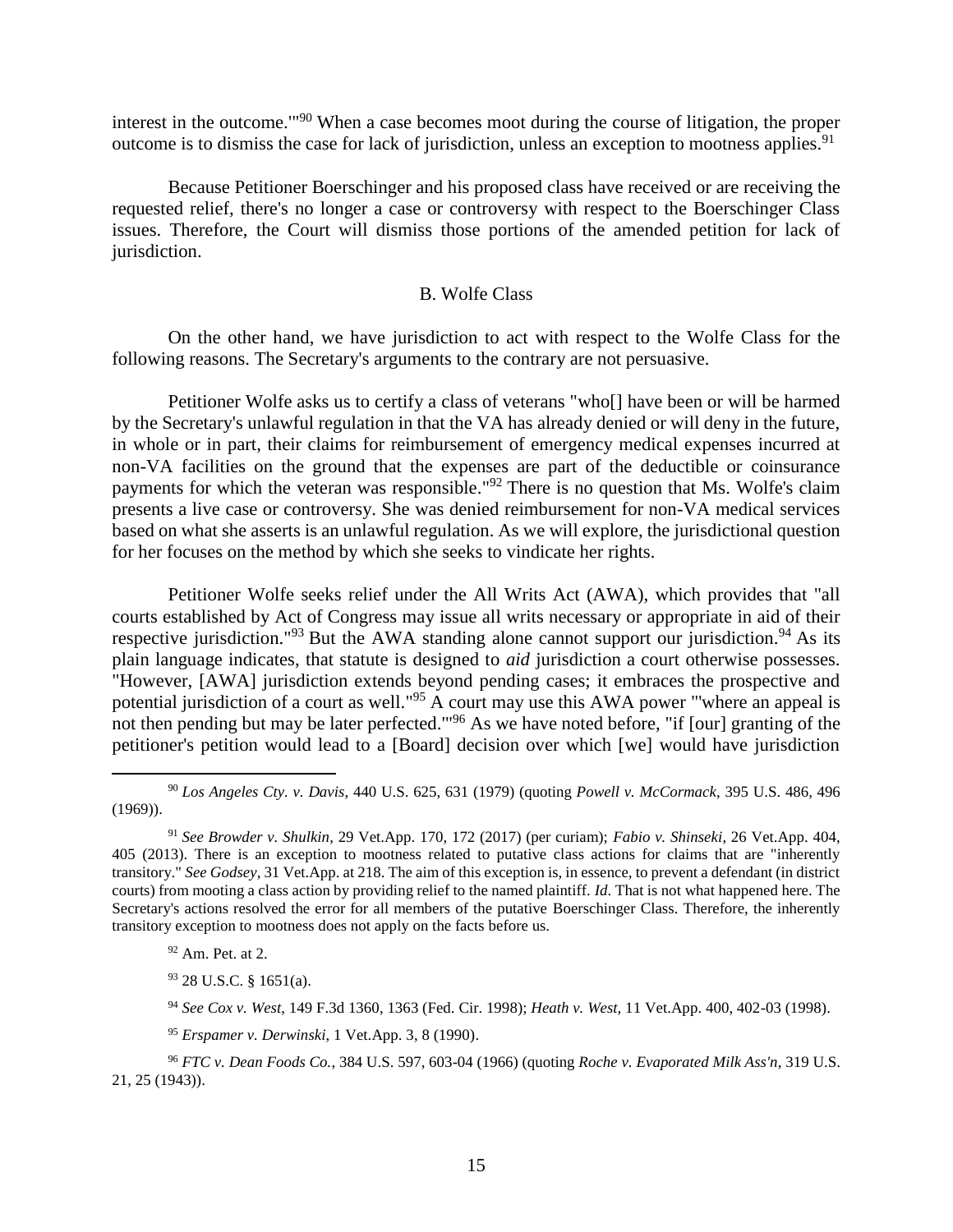interest in the outcome.'"[90] When a case becomes moot during the course of litigation, the proper outcome is to dismiss the case for lack of jurisdiction, unless an exception to mootness applies.[91]

Because Petitioner Boerschinger and his proposed class have received or are receiving the requested relief, there's no longer a case or controversy with respect to the Boerschinger Class issues. Therefore, the Court will dismiss those portions of the amended petition for lack of jurisdiction.

### B. Wolfe Class

On the other hand, we have jurisdiction to act with respect to the Wolfe Class for the following reasons. The Secretary's arguments to the contrary are not persuasive.

Petitioner Wolfe asks us to certify a class of veterans "who[] have been or will be harmed by the Secretary's unlawful regulation in that the VA has already denied or will deny in the future, in whole or in part, their claims for reimbursement of emergency medical expenses incurred at non-VA facilities on the ground that the expenses are part of the deductible or coinsurance payments for which the veteran was responsible."[92] There is no question that Ms. Wolfe's claim presents a live case or controversy. She was denied reimbursement for non-VA medical services based on what she asserts is an unlawful regulation. As we will explore, the jurisdictional question for her focuses on the method by which she seeks to vindicate her rights.

Petitioner Wolfe seeks relief under the All Writs Act (AWA), which provides that "all courts established by Act of Congress may issue all writs necessary or appropriate in aid of their respective jurisdiction."[93] But the AWA standing alone cannot support our jurisdiction.[94] As its plain language indicates, that statute is designed to *aid* jurisdiction a court otherwise possesses. "However, [AWA] jurisdiction extends beyond pending cases; it embraces the prospective and potential jurisdiction of a court as well."[95] A court may use this AWA power "'where an appeal is not then pending but may be later perfected.'"[96] As we have noted before, "if [our] granting of the petitioner's petition would lead to a [Board] decision over which [we] would have jurisdiction

---

[90] *Los Angeles Cty. v. Davis*, 440 U.S. 625, 631 (1979) (quoting *Powell v. McCormack*, 395 U.S. 486, 496 (1969)).

[91] *See Browder v. Shulkin*, 29 Vet.App. 170, 172 (2017) (per curiam); *Fabio v. Shinseki*, 26 Vet.App. 404, 405 (2013). There is an exception to mootness related to putative class actions for claims that are "inherently transitory." *See Godsey*, 31 Vet.App. at 218. The aim of this exception is, in essence, to prevent a defendant (in district courts) from mooting a class action by providing relief to the named plaintiff. *Id*. That is not what happened here. The Secretary's actions resolved the error for all members of the putative Boerschinger Class. Therefore, the inherently transitory exception to mootness does not apply on the facts before us.

[92] Am. Pet. at 2.

[93] 28 U.S.C. § 1651(a).

[94] *See Cox v. West*, 149 F.3d 1360, 1363 (Fed. Cir. 1998); *Heath v. West*, 11 Vet.App. 400, 402-03 (1998).

[95] *Erspamer v. Derwinski*, 1 Vet.App. 3, 8 (1990).

[96] *FTC v. Dean Foods Co.*, 384 U.S. 597, 603-04 (1966) (quoting *Roche v. Evaporated Milk Ass'n*, 319 U.S. 21, 25 (1943)).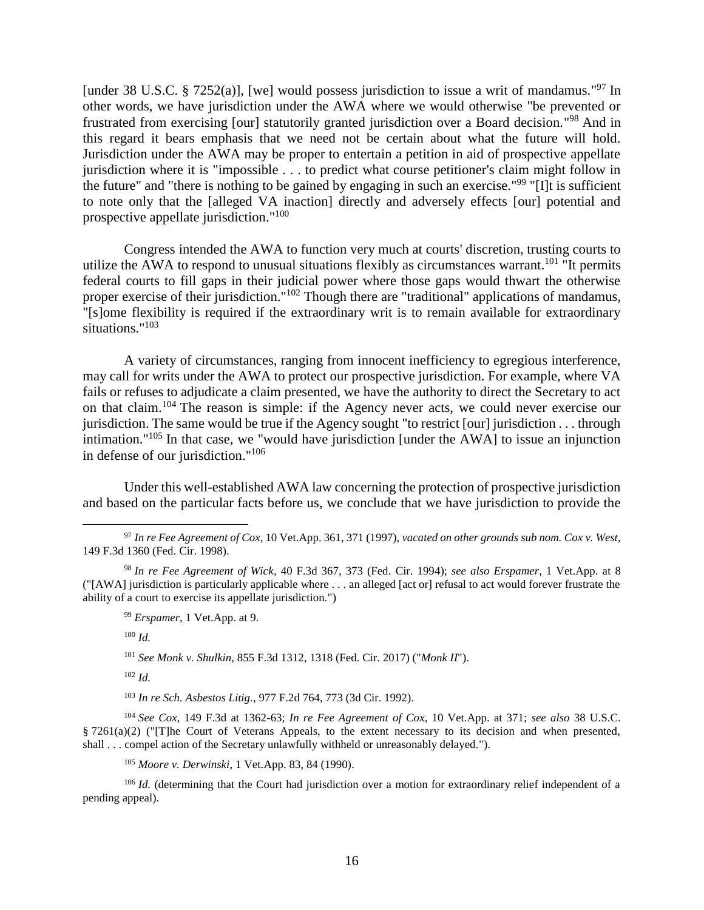[under 38 U.S.C. § 7252(a)], [we] would possess jurisdiction to issue a writ of mandamus."[97] In other words, we have jurisdiction under the AWA where we would otherwise "be prevented or frustrated from exercising [our] statutorily granted jurisdiction over a Board decision."[98] And in this regard it bears emphasis that we need not be certain about what the future will hold. Jurisdiction under the AWA may be proper to entertain a petition in aid of prospective appellate jurisdiction where it is "impossible . . . to predict what course petitioner's claim might follow in the future" and "there is nothing to be gained by engaging in such an exercise."[99] "[I]t is sufficient to note only that the [alleged VA inaction] directly and adversely effects [our] potential and prospective appellate jurisdiction."[100]

Congress intended the AWA to function very much at courts' discretion, trusting courts to utilize the AWA to respond to unusual situations flexibly as circumstances warrant.[101] "It permits federal courts to fill gaps in their judicial power where those gaps would thwart the otherwise proper exercise of their jurisdiction."[102] Though there are "traditional" applications of mandamus, "[s]ome flexibility is required if the extraordinary writ is to remain available for extraordinary situations."[103]

A variety of circumstances, ranging from innocent inefficiency to egregious interference, may call for writs under the AWA to protect our prospective jurisdiction. For example, where VA fails or refuses to adjudicate a claim presented, we have the authority to direct the Secretary to act on that claim.[104] The reason is simple: if the Agency never acts, we could never exercise our jurisdiction. The same would be true if the Agency sought "to restrict [our] jurisdiction . . . through intimation."[105] In that case, we "would have jurisdiction [under the AWA] to issue an injunction in defense of our jurisdiction."[106]

Under this well-established AWA law concerning the protection of prospective jurisdiction and based on the particular facts before us, we conclude that we have jurisdiction to provide the

---

[97] *In re Fee Agreement of Cox*, 10 Vet.App. 361, 371 (1997), *vacated on other grounds sub nom. Cox v. West*, 149 F.3d 1360 (Fed. Cir. 1998).

[98] *In re Fee Agreement of Wick*, 40 F.3d 367, 373 (Fed. Cir. 1994); *see also Erspamer*, 1 Vet.App. at 8 ("[AWA] jurisdiction is particularly applicable where . . . an alleged [act or] refusal to act would forever frustrate the ability of a court to exercise its appellate jurisdiction.")

[99] *Erspamer*, 1 Vet.App. at 9.

[100] *Id.*

[101] *See Monk v. Shulkin*, 855 F.3d 1312, 1318 (Fed. Cir. 2017) ("*Monk II*").

[102] *Id.*

[103] *In re Sch. Asbestos Litig.*, 977 F.2d 764, 773 (3d Cir. 1992).

[104] *See Cox*, 149 F.3d at 1362-63; *In re Fee Agreement of Cox*, 10 Vet.App. at 371; *see also* 38 U.S.C. § 7261(a)(2) ("[T]he Court of Veterans Appeals, to the extent necessary to its decision and when presented, shall . . . compel action of the Secretary unlawfully withheld or unreasonably delayed.").

[105] *Moore v. Derwinski*, 1 Vet.App. 83, 84 (1990).

[106] *Id.* (determining that the Court had jurisdiction over a motion for extraordinary relief independent of a pending appeal).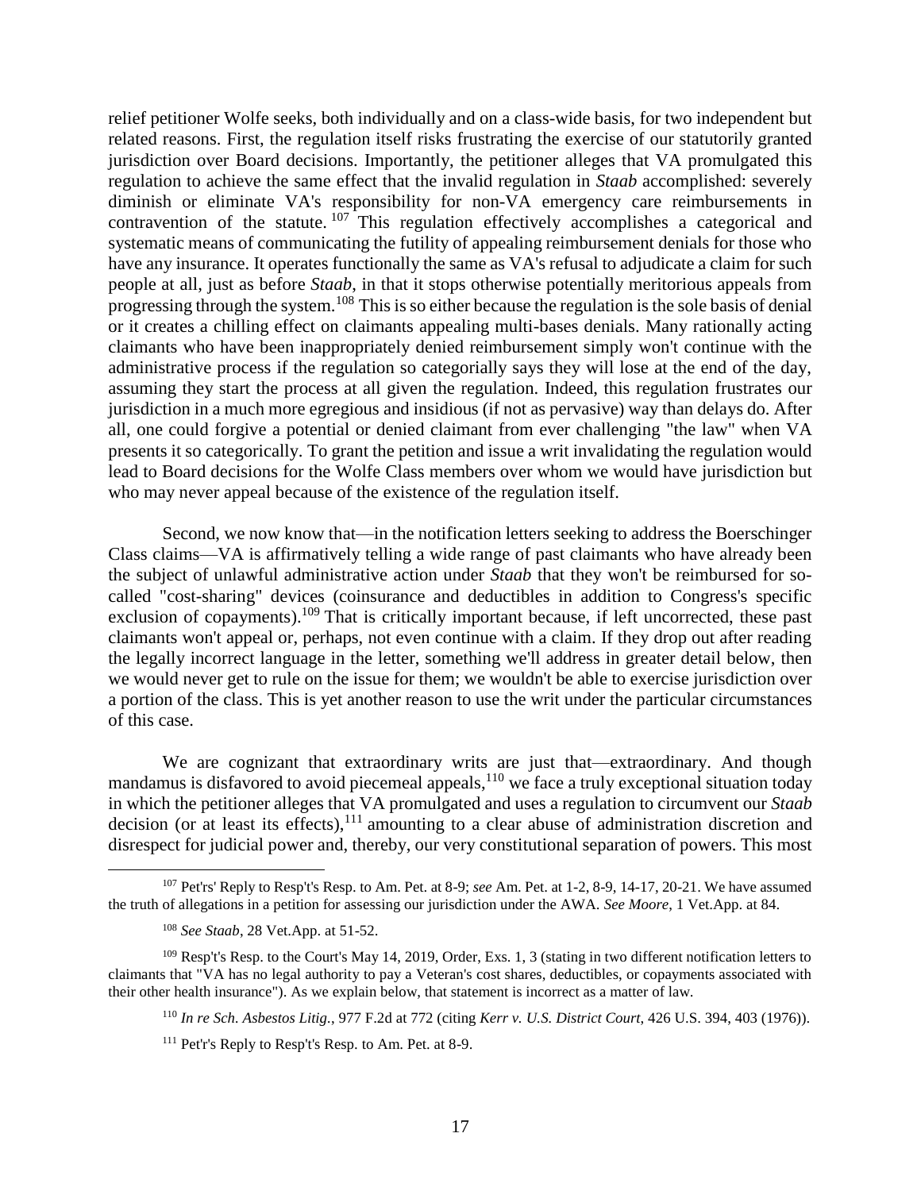relief petitioner Wolfe seeks, both individually and on a class-wide basis, for two independent but related reasons. First, the regulation itself risks frustrating the exercise of our statutorily granted jurisdiction over Board decisions. Importantly, the petitioner alleges that VA promulgated this regulation to achieve the same effect that the invalid regulation in *Staab* accomplished: severely diminish or eliminate VA's responsibility for non-VA emergency care reimbursements in contravention of the statute.[107] This regulation effectively accomplishes a categorical and systematic means of communicating the futility of appealing reimbursement denials for those who have any insurance. It operates functionally the same as VA's refusal to adjudicate a claim for such people at all, just as before *Staab*, in that it stops otherwise potentially meritorious appeals from progressing through the system.[108] This is so either because the regulation is the sole basis of denial or it creates a chilling effect on claimants appealing multi-bases denials. Many rationally acting claimants who have been inappropriately denied reimbursement simply won't continue with the administrative process if the regulation so categorially says they will lose at the end of the day, assuming they start the process at all given the regulation. Indeed, this regulation frustrates our jurisdiction in a much more egregious and insidious (if not as pervasive) way than delays do. After all, one could forgive a potential or denied claimant from ever challenging "the law" when VA presents it so categorically. To grant the petition and issue a writ invalidating the regulation would lead to Board decisions for the Wolfe Class members over whom we would have jurisdiction but who may never appeal because of the existence of the regulation itself.

Second, we now know that—in the notification letters seeking to address the Boerschinger Class claims—VA is affirmatively telling a wide range of past claimants who have already been the subject of unlawful administrative action under *Staab* that they won't be reimbursed for so-called "cost-sharing" devices (coinsurance and deductibles in addition to Congress's specific exclusion of copayments).[109] That is critically important because, if left uncorrected, these past claimants won't appeal or, perhaps, not even continue with a claim. If they drop out after reading the legally incorrect language in the letter, something we'll address in greater detail below, then we would never get to rule on the issue for them; we wouldn't be able to exercise jurisdiction over a portion of the class. This is yet another reason to use the writ under the particular circumstances of this case.

We are cognizant that extraordinary writs are just that—extraordinary. And though mandamus is disfavored to avoid piecemeal appeals,[110] we face a truly exceptional situation today in which the petitioner alleges that VA promulgated and uses a regulation to circumvent our *Staab* decision (or at least its effects),[111] amounting to a clear abuse of administration discretion and disrespect for judicial power and, thereby, our very constitutional separation of powers. This most

---

[107] Pet'rs' Reply to Resp't's Resp. to Am. Pet. at 8-9; *see* Am. Pet. at 1-2, 8-9, 14-17, 20-21. We have assumed the truth of allegations in a petition for assessing our jurisdiction under the AWA. *See Moore*, 1 Vet.App. at 84.

[108] *See Staab*, 28 Vet.App. at 51-52.

[109] Resp't's Resp. to the Court's May 14, 2019, Order, Exs. 1, 3 (stating in two different notification letters to claimants that "VA has no legal authority to pay a Veteran's cost shares, deductibles, or copayments associated with their other health insurance"). As we explain below, that statement is incorrect as a matter of law.

[110] *In re Sch. Asbestos Litig.*, 977 F.2d at 772 (citing *Kerr v. U.S. District Court*, 426 U.S. 394, 403 (1976)).

[111] Pet'r's Reply to Resp't's Resp. to Am. Pet. at 8-9.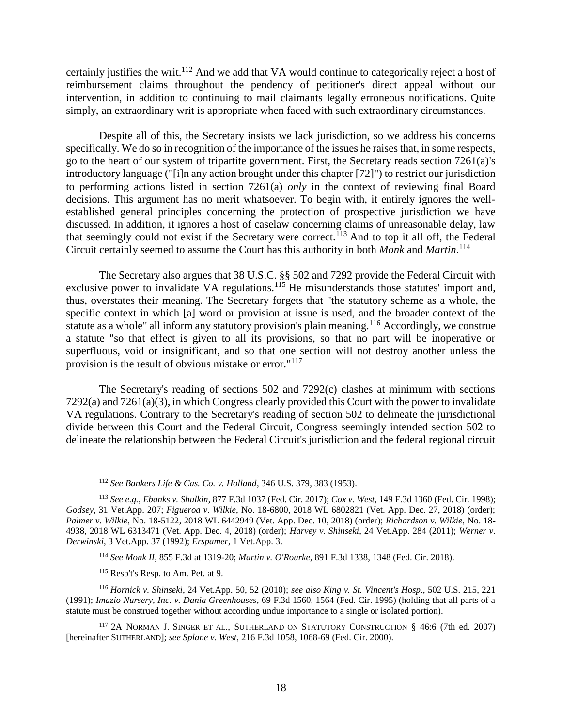certainly justifies the writ.[112] And we add that VA would continue to categorically reject a host of reimbursement claims throughout the pendency of petitioner's direct appeal without our intervention, in addition to continuing to mail claimants legally erroneous notifications. Quite simply, an extraordinary writ is appropriate when faced with such extraordinary circumstances.

Despite all of this, the Secretary insists we lack jurisdiction, so we address his concerns specifically. We do so in recognition of the importance of the issues he raises that, in some respects, go to the heart of our system of tripartite government. First, the Secretary reads section 7261(a)'s introductory language ("[i]n any action brought under this chapter [72]") to restrict our jurisdiction to performing actions listed in section 7261(a) *only* in the context of reviewing final Board decisions. This argument has no merit whatsoever. To begin with, it entirely ignores the well-established general principles concerning the protection of prospective jurisdiction we have discussed. In addition, it ignores a host of caselaw concerning claims of unreasonable delay, law that seemingly could not exist if the Secretary were correct.[113] And to top it all off, the Federal Circuit certainly seemed to assume the Court has this authority in both *Monk* and *Martin*.[114]

The Secretary also argues that 38 U.S.C. §§ 502 and 7292 provide the Federal Circuit with exclusive power to invalidate VA regulations.[115] He misunderstands those statutes' import and, thus, overstates their meaning. The Secretary forgets that "the statutory scheme as a whole, the specific context in which [a] word or provision at issue is used, and the broader context of the statute as a whole" all inform any statutory provision's plain meaning.[116] Accordingly, we construe a statute "so that effect is given to all its provisions, so that no part will be inoperative or superfluous, void or insignificant, and so that one section will not destroy another unless the provision is the result of obvious mistake or error."[117]

The Secretary's reading of sections 502 and 7292(c) clashes at minimum with sections 7292(a) and 7261(a)(3), in which Congress clearly provided this Court with the power to invalidate VA regulations. Contrary to the Secretary's reading of section 502 to delineate the jurisdictional divide between this Court and the Federal Circuit, Congress seemingly intended section 502 to delineate the relationship between the Federal Circuit's jurisdiction and the federal regional circuit

---

[112] *See Bankers Life & Cas. Co. v. Holland*, 346 U.S. 379, 383 (1953).

[113] *See e.g.*, *Ebanks v. Shulkin*, 877 F.3d 1037 (Fed. Cir. 2017); *Cox v. West*, 149 F.3d 1360 (Fed. Cir. 1998); *Godsey*, 31 Vet.App. 207; *Figueroa v. Wilkie*, No. 18-6800, 2018 WL 6802821 (Vet. App. Dec. 27, 2018) (order); *Palmer v. Wilkie*, No. 18-5122, 2018 WL 6442949 (Vet. App. Dec. 10, 2018) (order); *Richardson v. Wilkie*, No. 18-4938, 2018 WL 6313471 (Vet. App. Dec. 4, 2018) (order); *Harvey v. Shinseki*, 24 Vet.App. 284 (2011); *Werner v. Derwinski*, 3 Vet.App. 37 (1992); *Erspamer*, 1 Vet.App. 3.

[114] *See Monk II*, 855 F.3d at 1319-20; *Martin v. O'Rourke*, 891 F.3d 1338, 1348 (Fed. Cir. 2018).

[115] Resp't's Resp. to Am. Pet. at 9.

[116] *Hornick v. Shinseki*, 24 Vet.App. 50, 52 (2010); *see also King v. St. Vincent's Hosp.*, 502 U.S. 215, 221 (1991); *Imazio Nursery, Inc. v. Dania Greenhouses*, 69 F.3d 1560, 1564 (Fed. Cir. 1995) (holding that all parts of a statute must be construed together without according undue importance to a single or isolated portion).

[117] 2A NORMAN J. SINGER ET AL., SUTHERLAND ON STATUTORY CONSTRUCTION § 46:6 (7th ed. 2007) [hereinafter SUTHERLAND]; *see Splane v. West*, 216 F.3d 1058, 1068-69 (Fed. Cir. 2000).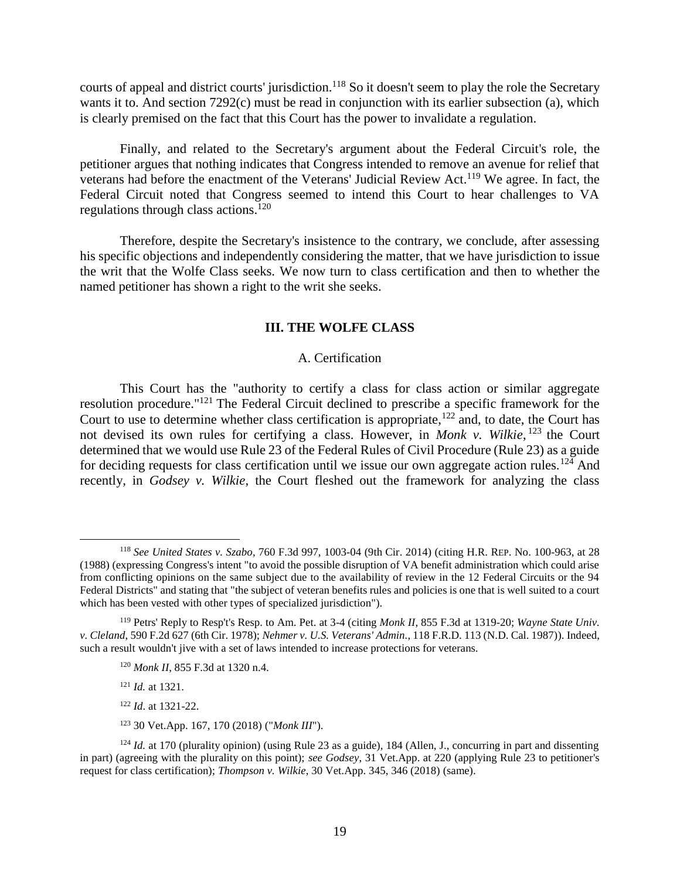courts of appeal and district courts' jurisdiction.[118] So it doesn't seem to play the role the Secretary wants it to. And section 7292(c) must be read in conjunction with its earlier subsection (a), which is clearly premised on the fact that this Court has the power to invalidate a regulation.

Finally, and related to the Secretary's argument about the Federal Circuit's role, the petitioner argues that nothing indicates that Congress intended to remove an avenue for relief that veterans had before the enactment of the Veterans' Judicial Review Act.[119] We agree. In fact, the Federal Circuit noted that Congress seemed to intend this Court to hear challenges to VA regulations through class actions.[120]

Therefore, despite the Secretary's insistence to the contrary, we conclude, after assessing his specific objections and independently considering the matter, that we have jurisdiction to issue the writ that the Wolfe Class seeks. We now turn to class certification and then to whether the named petitioner has shown a right to the writ she seeks.

## III. THE WOLFE CLASS

### A. Certification

This Court has the "authority to certify a class for class action or similar aggregate resolution procedure."[121] The Federal Circuit declined to prescribe a specific framework for the Court to use to determine whether class certification is appropriate,[122] and, to date, the Court has not devised its own rules for certifying a class. However, in *Monk v. Wilkie*,[123] the Court determined that we would use Rule 23 of the Federal Rules of Civil Procedure (Rule 23) as a guide for deciding requests for class certification until we issue our own aggregate action rules.[124] And recently, in *Godsey v. Wilkie*, the Court fleshed out the framework for analyzing the class

---

[118] *See United States v. Szabo*, 760 F.3d 997, 1003-04 (9th Cir. 2014) (citing H.R. REP. No. 100-963, at 28 (1988) (expressing Congress's intent "to avoid the possible disruption of VA benefit administration which could arise from conflicting opinions on the same subject due to the availability of review in the 12 Federal Circuits or the 94 Federal Districts" and stating that "the subject of veteran benefits rules and policies is one that is well suited to a court which has been vested with other types of specialized jurisdiction").

[119] Petrs' Reply to Resp't's Resp. to Am. Pet. at 3-4 (citing *Monk II*, 855 F.3d at 1319-20; *Wayne State Univ. v. Cleland*, 590 F.2d 627 (6th Cir. 1978); *Nehmer v. U.S. Veterans' Admin.*, 118 F.R.D. 113 (N.D. Cal. 1987)). Indeed, such a result wouldn't jive with a set of laws intended to increase protections for veterans.

[120] *Monk II*, 855 F.3d at 1320 n.4.

[121] *Id.* at 1321.

[122] *Id*. at 1321-22.

[123] 30 Vet.App. 167, 170 (2018) ("*Monk III*").

[124] *Id.* at 170 (plurality opinion) (using Rule 23 as a guide), 184 (Allen, J., concurring in part and dissenting in part) (agreeing with the plurality on this point); *see Godsey*, 31 Vet.App. at 220 (applying Rule 23 to petitioner's request for class certification); *Thompson v. Wilkie*, 30 Vet.App. 345, 346 (2018) (same).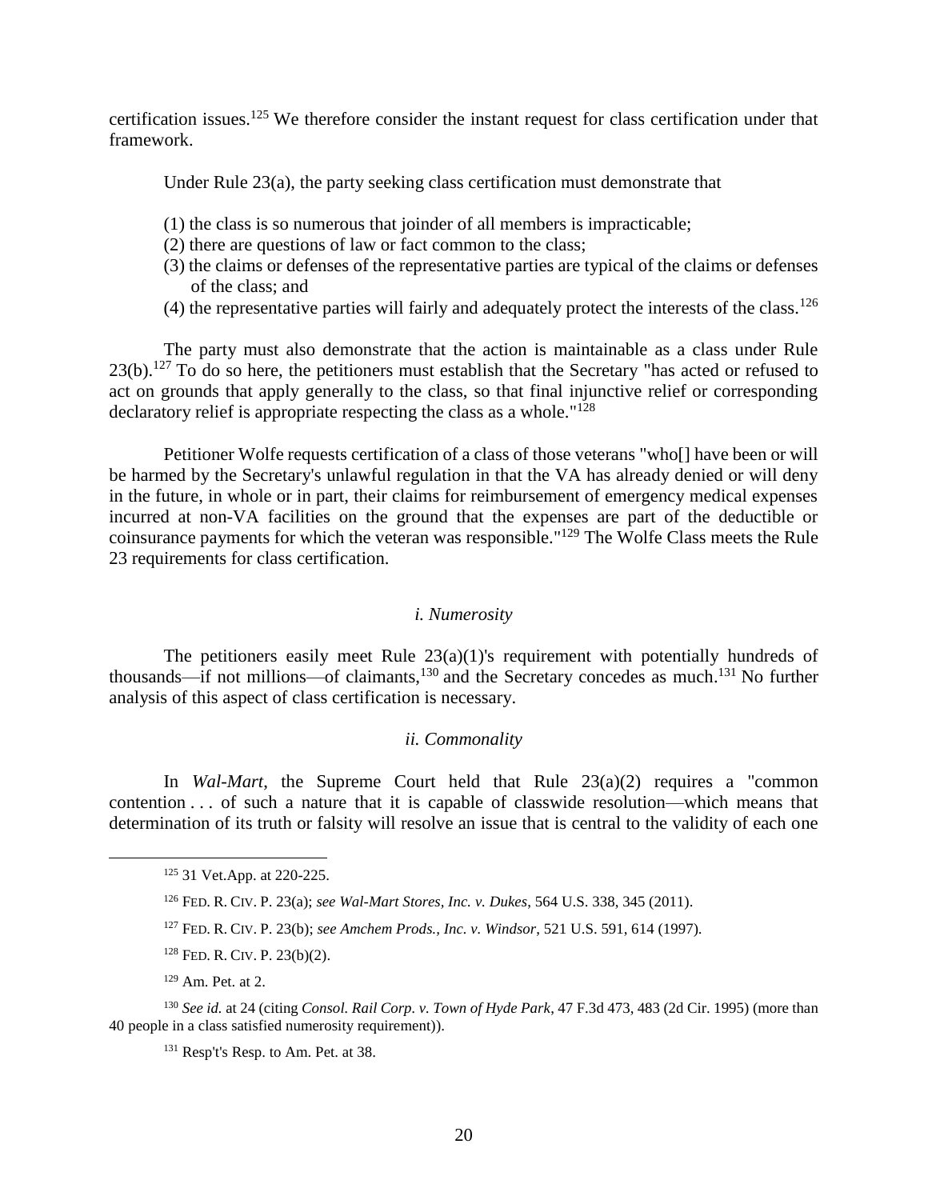certification issues.[125] We therefore consider the instant request for class certification under that framework.

Under Rule 23(a), the party seeking class certification must demonstrate that

(1) the class is so numerous that joinder of all members is impracticable;
(2) there are questions of law or fact common to the class;
(3) the claims or defenses of the representative parties are typical of the claims or defenses of the class; and
(4) the representative parties will fairly and adequately protect the interests of the class.[126]

The party must also demonstrate that the action is maintainable as a class under Rule 23(b).[127] To do so here, the petitioners must establish that the Secretary "has acted or refused to act on grounds that apply generally to the class, so that final injunctive relief or corresponding declaratory relief is appropriate respecting the class as a whole."[128]

Petitioner Wolfe requests certification of a class of those veterans "who[] have been or will be harmed by the Secretary's unlawful regulation in that the VA has already denied or will deny in the future, in whole or in part, their claims for reimbursement of emergency medical expenses incurred at non-VA facilities on the ground that the expenses are part of the deductible or coinsurance payments for which the veteran was responsible."[129] The Wolfe Class meets the Rule 23 requirements for class certification.

*i. Numerosity*

The petitioners easily meet Rule 23(a)(1)'s requirement with potentially hundreds of thousands—if not millions—of claimants,[130] and the Secretary concedes as much.[131] No further analysis of this aspect of class certification is necessary.

*ii. Commonality*

In *Wal-Mart*, the Supreme Court held that Rule 23(a)(2) requires a "common contention . . . of such a nature that it is capable of classwide resolution—which means that determination of its truth or falsity will resolve an issue that is central to the validity of each one

---

[125] 31 Vet.App. at 220-225.

[126] FED. R. CIV. P. 23(a); *see Wal-Mart Stores, Inc. v. Dukes*, 564 U.S. 338, 345 (2011).

[127] FED. R. CIV. P. 23(b); *see Amchem Prods., Inc. v. Windsor*, 521 U.S. 591, 614 (1997).

[128] FED. R. CIV. P. 23(b)(2).

[129] Am. Pet. at 2.

[130] *See id.* at 24 (citing *Consol. Rail Corp. v. Town of Hyde Park*, 47 F.3d 473, 483 (2d Cir. 1995) (more than 40 people in a class satisfied numerosity requirement)).

[131] Resp't's Resp. to Am. Pet. at 38.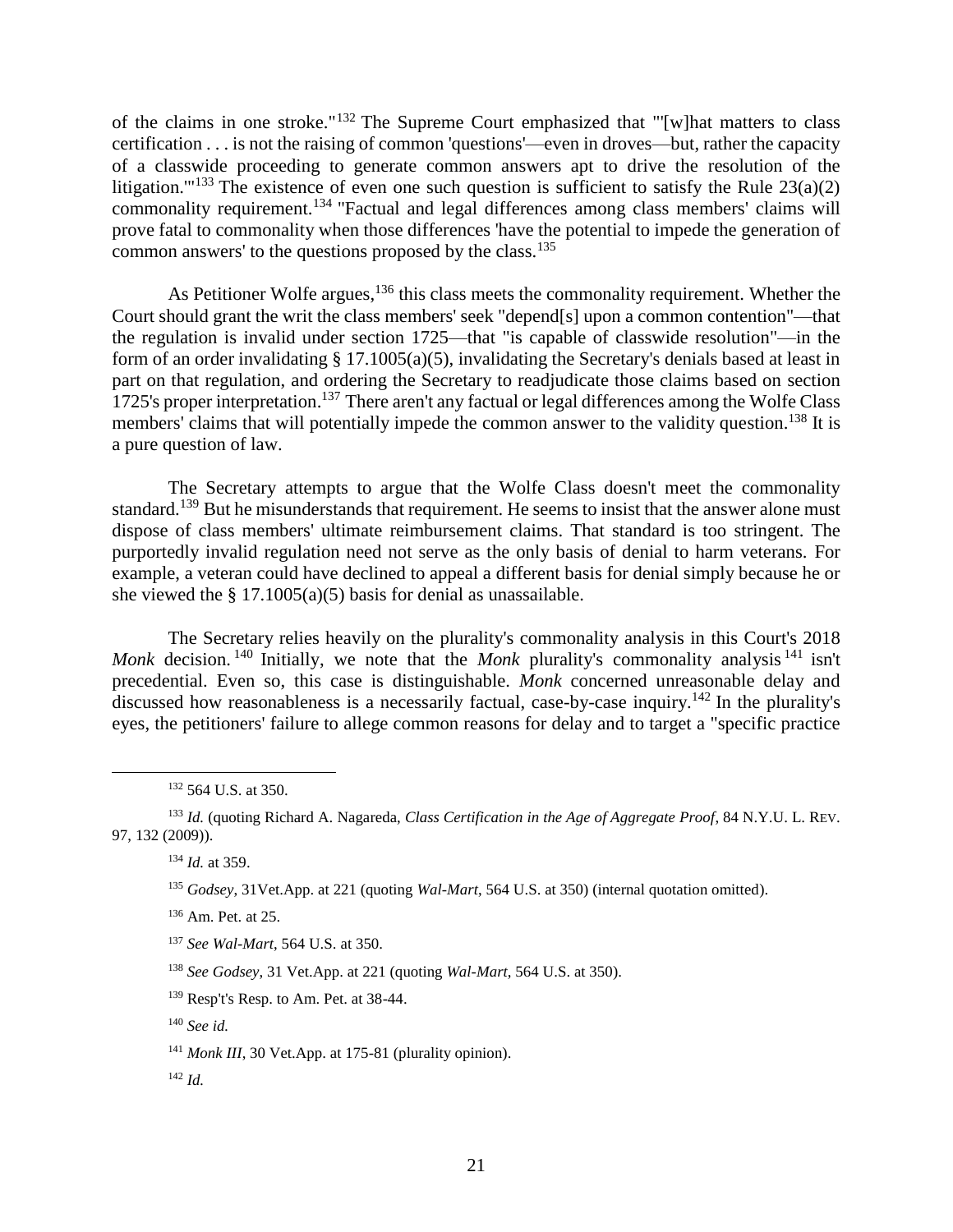of the claims in one stroke."[132] The Supreme Court emphasized that "'[w]hat matters to class certification . . . is not the raising of common 'questions'—even in droves—but, rather the capacity of a classwide proceeding to generate common answers apt to drive the resolution of the litigation.'"[133] The existence of even one such question is sufficient to satisfy the Rule 23(a)(2) commonality requirement.[134] "Factual and legal differences among class members' claims will prove fatal to commonality when those differences 'have the potential to impede the generation of common answers' to the questions proposed by the class.[135]

As Petitioner Wolfe argues,[136] this class meets the commonality requirement. Whether the Court should grant the writ the class members' seek "depend[s] upon a common contention"—that the regulation is invalid under section 1725—that "is capable of classwide resolution"—in the form of an order invalidating § 17.1005(a)(5), invalidating the Secretary's denials based at least in part on that regulation, and ordering the Secretary to readjudicate those claims based on section 1725's proper interpretation.[137] There aren't any factual or legal differences among the Wolfe Class members' claims that will potentially impede the common answer to the validity question.[138] It is a pure question of law.

The Secretary attempts to argue that the Wolfe Class doesn't meet the commonality standard.[139] But he misunderstands that requirement. He seems to insist that the answer alone must dispose of class members' ultimate reimbursement claims. That standard is too stringent. The purportedly invalid regulation need not serve as the only basis of denial to harm veterans. For example, a veteran could have declined to appeal a different basis for denial simply because he or she viewed the § 17.1005(a)(5) basis for denial as unassailable.

The Secretary relies heavily on the plurality's commonality analysis in this Court's 2018 *Monk* decision.[140] Initially, we note that the *Monk* plurality's commonality analysis[141] isn't precedential. Even so, this case is distinguishable. *Monk* concerned unreasonable delay and discussed how reasonableness is a necessarily factual, case-by-case inquiry.[142] In the plurality's eyes, the petitioners' failure to allege common reasons for delay and to target a "specific practice

---

[132] 564 U.S. at 350.

[133] *Id.* (quoting Richard A. Nagareda, *Class Certification in the Age of Aggregate Proof*, 84 N.Y.U. L. REV. 97, 132 (2009)).

[134] *Id.* at 359.

[135] *Godsey*, 31Vet.App. at 221 (quoting *Wal-Mart*, 564 U.S. at 350) (internal quotation omitted).

[136] Am. Pet. at 25.

[137] *See Wal-Mart*, 564 U.S. at 350.

[138] *See Godsey*, 31 Vet.App. at 221 (quoting *Wal-Mart*, 564 U.S. at 350).

[139] Resp't's Resp. to Am. Pet. at 38-44.

[140] *See id.*

[141] *Monk III*, 30 Vet.App. at 175-81 (plurality opinion).

[142] *Id.*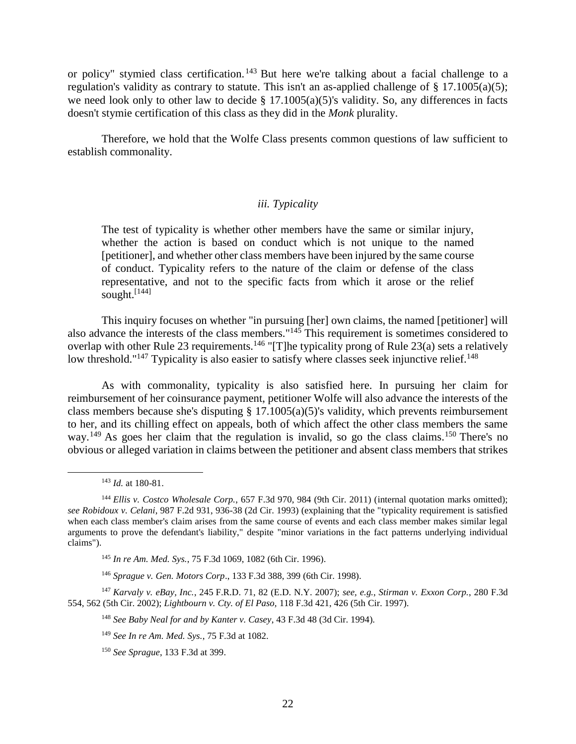or policy" stymied class certification.[143] But here we're talking about a facial challenge to a regulation's validity as contrary to statute. This isn't an as-applied challenge of § 17.1005(a)(5); we need look only to other law to decide § 17.1005(a)(5)'s validity. So, any differences in facts doesn't stymie certification of this class as they did in the *Monk* plurality.

Therefore, we hold that the Wolfe Class presents common questions of law sufficient to establish commonality.

### *iii. Typicality*

> The test of typicality is whether other members have the same or similar injury, whether the action is based on conduct which is not unique to the named [petitioner], and whether other class members have been injured by the same course of conduct. Typicality refers to the nature of the claim or defense of the class representative, and not to the specific facts from which it arose or the relief sought.[144]

This inquiry focuses on whether "in pursuing [her] own claims, the named [petitioner] will also advance the interests of the class members."[145] This requirement is sometimes considered to overlap with other Rule 23 requirements.[146] "[T]he typicality prong of Rule 23(a) sets a relatively low threshold."[147] Typicality is also easier to satisfy where classes seek injunctive relief.[148]

As with commonality, typicality is also satisfied here. In pursuing her claim for reimbursement of her coinsurance payment, petitioner Wolfe will also advance the interests of the class members because she's disputing § 17.1005(a)(5)'s validity, which prevents reimbursement to her, and its chilling effect on appeals, both of which affect the other class members the same way.[149] As goes her claim that the regulation is invalid, so go the class claims.[150] There's no obvious or alleged variation in claims between the petitioner and absent class members that strikes

---

[143] *Id.* at 180-81.

[144] *Ellis v. Costco Wholesale Corp.*, 657 F.3d 970, 984 (9th Cir. 2011) (internal quotation marks omitted); *see Robidoux v. Celani*, 987 F.2d 931, 936-38 (2d Cir. 1993) (explaining that the "typicality requirement is satisfied when each class member's claim arises from the same course of events and each class member makes similar legal arguments to prove the defendant's liability," despite "minor variations in the fact patterns underlying individual claims").

[145] *In re Am. Med. Sys.*, 75 F.3d 1069, 1082 (6th Cir. 1996).

[146] *Sprague v. Gen. Motors Corp*., 133 F.3d 388, 399 (6th Cir. 1998).

[147] *Karvaly v. eBay, Inc.*, 245 F.R.D. 71, 82 (E.D. N.Y. 2007); *see, e.g.*, *Stirman v. Exxon Corp.*, 280 F.3d 554, 562 (5th Cir. 2002); *Lightbourn v. Cty. of El Paso*, 118 F.3d 421, 426 (5th Cir. 1997).

[148] *See Baby Neal for and by Kanter v. Casey*, 43 F.3d 48 (3d Cir. 1994).

[149] *See In re Am. Med. Sys.*, 75 F.3d at 1082.

[150] *See Sprague*, 133 F.3d at 399.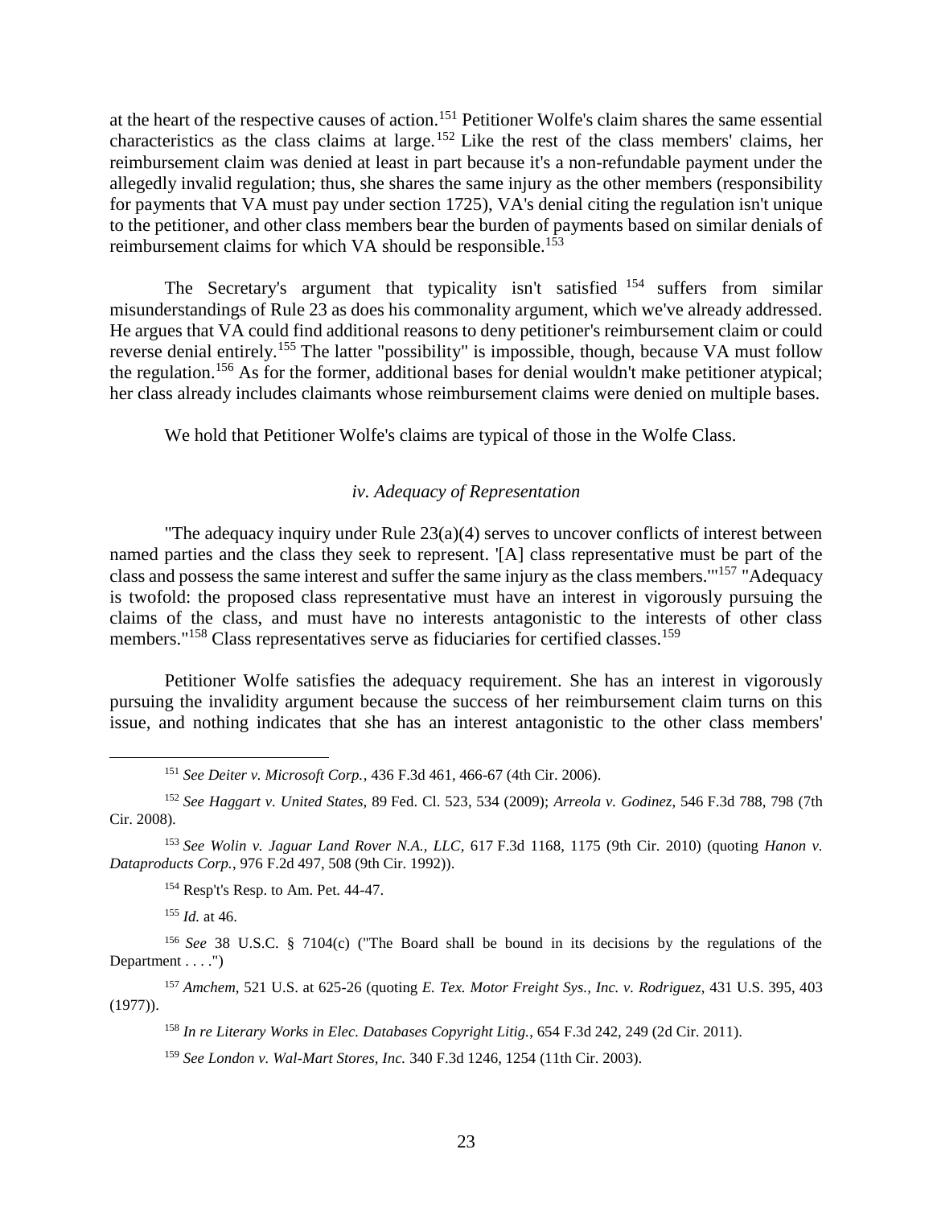at the heart of the respective causes of action.[151] Petitioner Wolfe's claim shares the same essential characteristics as the class claims at large.[152] Like the rest of the class members' claims, her reimbursement claim was denied at least in part because it's a non-refundable payment under the allegedly invalid regulation; thus, she shares the same injury as the other members (responsibility for payments that VA must pay under section 1725), VA's denial citing the regulation isn't unique to the petitioner, and other class members bear the burden of payments based on similar denials of reimbursement claims for which VA should be responsible.[153]

The Secretary's argument that typicality isn't satisfied[154] suffers from similar misunderstandings of Rule 23 as does his commonality argument, which we've already addressed. He argues that VA could find additional reasons to deny petitioner's reimbursement claim or could reverse denial entirely.[155] The latter "possibility" is impossible, though, because VA must follow the regulation.[156] As for the former, additional bases for denial wouldn't make petitioner atypical; her class already includes claimants whose reimbursement claims were denied on multiple bases.

We hold that Petitioner Wolfe's claims are typical of those in the Wolfe Class.

*iv. Adequacy of Representation*

"The adequacy inquiry under Rule 23(a)(4) serves to uncover conflicts of interest between named parties and the class they seek to represent. '[A] class representative must be part of the class and possess the same interest and suffer the same injury as the class members.'"[157] "Adequacy is twofold: the proposed class representative must have an interest in vigorously pursuing the claims of the class, and must have no interests antagonistic to the interests of other class members."[158] Class representatives serve as fiduciaries for certified classes.[159]

Petitioner Wolfe satisfies the adequacy requirement. She has an interest in vigorously pursuing the invalidity argument because the success of her reimbursement claim turns on this issue, and nothing indicates that she has an interest antagonistic to the other class members'

---

[151] *See Deiter v. Microsoft Corp.*, 436 F.3d 461, 466-67 (4th Cir. 2006).

[152] *See Haggart v. United States*, 89 Fed. Cl. 523, 534 (2009); *Arreola v. Godinez*, 546 F.3d 788, 798 (7th Cir. 2008).

[153] *See Wolin v. Jaguar Land Rover N.A., LLC*, 617 F.3d 1168, 1175 (9th Cir. 2010) (quoting *Hanon v. Dataproducts Corp.*, 976 F.2d 497, 508 (9th Cir. 1992)).

[154] Resp't's Resp. to Am. Pet. 44-47.

[155] *Id.* at 46.

[156] *See* 38 U.S.C. § 7104(c) ("The Board shall be bound in its decisions by the regulations of the Department . . . .")

[157] *Amchem*, 521 U.S. at 625-26 (quoting *E. Tex. Motor Freight Sys., Inc. v. Rodriguez*, 431 U.S. 395, 403 (1977)).

[158] *In re Literary Works in Elec. Databases Copyright Litig.*, 654 F.3d 242, 249 (2d Cir. 2011).

[159] *See London v. Wal-Mart Stores, Inc.* 340 F.3d 1246, 1254 (11th Cir. 2003).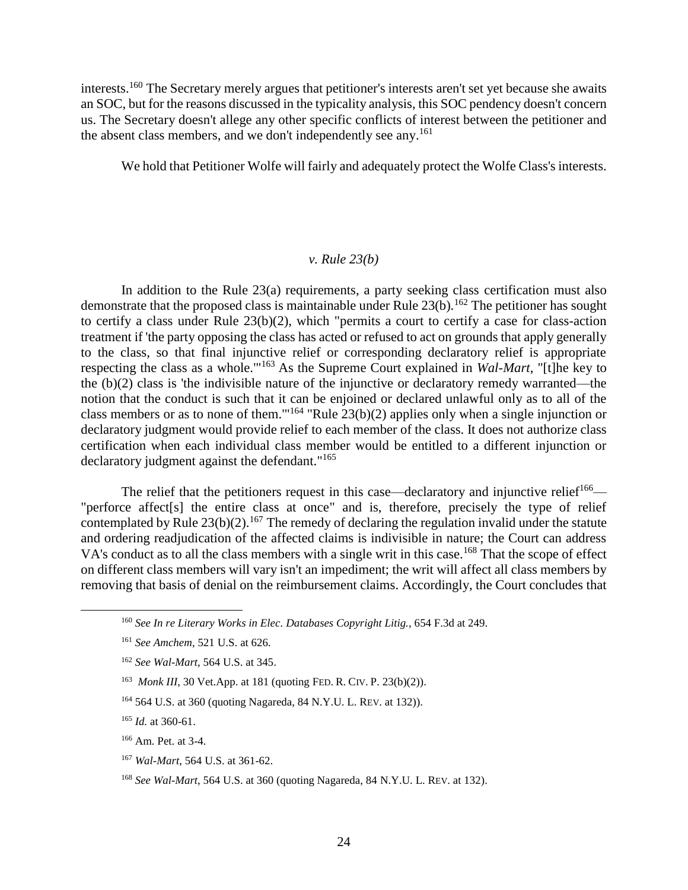interests.[160] The Secretary merely argues that petitioner's interests aren't set yet because she awaits an SOC, but for the reasons discussed in the typicality analysis, this SOC pendency doesn't concern us. The Secretary doesn't allege any other specific conflicts of interest between the petitioner and the absent class members, and we don't independently see any.[161]

We hold that Petitioner Wolfe will fairly and adequately protect the Wolfe Class's interests.

#### *v. Rule 23(b)*

In addition to the Rule 23(a) requirements, a party seeking class certification must also demonstrate that the proposed class is maintainable under Rule 23(b).[162] The petitioner has sought to certify a class under Rule 23(b)(2), which "permits a court to certify a case for class-action treatment if 'the party opposing the class has acted or refused to act on grounds that apply generally to the class, so that final injunctive relief or corresponding declaratory relief is appropriate respecting the class as a whole.'"[163] As the Supreme Court explained in *Wal-Mart*, "[t]he key to the (b)(2) class is 'the indivisible nature of the injunctive or declaratory remedy warranted—the notion that the conduct is such that it can be enjoined or declared unlawful only as to all of the class members or as to none of them.'"[164] "Rule 23(b)(2) applies only when a single injunction or declaratory judgment would provide relief to each member of the class. It does not authorize class certification when each individual class member would be entitled to a different injunction or declaratory judgment against the defendant."[165]

The relief that the petitioners request in this case—declaratory and injunctive relief[166]—"perforce affect[s] the entire class at once" and is, therefore, precisely the type of relief contemplated by Rule 23(b)(2).[167] The remedy of declaring the regulation invalid under the statute and ordering readjudication of the affected claims is indivisible in nature; the Court can address VA's conduct as to all the class members with a single writ in this case.[168] That the scope of effect on different class members will vary isn't an impediment; the writ will affect all class members by removing that basis of denial on the reimbursement claims. Accordingly, the Court concludes that

---

[160] *See In re Literary Works in Elec. Databases Copyright Litig.*, 654 F.3d at 249.

[161] *See Amchem*, 521 U.S. at 626.

[162] *See Wal-Mart*, 564 U.S. at 345.

[163] *Monk III*, 30 Vet.App. at 181 (quoting FED. R. CIV. P. 23(b)(2)).

[164] 564 U.S. at 360 (quoting Nagareda, 84 N.Y.U. L. REV. at 132)).

[165] *Id.* at 360-61.

[166] Am. Pet. at 3-4.

[167] *Wal-Mart*, 564 U.S. at 361-62.

[168] *See Wal-Mart*, 564 U.S. at 360 (quoting Nagareda, 84 N.Y.U. L. REV. at 132).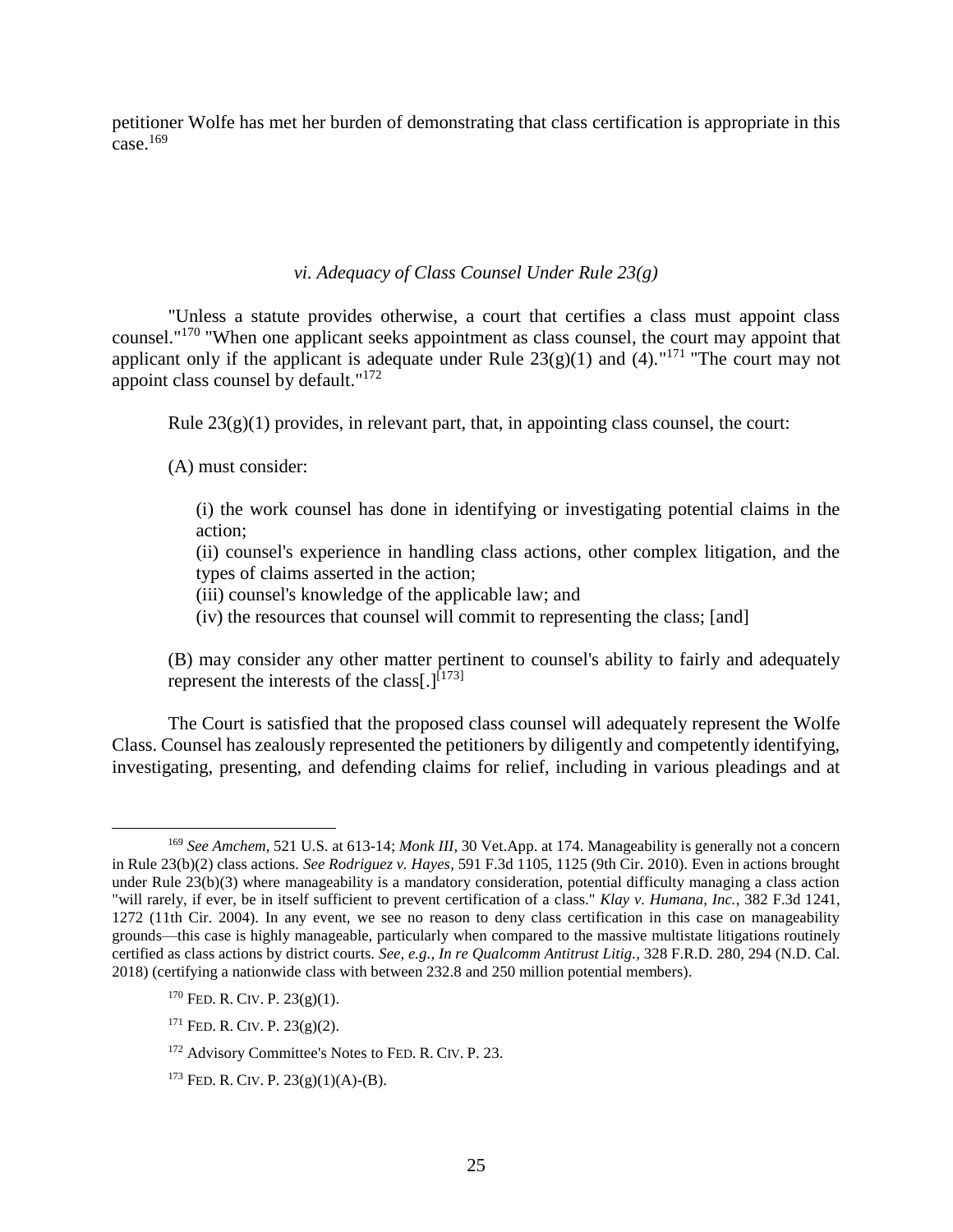petitioner Wolfe has met her burden of demonstrating that class certification is appropriate in this case.[169]

### *vi. Adequacy of Class Counsel Under Rule 23(g)*

"Unless a statute provides otherwise, a court that certifies a class must appoint class counsel."[170] "When one applicant seeks appointment as class counsel, the court may appoint that applicant only if the applicant is adequate under Rule 23(g)(1) and (4)."[171] "The court may not appoint class counsel by default."[172]

Rule 23(g)(1) provides, in relevant part, that, in appointing class counsel, the court:

> (A) must consider:
>
> > (i) the work counsel has done in identifying or investigating potential claims in the action;
> > (ii) counsel's experience in handling class actions, other complex litigation, and the types of claims asserted in the action;
> > (iii) counsel's knowledge of the applicable law; and
> > (iv) the resources that counsel will commit to representing the class; [and]
>
> (B) may consider any other matter pertinent to counsel's ability to fairly and adequately represent the interests of the class[.][173]

The Court is satisfied that the proposed class counsel will adequately represent the Wolfe Class. Counsel has zealously represented the petitioners by diligently and competently identifying, investigating, presenting, and defending claims for relief, including in various pleadings and at

---

[169] *See Amchem*, 521 U.S. at 613-14; *Monk III*, 30 Vet.App. at 174. Manageability is generally not a concern in Rule 23(b)(2) class actions. *See Rodriguez v. Hayes*, 591 F.3d 1105, 1125 (9th Cir. 2010). Even in actions brought under Rule 23(b)(3) where manageability is a mandatory consideration, potential difficulty managing a class action "will rarely, if ever, be in itself sufficient to prevent certification of a class." *Klay v. Humana, Inc.*, 382 F.3d 1241, 1272 (11th Cir. 2004). In any event, we see no reason to deny class certification in this case on manageability grounds—this case is highly manageable, particularly when compared to the massive multistate litigations routinely certified as class actions by district courts. *See, e.g., In re Qualcomm Antitrust Litig.*, 328 F.R.D. 280, 294 (N.D. Cal. 2018) (certifying a nationwide class with between 232.8 and 250 million potential members).

[170] FED. R. CIV. P. 23(g)(1).

[171] FED. R. CIV. P. 23(g)(2).

[172] Advisory Committee's Notes to FED. R. CIV. P. 23.

[173] FED. R. CIV. P. 23(g)(1)(A)-(B).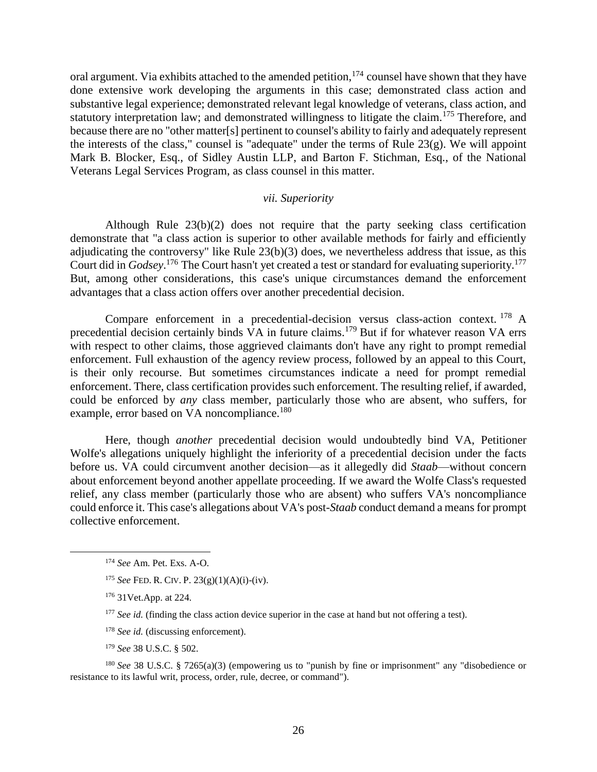oral argument. Via exhibits attached to the amended petition,[174] counsel have shown that they have done extensive work developing the arguments in this case; demonstrated class action and substantive legal experience; demonstrated relevant legal knowledge of veterans, class action, and statutory interpretation law; and demonstrated willingness to litigate the claim.[175] Therefore, and because there are no "other matter[s] pertinent to counsel's ability to fairly and adequately represent the interests of the class," counsel is "adequate" under the terms of Rule 23(g). We will appoint Mark B. Blocker, Esq., of Sidley Austin LLP, and Barton F. Stichman, Esq., of the National Veterans Legal Services Program, as class counsel in this matter.

*vii. Superiority*

Although Rule 23(b)(2) does not require that the party seeking class certification demonstrate that "a class action is superior to other available methods for fairly and efficiently adjudicating the controversy" like Rule 23(b)(3) does, we nevertheless address that issue, as this Court did in *Godsey*.[176] The Court hasn't yet created a test or standard for evaluating superiority.[177] But, among other considerations, this case's unique circumstances demand the enforcement advantages that a class action offers over another precedential decision.

Compare enforcement in a precedential-decision versus class-action context.[178] A precedential decision certainly binds VA in future claims.[179] But if for whatever reason VA errs with respect to other claims, those aggrieved claimants don't have any right to prompt remedial enforcement. Full exhaustion of the agency review process, followed by an appeal to this Court, is their only recourse. But sometimes circumstances indicate a need for prompt remedial enforcement. There, class certification provides such enforcement. The resulting relief, if awarded, could be enforced by *any* class member, particularly those who are absent, who suffers, for example, error based on VA noncompliance.[180]

Here, though *another* precedential decision would undoubtedly bind VA, Petitioner Wolfe's allegations uniquely highlight the inferiority of a precedential decision under the facts before us. VA could circumvent another decision—as it allegedly did *Staab*—without concern about enforcement beyond another appellate proceeding. If we award the Wolfe Class's requested relief, any class member (particularly those who are absent) who suffers VA's noncompliance could enforce it. This case's allegations about VA's post-*Staab* conduct demand a means for prompt collective enforcement.

---

[174] *See* Am. Pet. Exs. A-O.

[175] *See* FED. R. CIV. P. 23(g)(1)(A)(i)-(iv).

[176] 31Vet.App. at 224.

[177] *See id.* (finding the class action device superior in the case at hand but not offering a test).

[178] *See id.* (discussing enforcement).

[179] *See* 38 U.S.C. § 502.

[180] *See* 38 U.S.C. § 7265(a)(3) (empowering us to "punish by fine or imprisonment" any "disobedience or resistance to its lawful writ, process, order, rule, decree, or command").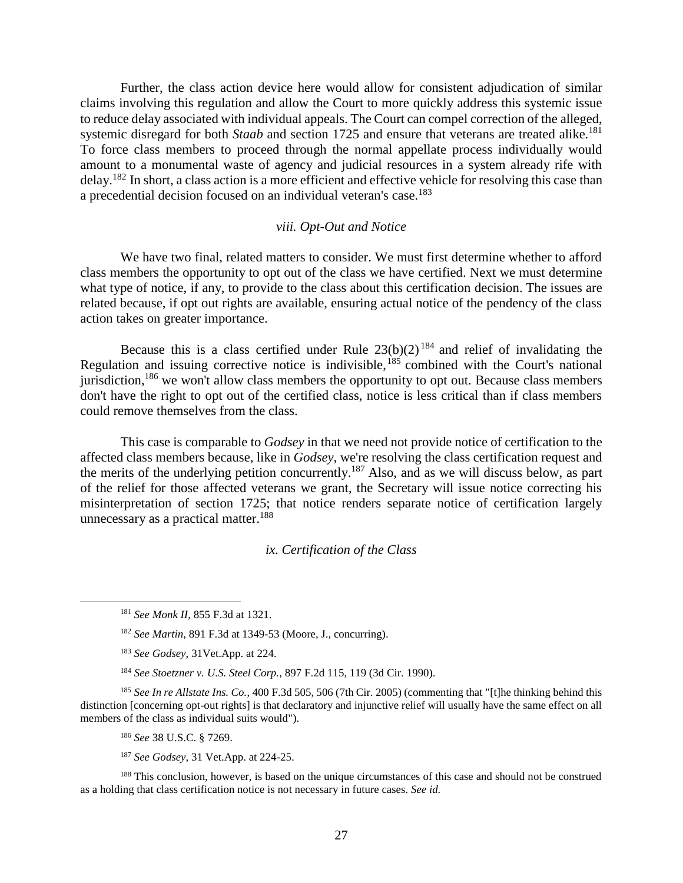Further, the class action device here would allow for consistent adjudication of similar claims involving this regulation and allow the Court to more quickly address this systemic issue to reduce delay associated with individual appeals. The Court can compel correction of the alleged, systemic disregard for both *Staab* and section 1725 and ensure that veterans are treated alike.[181] To force class members to proceed through the normal appellate process individually would amount to a monumental waste of agency and judicial resources in a system already rife with delay.[182] In short, a class action is a more efficient and effective vehicle for resolving this case than a precedential decision focused on an individual veteran's case.[183]

### *viii. Opt-Out and Notice*

We have two final, related matters to consider. We must first determine whether to afford class members the opportunity to opt out of the class we have certified. Next we must determine what type of notice, if any, to provide to the class about this certification decision. The issues are related because, if opt out rights are available, ensuring actual notice of the pendency of the class action takes on greater importance.

Because this is a class certified under Rule 23(b)(2)[184] and relief of invalidating the Regulation and issuing corrective notice is indivisible,[185] combined with the Court's national jurisdiction,[186] we won't allow class members the opportunity to opt out. Because class members don't have the right to opt out of the certified class, notice is less critical than if class members could remove themselves from the class.

This case is comparable to *Godsey* in that we need not provide notice of certification to the affected class members because, like in *Godsey*, we're resolving the class certification request and the merits of the underlying petition concurrently.[187] Also, and as we will discuss below, as part of the relief for those affected veterans we grant, the Secretary will issue notice correcting his misinterpretation of section 1725; that notice renders separate notice of certification largely unnecessary as a practical matter.[188]

### *ix. Certification of the Class*

---

[181] *See Monk II*, 855 F.3d at 1321.

[182] *See Martin*, 891 F.3d at 1349-53 (Moore, J., concurring).

[183] *See Godsey*, 31Vet.App. at 224.

[184] *See Stoetzner v. U.S. Steel Corp.*, 897 F.2d 115, 119 (3d Cir. 1990).

[185] *See In re Allstate Ins. Co.*, 400 F.3d 505, 506 (7th Cir. 2005) (commenting that "[t]he thinking behind this distinction [concerning opt-out rights] is that declaratory and injunctive relief will usually have the same effect on all members of the class as individual suits would").

[186] *See* 38 U.S.C. § 7269.

[187] *See Godsey*, 31 Vet.App. at 224-25.

[188] This conclusion, however, is based on the unique circumstances of this case and should not be construed as a holding that class certification notice is not necessary in future cases. *See id.*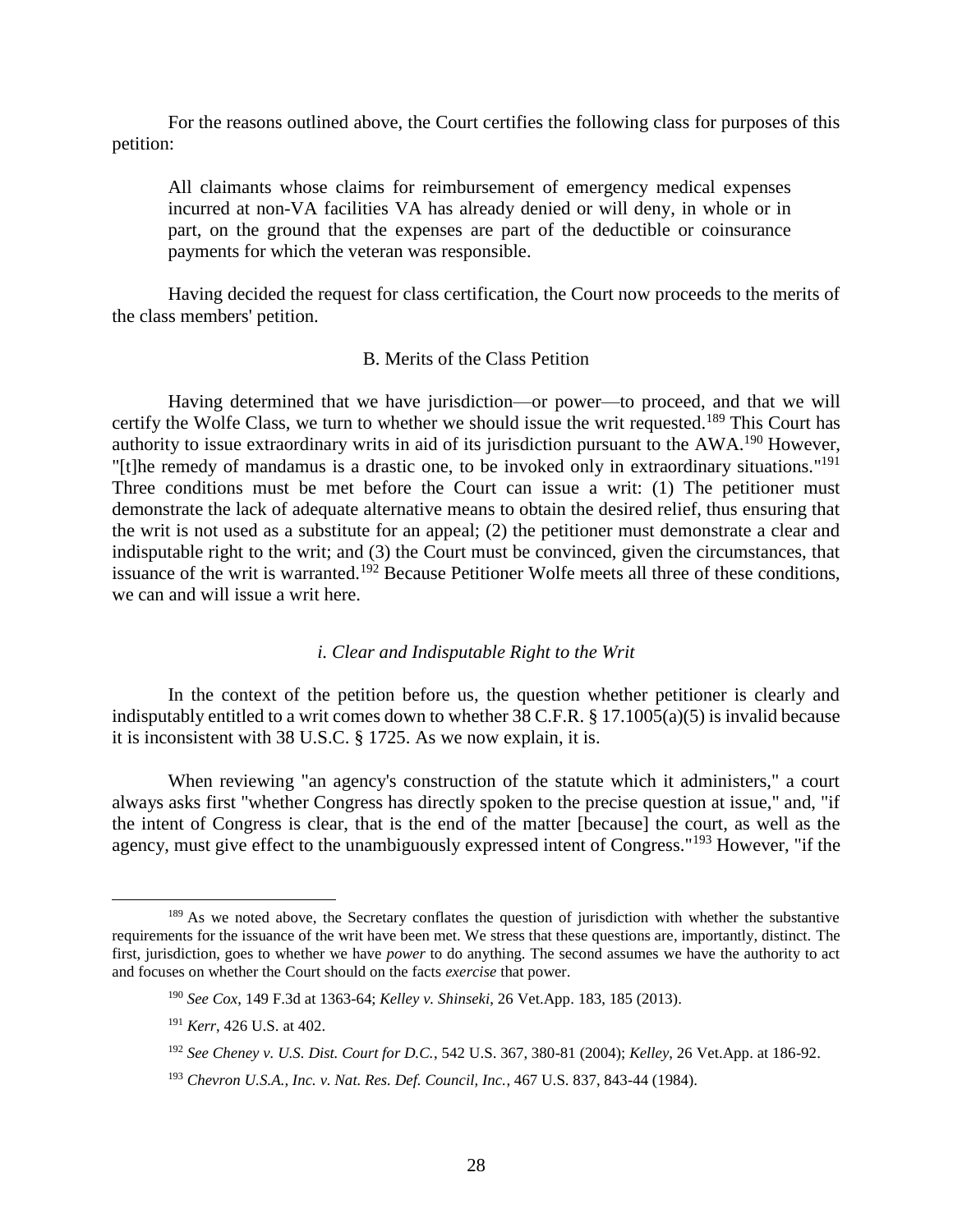For the reasons outlined above, the Court certifies the following class for purposes of this petition:

> All claimants whose claims for reimbursement of emergency medical expenses incurred at non-VA facilities VA has already denied or will deny, in whole or in part, on the ground that the expenses are part of the deductible or coinsurance payments for which the veteran was responsible.

Having decided the request for class certification, the Court now proceeds to the merits of the class members' petition.

## B. Merits of the Class Petition

Having determined that we have jurisdiction—or power—to proceed, and that we will certify the Wolfe Class, we turn to whether we should issue the writ requested.[189] This Court has authority to issue extraordinary writs in aid of its jurisdiction pursuant to the AWA.[190] However, "[t]he remedy of mandamus is a drastic one, to be invoked only in extraordinary situations."[191] Three conditions must be met before the Court can issue a writ: (1) The petitioner must demonstrate the lack of adequate alternative means to obtain the desired relief, thus ensuring that the writ is not used as a substitute for an appeal; (2) the petitioner must demonstrate a clear and indisputable right to the writ; and (3) the Court must be convinced, given the circumstances, that issuance of the writ is warranted.[192] Because Petitioner Wolfe meets all three of these conditions, we can and will issue a writ here.

### *i. Clear and Indisputable Right to the Writ*

In the context of the petition before us, the question whether petitioner is clearly and indisputably entitled to a writ comes down to whether 38 C.F.R. § 17.1005(a)(5) is invalid because it is inconsistent with 38 U.S.C. § 1725. As we now explain, it is.

When reviewing "an agency's construction of the statute which it administers," a court always asks first "whether Congress has directly spoken to the precise question at issue," and, "if the intent of Congress is clear, that is the end of the matter [because] the court, as well as the agency, must give effect to the unambiguously expressed intent of Congress."[193] However, "if the

---

[189] As we noted above, the Secretary conflates the question of jurisdiction with whether the substantive requirements for the issuance of the writ have been met. We stress that these questions are, importantly, distinct. The first, jurisdiction, goes to whether we have *power* to do anything. The second assumes we have the authority to act and focuses on whether the Court should on the facts *exercise* that power.

[190] *See Cox*, 149 F.3d at 1363-64; *Kelley v. Shinseki*, 26 Vet.App. 183, 185 (2013).

[191] *Kerr*, 426 U.S. at 402.

[192] *See Cheney v. U.S. Dist. Court for D.C.*, 542 U.S. 367, 380-81 (2004); *Kelley*, 26 Vet.App. at 186-92.

[193] *Chevron U.S.A., Inc. v. Nat. Res. Def. Council, Inc.*, 467 U.S. 837, 843-44 (1984).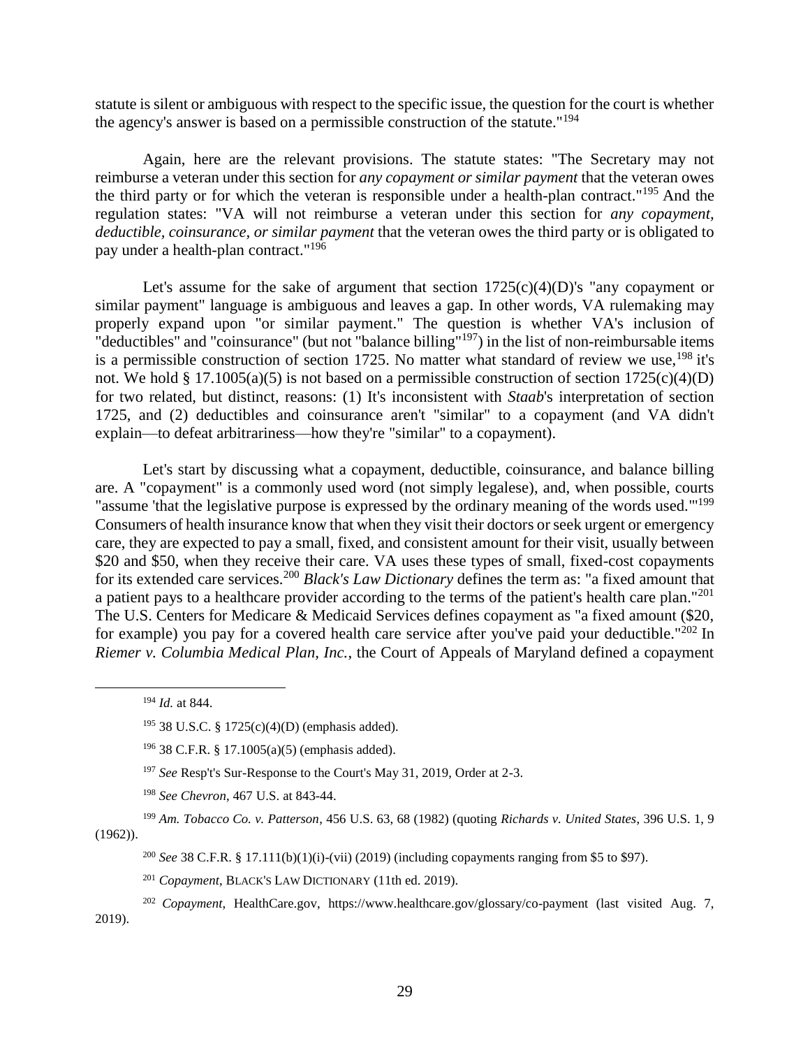statute is silent or ambiguous with respect to the specific issue, the question for the court is whether the agency's answer is based on a permissible construction of the statute."[194]

Again, here are the relevant provisions. The statute states: "The Secretary may not reimburse a veteran under this section for *any copayment or similar payment* that the veteran owes the third party or for which the veteran is responsible under a health-plan contract."[195] And the regulation states: "VA will not reimburse a veteran under this section for *any copayment, deductible, coinsurance, or similar payment* that the veteran owes the third party or is obligated to pay under a health-plan contract."[196]

Let's assume for the sake of argument that section 1725(c)(4)(D)'s "any copayment or similar payment" language is ambiguous and leaves a gap. In other words, VA rulemaking may properly expand upon "or similar payment." The question is whether VA's inclusion of "deductibles" and "coinsurance" (but not "balance billing"[197]) in the list of non-reimbursable items is a permissible construction of section 1725. No matter what standard of review we use,[198] it's not. We hold § 17.1005(a)(5) is not based on a permissible construction of section 1725(c)(4)(D) for two related, but distinct, reasons: (1) It's inconsistent with *Staab*'s interpretation of section 1725, and (2) deductibles and coinsurance aren't "similar" to a copayment (and VA didn't explain—to defeat arbitrariness—how they're "similar" to a copayment).

Let's start by discussing what a copayment, deductible, coinsurance, and balance billing are. A "copayment" is a commonly used word (not simply legalese), and, when possible, courts "assume 'that the legislative purpose is expressed by the ordinary meaning of the words used.'"[199] Consumers of health insurance know that when they visit their doctors or seek urgent or emergency care, they are expected to pay a small, fixed, and consistent amount for their visit, usually between \$20 and \$50, when they receive their care. VA uses these types of small, fixed-cost copayments for its extended care services.[200] *Black's Law Dictionary* defines the term as: "a fixed amount that a patient pays to a healthcare provider according to the terms of the patient's health care plan."[201] The U.S. Centers for Medicare & Medicaid Services defines copayment as "a fixed amount (\$20, for example) you pay for a covered health care service after you've paid your deductible."[202] In *Riemer v. Columbia Medical Plan, Inc.*, the Court of Appeals of Maryland defined a copayment

---

[194] *Id.* at 844.

[195] 38 U.S.C. § 1725(c)(4)(D) (emphasis added).

[196] 38 C.F.R. § 17.1005(a)(5) (emphasis added).

[197] *See* Resp't's Sur-Response to the Court's May 31, 2019, Order at 2-3.

[198] *See Chevron*, 467 U.S. at 843-44.

[199] *Am. Tobacco Co. v. Patterson*, 456 U.S. 63, 68 (1982) (quoting *Richards v. United States*, 396 U.S. 1, 9 (1962)).

[200] *See* 38 C.F.R. § 17.111(b)(1)(i)-(vii) (2019) (including copayments ranging from \$5 to \$97).

[201] *Copayment*, BLACK'S LAW DICTIONARY (11th ed. 2019).

[202] *Copayment*, HealthCare.gov, https://www.healthcare.gov/glossary/co-payment (last visited Aug. 7, 2019).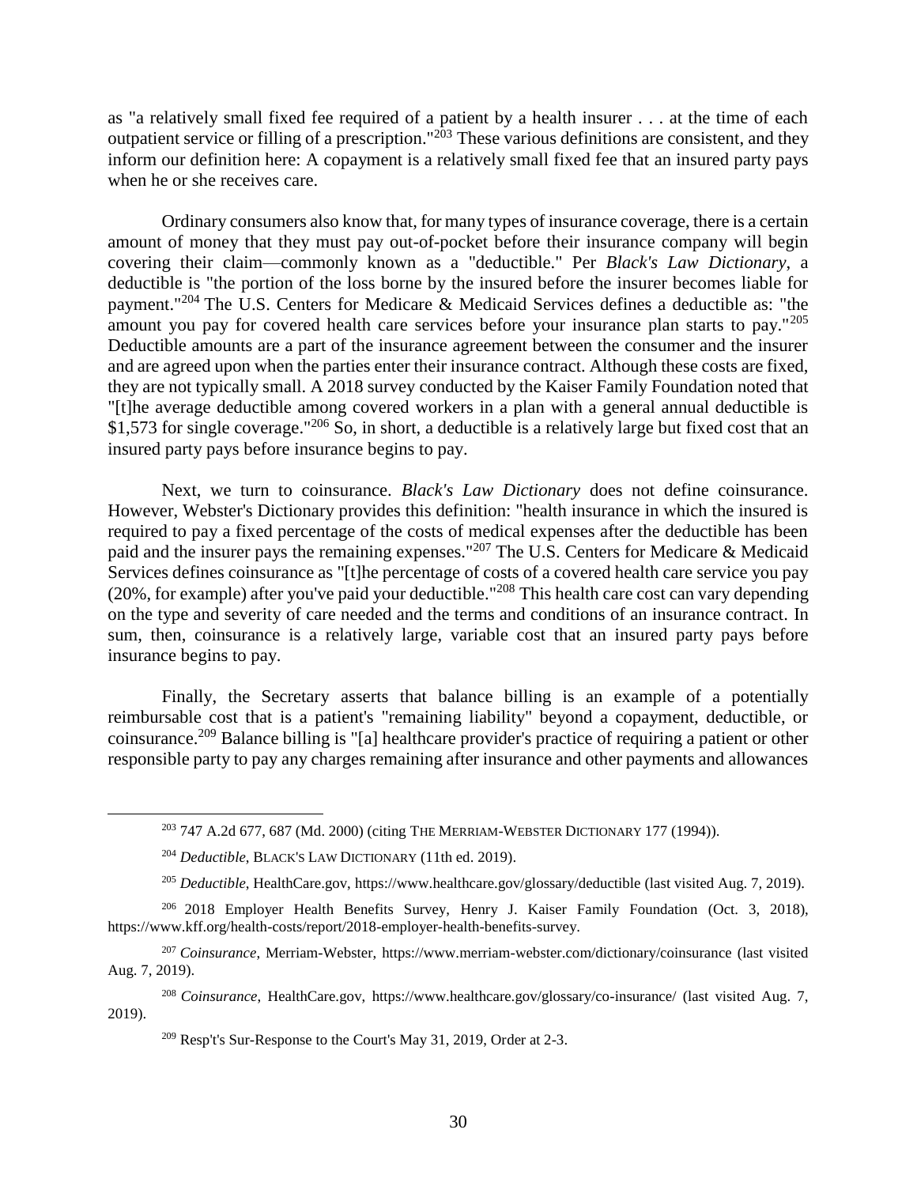as "a relatively small fixed fee required of a patient by a health insurer . . . at the time of each outpatient service or filling of a prescription."[203] These various definitions are consistent, and they inform our definition here: A copayment is a relatively small fixed fee that an insured party pays when he or she receives care.

Ordinary consumers also know that, for many types of insurance coverage, there is a certain amount of money that they must pay out-of-pocket before their insurance company will begin covering their claim—commonly known as a "deductible." Per *Black's Law Dictionary*, a deductible is "the portion of the loss borne by the insured before the insurer becomes liable for payment."[204] The U.S. Centers for Medicare & Medicaid Services defines a deductible as: "the amount you pay for covered health care services before your insurance plan starts to pay."[205] Deductible amounts are a part of the insurance agreement between the consumer and the insurer and are agreed upon when the parties enter their insurance contract. Although these costs are fixed, they are not typically small. A 2018 survey conducted by the Kaiser Family Foundation noted that "[t]he average deductible among covered workers in a plan with a general annual deductible is $1,573 for single coverage."[206] So, in short, a deductible is a relatively large but fixed cost that an insured party pays before insurance begins to pay.

Next, we turn to coinsurance. *Black's Law Dictionary* does not define coinsurance. However, Webster's Dictionary provides this definition: "health insurance in which the insured is required to pay a fixed percentage of the costs of medical expenses after the deductible has been paid and the insurer pays the remaining expenses."[207] The U.S. Centers for Medicare & Medicaid Services defines coinsurance as "[t]he percentage of costs of a covered health care service you pay (20%, for example) after you've paid your deductible."[208] This health care cost can vary depending on the type and severity of care needed and the terms and conditions of an insurance contract. In sum, then, coinsurance is a relatively large, variable cost that an insured party pays before insurance begins to pay.

Finally, the Secretary asserts that balance billing is an example of a potentially reimbursable cost that is a patient's "remaining liability" beyond a copayment, deductible, or coinsurance.[209] Balance billing is "[a] healthcare provider's practice of requiring a patient or other responsible party to pay any charges remaining after insurance and other payments and allowances

---

[203] 747 A.2d 677, 687 (Md. 2000) (citing THE MERRIAM-WEBSTER DICTIONARY 177 (1994)).

[204] *Deductible*, BLACK'S LAW DICTIONARY (11th ed. 2019).

[205] *Deductible*, HealthCare.gov, https://www.healthcare.gov/glossary/deductible (last visited Aug. 7, 2019).

[206] 2018 Employer Health Benefits Survey, Henry J. Kaiser Family Foundation (Oct. 3, 2018), https://www.kff.org/health-costs/report/2018-employer-health-benefits-survey.

[207] *Coinsurance*, Merriam-Webster, https://www.merriam-webster.com/dictionary/coinsurance (last visited Aug. 7, 2019).

[208] *Coinsurance*, HealthCare.gov, https://www.healthcare.gov/glossary/co-insurance/ (last visited Aug. 7, 2019).

[209] Resp't's Sur-Response to the Court's May 31, 2019, Order at 2-3.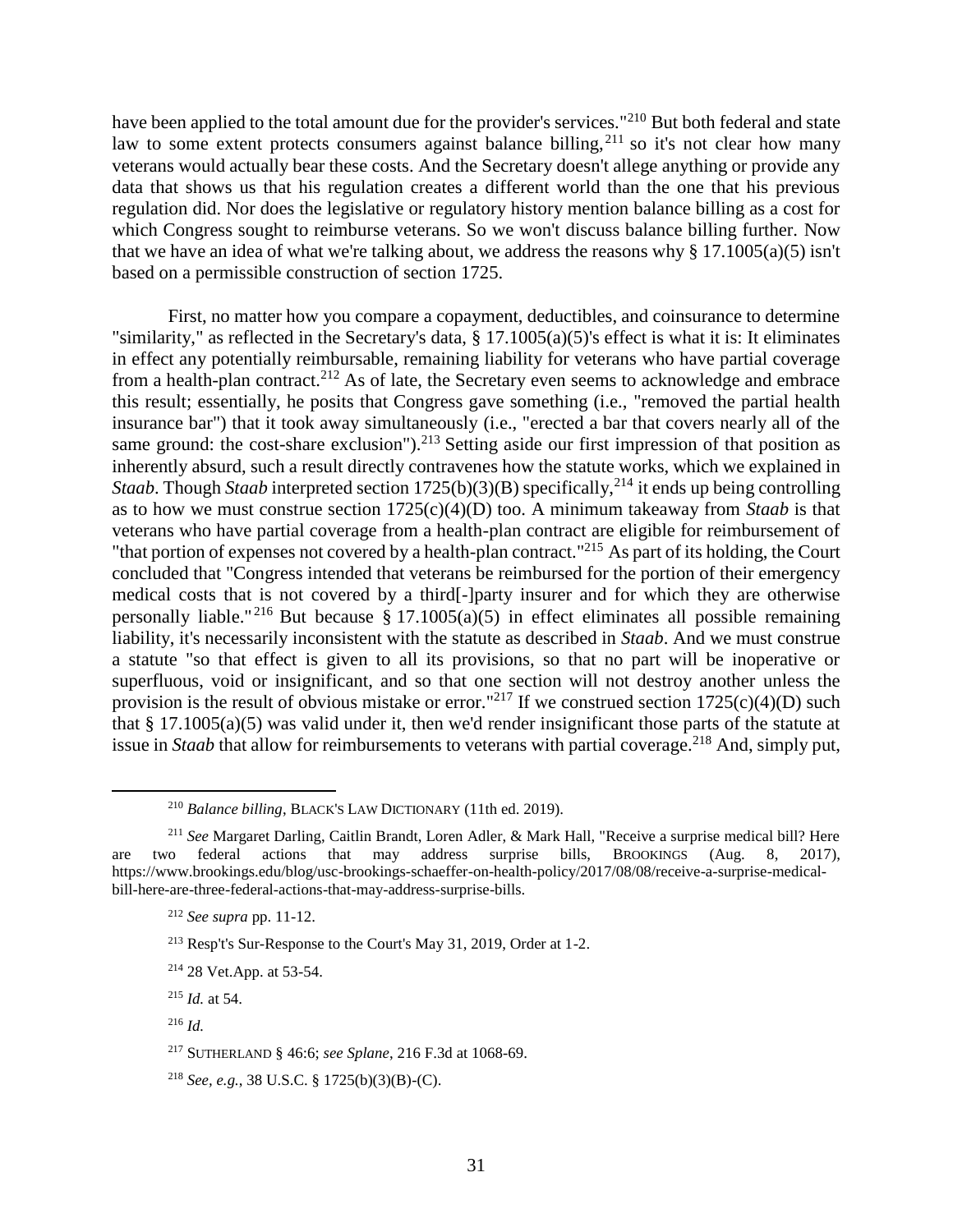have been applied to the total amount due for the provider's services."[210] But both federal and state law to some extent protects consumers against balance billing,[211] so it's not clear how many veterans would actually bear these costs. And the Secretary doesn't allege anything or provide any data that shows us that his regulation creates a different world than the one that his previous regulation did. Nor does the legislative or regulatory history mention balance billing as a cost for which Congress sought to reimburse veterans. So we won't discuss balance billing further. Now that we have an idea of what we're talking about, we address the reasons why § 17.1005(a)(5) isn't based on a permissible construction of section 1725.

First, no matter how you compare a copayment, deductibles, and coinsurance to determine "similarity," as reflected in the Secretary's data, § 17.1005(a)(5)'s effect is what it is: It eliminates in effect any potentially reimbursable, remaining liability for veterans who have partial coverage from a health-plan contract.[212] As of late, the Secretary even seems to acknowledge and embrace this result; essentially, he posits that Congress gave something (i.e., "removed the partial health insurance bar") that it took away simultaneously (i.e., "erected a bar that covers nearly all of the same ground: the cost-share exclusion").[213] Setting aside our first impression of that position as inherently absurd, such a result directly contravenes how the statute works, which we explained in *Staab*. Though *Staab* interpreted section 1725(b)(3)(B) specifically,[214] it ends up being controlling as to how we must construe section 1725(c)(4)(D) too. A minimum takeaway from *Staab* is that veterans who have partial coverage from a health-plan contract are eligible for reimbursement of "that portion of expenses not covered by a health-plan contract."[215] As part of its holding, the Court concluded that "Congress intended that veterans be reimbursed for the portion of their emergency medical costs that is not covered by a third[-]party insurer and for which they are otherwise personally liable."[216] But because § 17.1005(a)(5) in effect eliminates all possible remaining liability, it's necessarily inconsistent with the statute as described in *Staab*. And we must construe a statute "so that effect is given to all its provisions, so that no part will be inoperative or superfluous, void or insignificant, and so that one section will not destroy another unless the provision is the result of obvious mistake or error."[217] If we construed section 1725(c)(4)(D) such that § 17.1005(a)(5) was valid under it, then we'd render insignificant those parts of the statute at issue in *Staab* that allow for reimbursements to veterans with partial coverage.[218] And, simply put,

---

[210] *Balance billing*, BLACK'S LAW DICTIONARY (11th ed. 2019).

[211] *See* Margaret Darling, Caitlin Brandt, Loren Adler, & Mark Hall, "Receive a surprise medical bill? Here are two federal actions that may address surprise bills, BROOKINGS (Aug. 8, 2017), https://www.brookings.edu/blog/usc-brookings-schaeffer-on-health-policy/2017/08/08/receive-a-surprise-medical-bill-here-are-three-federal-actions-that-may-address-surprise-bills.

[212] *See supra* pp. 11-12.

[213] Resp't's Sur-Response to the Court's May 31, 2019, Order at 1-2.

[214] 28 Vet.App. at 53-54.

[215] *Id.* at 54.

[216] *Id.*

[217] SUTHERLAND § 46:6; *see Splane*, 216 F.3d at 1068-69.

[218] *See, e.g.*, 38 U.S.C. § 1725(b)(3)(B)-(C).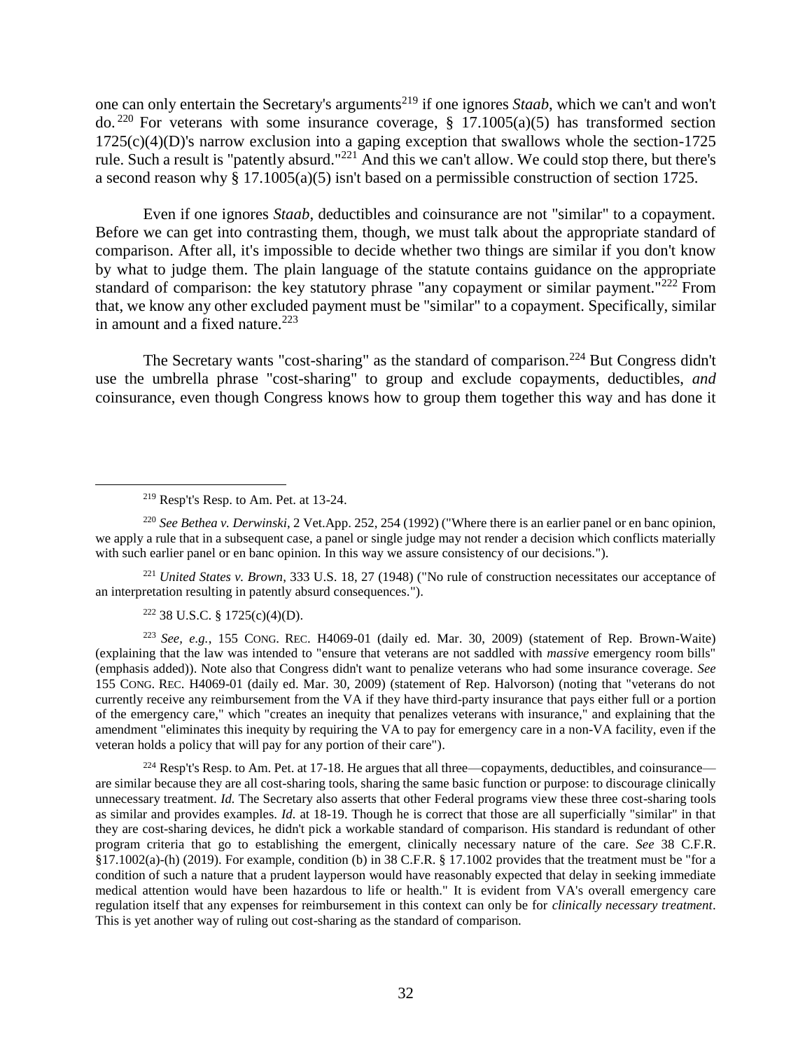one can only entertain the Secretary's arguments[219] if one ignores *Staab*, which we can't and won't do.[220] For veterans with some insurance coverage, § 17.1005(a)(5) has transformed section 1725(c)(4)(D)'s narrow exclusion into a gaping exception that swallows whole the section-1725 rule. Such a result is "patently absurd."[221] And this we can't allow. We could stop there, but there's a second reason why § 17.1005(a)(5) isn't based on a permissible construction of section 1725.

Even if one ignores *Staab*, deductibles and coinsurance are not "similar" to a copayment. Before we can get into contrasting them, though, we must talk about the appropriate standard of comparison. After all, it's impossible to decide whether two things are similar if you don't know by what to judge them. The plain language of the statute contains guidance on the appropriate standard of comparison: the key statutory phrase "any copayment or similar payment."[222] From that, we know any other excluded payment must be "similar" to a copayment. Specifically, similar in amount and a fixed nature.[223]

The Secretary wants "cost-sharing" as the standard of comparison.[224] But Congress didn't use the umbrella phrase "cost-sharing" to group and exclude copayments, deductibles, *and* coinsurance, even though Congress knows how to group them together this way and has done it

---

[219] Resp't's Resp. to Am. Pet. at 13-24.

[220] *See Bethea v. Derwinski*, 2 Vet.App. 252, 254 (1992) ("Where there is an earlier panel or en banc opinion, we apply a rule that in a subsequent case, a panel or single judge may not render a decision which conflicts materially with such earlier panel or en banc opinion. In this way we assure consistency of our decisions.").

[221] *United States v. Brown*, 333 U.S. 18, 27 (1948) ("No rule of construction necessitates our acceptance of an interpretation resulting in patently absurd consequences.").

[222] 38 U.S.C. § 1725(c)(4)(D).

[223] *See, e.g.*, 155 CONG. REC. H4069-01 (daily ed. Mar. 30, 2009) (statement of Rep. Brown-Waite) (explaining that the law was intended to "ensure that veterans are not saddled with *massive* emergency room bills" (emphasis added)). Note also that Congress didn't want to penalize veterans who had some insurance coverage. *See* 155 CONG. REC. H4069-01 (daily ed. Mar. 30, 2009) (statement of Rep. Halvorson) (noting that "veterans do not currently receive any reimbursement from the VA if they have third-party insurance that pays either full or a portion of the emergency care," which "creates an inequity that penalizes veterans with insurance," and explaining that the amendment "eliminates this inequity by requiring the VA to pay for emergency care in a non-VA facility, even if the veteran holds a policy that will pay for any portion of their care").

[224] Resp't's Resp. to Am. Pet. at 17-18. He argues that all three—copayments, deductibles, and coinsurance—are similar because they are all cost-sharing tools, sharing the same basic function or purpose: to discourage clinically unnecessary treatment. *Id.* The Secretary also asserts that other Federal programs view these three cost-sharing tools as similar and provides examples. *Id.* at 18-19. Though he is correct that those are all superficially "similar" in that they are cost-sharing devices, he didn't pick a workable standard of comparison. His standard is redundant of other program criteria that go to establishing the emergent, clinically necessary nature of the care. *See* 38 C.F.R. §17.1002(a)-(h) (2019). For example, condition (b) in 38 C.F.R. § 17.1002 provides that the treatment must be "for a condition of such a nature that a prudent layperson would have reasonably expected that delay in seeking immediate medical attention would have been hazardous to life or health." It is evident from VA's overall emergency care regulation itself that any expenses for reimbursement in this context can only be for *clinically necessary treatment*. This is yet another way of ruling out cost-sharing as the standard of comparison.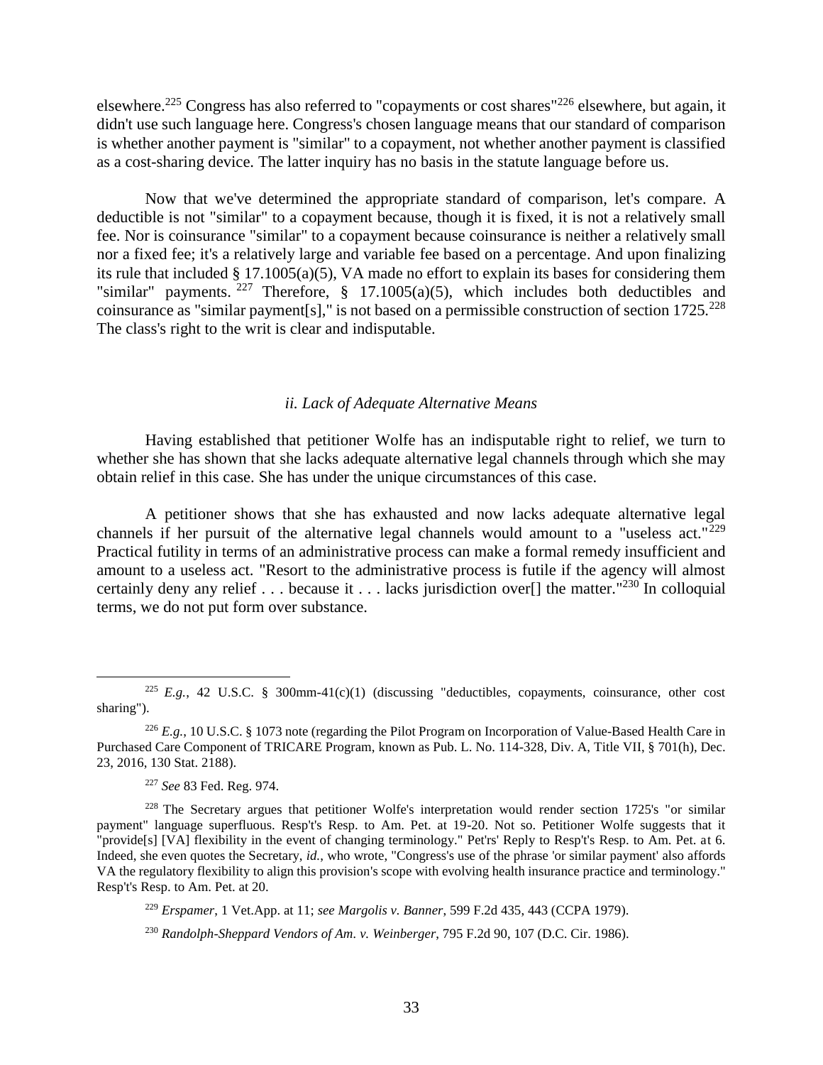elsewhere.[225] Congress has also referred to "copayments or cost shares"[226] elsewhere, but again, it didn't use such language here. Congress's chosen language means that our standard of comparison is whether another payment is "similar" to a copayment, not whether another payment is classified as a cost-sharing device. The latter inquiry has no basis in the statute language before us.

Now that we've determined the appropriate standard of comparison, let's compare. A deductible is not "similar" to a copayment because, though it is fixed, it is not a relatively small fee. Nor is coinsurance "similar" to a copayment because coinsurance is neither a relatively small nor a fixed fee; it's a relatively large and variable fee based on a percentage. And upon finalizing its rule that included § 17.1005(a)(5), VA made no effort to explain its bases for considering them "similar" payments.[227] Therefore, § 17.1005(a)(5), which includes both deductibles and coinsurance as "similar payment[s]," is not based on a permissible construction of section 1725.[228] The class's right to the writ is clear and indisputable.

### *ii. Lack of Adequate Alternative Means*

Having established that petitioner Wolfe has an indisputable right to relief, we turn to whether she has shown that she lacks adequate alternative legal channels through which she may obtain relief in this case. She has under the unique circumstances of this case.

A petitioner shows that she has exhausted and now lacks adequate alternative legal channels if her pursuit of the alternative legal channels would amount to a "useless act."[229] Practical futility in terms of an administrative process can make a formal remedy insufficient and amount to a useless act. "Resort to the administrative process is futile if the agency will almost certainly deny any relief . . . because it . . . lacks jurisdiction over[] the matter."[230] In colloquial terms, we do not put form over substance.

---

[225] *E.g.*, 42 U.S.C. § 300mm-41(c)(1) (discussing "deductibles, copayments, coinsurance, other cost sharing").

[226] *E.g.*, 10 U.S.C. § 1073 note (regarding the Pilot Program on Incorporation of Value-Based Health Care in Purchased Care Component of TRICARE Program, known as Pub. L. No. 114-328, Div. A, Title VII, § 701(h), Dec. 23, 2016, 130 Stat. 2188).

[227] *See* 83 Fed. Reg. 974.

[228] The Secretary argues that petitioner Wolfe's interpretation would render section 1725's "or similar payment" language superfluous. Resp't's Resp. to Am. Pet. at 19-20. Not so. Petitioner Wolfe suggests that it "provide[s] [VA] flexibility in the event of changing terminology." Pet'rs' Reply to Resp't's Resp. to Am. Pet. at 6. Indeed, she even quotes the Secretary, *id.*, who wrote, "Congress's use of the phrase 'or similar payment' also affords VA the regulatory flexibility to align this provision's scope with evolving health insurance practice and terminology." Resp't's Resp. to Am. Pet. at 20.

[229] *Erspamer*, 1 Vet.App. at 11; *see Margolis v. Banner*, 599 F.2d 435, 443 (CCPA 1979).

[230] *Randolph-Sheppard Vendors of Am. v. Weinberger*, 795 F.2d 90, 107 (D.C. Cir. 1986).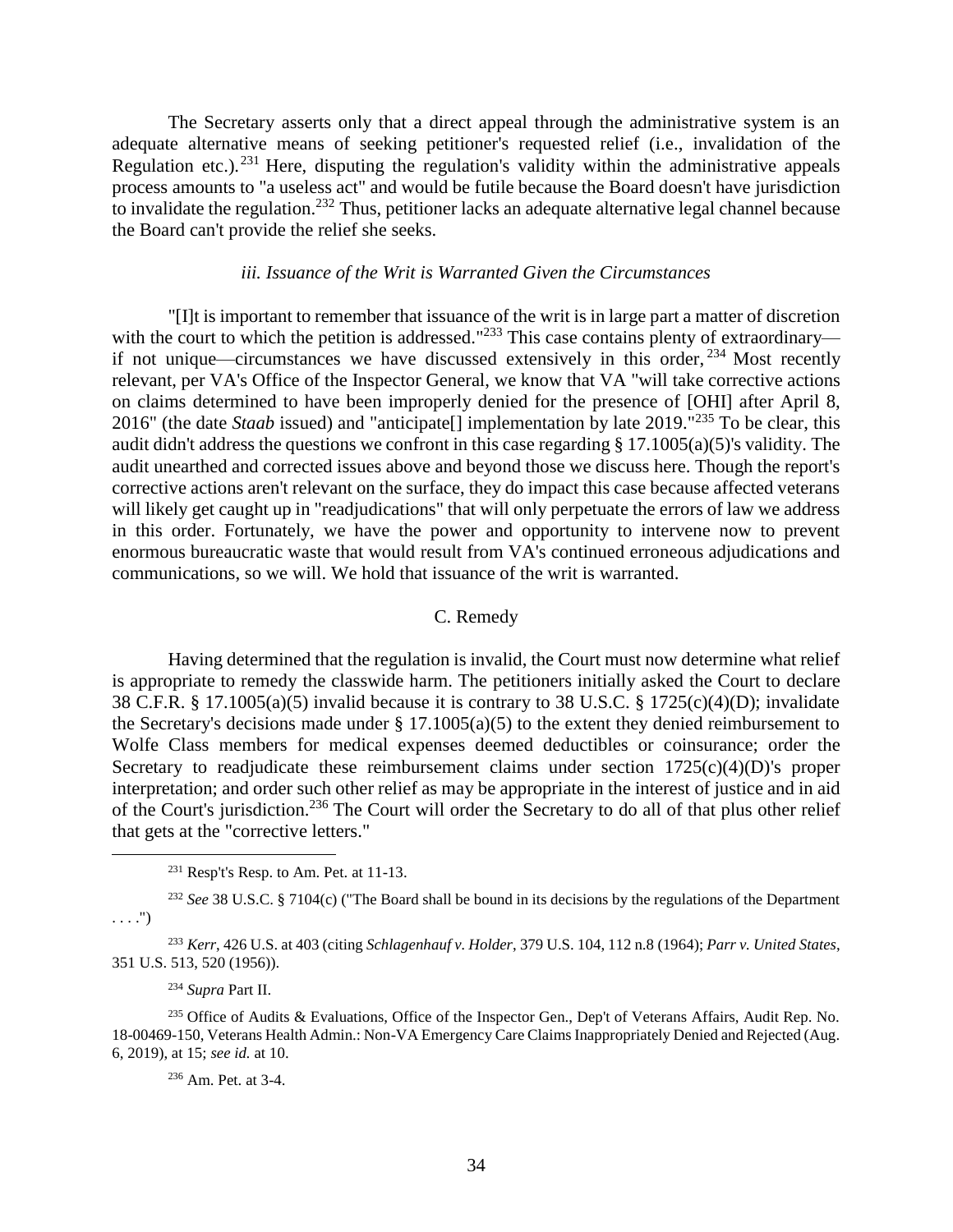The Secretary asserts only that a direct appeal through the administrative system is an adequate alternative means of seeking petitioner's requested relief (i.e., invalidation of the Regulation etc.).[231] Here, disputing the regulation's validity within the administrative appeals process amounts to "a useless act" and would be futile because the Board doesn't have jurisdiction to invalidate the regulation.[232] Thus, petitioner lacks an adequate alternative legal channel because the Board can't provide the relief she seeks.

### *iii. Issuance of the Writ is Warranted Given the Circumstances*

"[I]t is important to remember that issuance of the writ is in large part a matter of discretion with the court to which the petition is addressed."[233] This case contains plenty of extraordinary—if not unique—circumstances we have discussed extensively in this order,[234] Most recently relevant, per VA's Office of the Inspector General, we know that VA "will take corrective actions on claims determined to have been improperly denied for the presence of [OHI] after April 8, 2016" (the date *Staab* issued) and "anticipate[] implementation by late 2019."[235] To be clear, this audit didn't address the questions we confront in this case regarding § 17.1005(a)(5)'s validity. The audit unearthed and corrected issues above and beyond those we discuss here. Though the report's corrective actions aren't relevant on the surface, they do impact this case because affected veterans will likely get caught up in "readjudications" that will only perpetuate the errors of law we address in this order. Fortunately, we have the power and opportunity to intervene now to prevent enormous bureaucratic waste that would result from VA's continued erroneous adjudications and communications, so we will. We hold that issuance of the writ is warranted.

## C. Remedy

Having determined that the regulation is invalid, the Court must now determine what relief is appropriate to remedy the classwide harm. The petitioners initially asked the Court to declare 38 C.F.R. § 17.1005(a)(5) invalid because it is contrary to 38 U.S.C. § 1725(c)(4)(D); invalidate the Secretary's decisions made under § 17.1005(a)(5) to the extent they denied reimbursement to Wolfe Class members for medical expenses deemed deductibles or coinsurance; order the Secretary to readjudicate these reimbursement claims under section 1725(c)(4)(D)'s proper interpretation; and order such other relief as may be appropriate in the interest of justice and in aid of the Court's jurisdiction.[236] The Court will order the Secretary to do all of that plus other relief that gets at the "corrective letters."

---

[231] Resp't's Resp. to Am. Pet. at 11-13.

[232] *See* 38 U.S.C. § 7104(c) ("The Board shall be bound in its decisions by the regulations of the Department . . . .")

[233] *Kerr*, 426 U.S. at 403 (citing *Schlagenhauf v. Holder*, 379 U.S. 104, 112 n.8 (1964); *Parr v. United States*, 351 U.S. 513, 520 (1956)).

[234] *Supra* Part II.

[235] Office of Audits & Evaluations, Office of the Inspector Gen., Dep't of Veterans Affairs, Audit Rep. No. 18-00469-150, Veterans Health Admin.: Non-VA Emergency Care Claims Inappropriately Denied and Rejected (Aug. 6, 2019), at 15; *see id.* at 10.

[236] Am. Pet. at 3-4.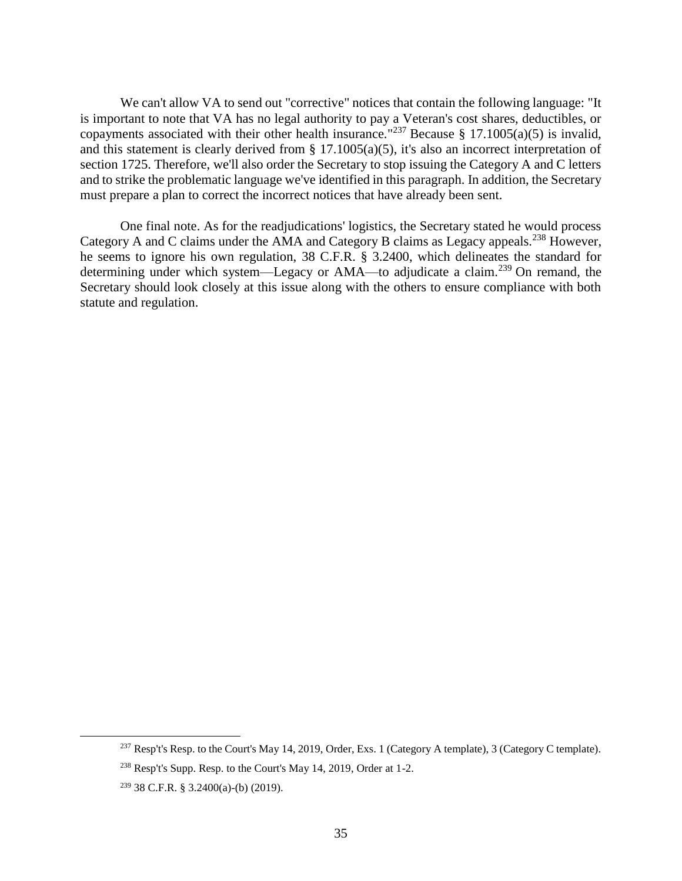We can't allow VA to send out "corrective" notices that contain the following language: "It is important to note that VA has no legal authority to pay a Veteran's cost shares, deductibles, or copayments associated with their other health insurance."[237] Because § 17.1005(a)(5) is invalid, and this statement is clearly derived from § 17.1005(a)(5), it's also an incorrect interpretation of section 1725. Therefore, we'll also order the Secretary to stop issuing the Category A and C letters and to strike the problematic language we've identified in this paragraph. In addition, the Secretary must prepare a plan to correct the incorrect notices that have already been sent.

One final note. As for the readjudications' logistics, the Secretary stated he would process Category A and C claims under the AMA and Category B claims as Legacy appeals.[238] However, he seems to ignore his own regulation, 38 C.F.R. § 3.2400, which delineates the standard for determining under which system—Legacy or AMA—to adjudicate a claim.[239] On remand, the Secretary should look closely at this issue along with the others to ensure compliance with both statute and regulation.

---

[237] Resp't's Resp. to the Court's May 14, 2019, Order, Exs. 1 (Category A template), 3 (Category C template).

[238] Resp't's Supp. Resp. to the Court's May 14, 2019, Order at 1-2.

[239] 38 C.F.R. § 3.2400(a)-(b) (2019).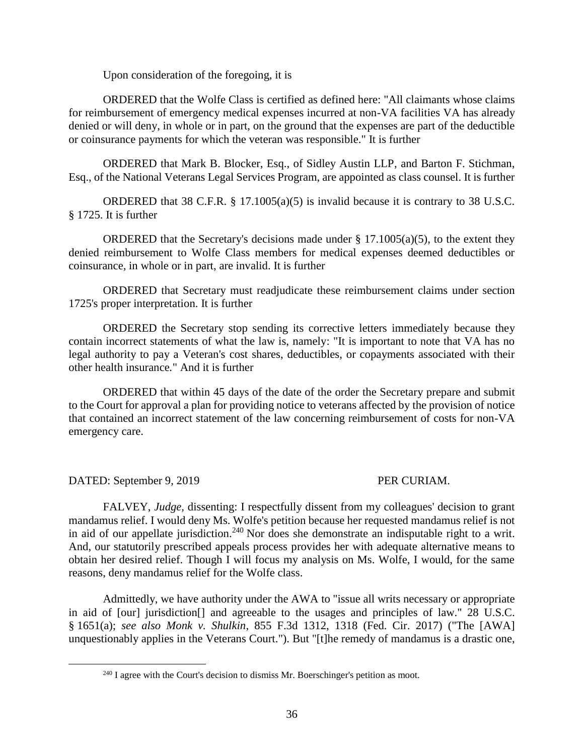Upon consideration of the foregoing, it is

ORDERED that the Wolfe Class is certified as defined here: "All claimants whose claims for reimbursement of emergency medical expenses incurred at non-VA facilities VA has already denied or will deny, in whole or in part, on the ground that the expenses are part of the deductible or coinsurance payments for which the veteran was responsible." It is further

ORDERED that Mark B. Blocker, Esq., of Sidley Austin LLP, and Barton F. Stichman, Esq., of the National Veterans Legal Services Program, are appointed as class counsel. It is further

ORDERED that 38 C.F.R. § 17.1005(a)(5) is invalid because it is contrary to 38 U.S.C. § 1725. It is further

ORDERED that the Secretary's decisions made under § 17.1005(a)(5), to the extent they denied reimbursement to Wolfe Class members for medical expenses deemed deductibles or coinsurance, in whole or in part, are invalid. It is further

ORDERED that Secretary must readjudicate these reimbursement claims under section 1725's proper interpretation. It is further

ORDERED the Secretary stop sending its corrective letters immediately because they contain incorrect statements of what the law is, namely: "It is important to note that VA has no legal authority to pay a Veteran's cost shares, deductibles, or copayments associated with their other health insurance." And it is further

ORDERED that within 45 days of the date of the order the Secretary prepare and submit to the Court for approval a plan for providing notice to veterans affected by the provision of notice that contained an incorrect statement of the law concerning reimbursement of costs for non-VA emergency care.

DATED: September 9, 2019 PER CURIAM.

FALVEY, *Judge*, dissenting: I respectfully dissent from my colleagues' decision to grant mandamus relief. I would deny Ms. Wolfe's petition because her requested mandamus relief is not in aid of our appellate jurisdiction.[240] Nor does she demonstrate an indisputable right to a writ. And, our statutorily prescribed appeals process provides her with adequate alternative means to obtain her desired relief. Though I will focus my analysis on Ms. Wolfe, I would, for the same reasons, deny mandamus relief for the Wolfe class.

Admittedly, we have authority under the AWA to "issue all writs necessary or appropriate in aid of [our] jurisdiction[] and agreeable to the usages and principles of law." 28 U.S.C. § 1651(a); *see also Monk v. Shulkin*, 855 F.3d 1312, 1318 (Fed. Cir. 2017) ("The [AWA] unquestionably applies in the Veterans Court."). But "[t]he remedy of mandamus is a drastic one,

[240] I agree with the Court's decision to dismiss Mr. Boerschinger's petition as moot.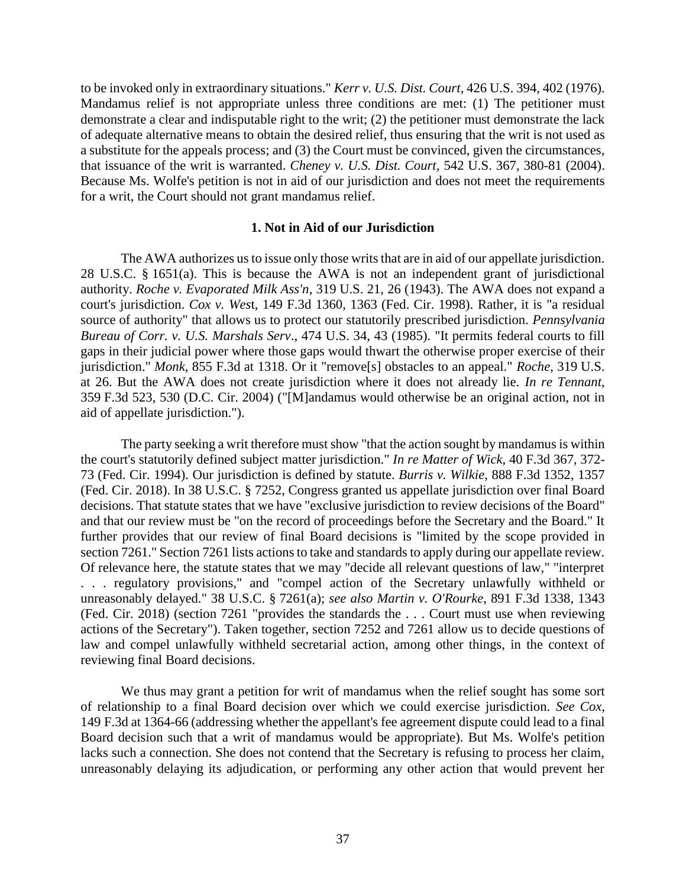to be invoked only in extraordinary situations." *Kerr v. U.S. Dist. Court*, 426 U.S. 394, 402 (1976). Mandamus relief is not appropriate unless three conditions are met: (1) The petitioner must demonstrate a clear and indisputable right to the writ; (2) the petitioner must demonstrate the lack of adequate alternative means to obtain the desired relief, thus ensuring that the writ is not used as a substitute for the appeals process; and (3) the Court must be convinced, given the circumstances, that issuance of the writ is warranted. *Cheney v. U.S. Dist. Court,* 542 U.S. 367, 380-81 (2004). Because Ms. Wolfe's petition is not in aid of our jurisdiction and does not meet the requirements for a writ, the Court should not grant mandamus relief.

**1. Not in Aid of our Jurisdiction**

The AWA authorizes us to issue only those writs that are in aid of our appellate jurisdiction. 28 U.S.C. § 1651(a). This is because the AWA is not an independent grant of jurisdictional authority. *Roche v. Evaporated Milk Ass'n*, 319 U.S. 21, 26 (1943). The AWA does not expand a court's jurisdiction. *Cox v. West*, 149 F.3d 1360, 1363 (Fed. Cir. 1998). Rather, it is "a residual source of authority" that allows us to protect our statutorily prescribed jurisdiction. *Pennsylvania Bureau of Corr. v. U.S. Marshals Serv*., 474 U.S. 34, 43 (1985). "It permits federal courts to fill gaps in their judicial power where those gaps would thwart the otherwise proper exercise of their jurisdiction." *Monk*, 855 F.3d at 1318. Or it "remove[s] obstacles to an appeal." *Roche*, 319 U.S. at 26. But the AWA does not create jurisdiction where it does not already lie. *In re Tennant*, 359 F.3d 523, 530 (D.C. Cir. 2004) ("[M]andamus would otherwise be an original action, not in aid of appellate jurisdiction.").

The party seeking a writ therefore must show "that the action sought by mandamus is within the court's statutorily defined subject matter jurisdiction." *In re Matter of Wick*, 40 F.3d 367, 372-73 (Fed. Cir. 1994). Our jurisdiction is defined by statute. *Burris v. Wilkie*, 888 F.3d 1352, 1357 (Fed. Cir. 2018). In 38 U.S.C. § 7252, Congress granted us appellate jurisdiction over final Board decisions. That statute states that we have "exclusive jurisdiction to review decisions of the Board" and that our review must be "on the record of proceedings before the Secretary and the Board." It further provides that our review of final Board decisions is "limited by the scope provided in section 7261." Section 7261 lists actions to take and standards to apply during our appellate review. Of relevance here, the statute states that we may "decide all relevant questions of law," "interpret . . . regulatory provisions," and "compel action of the Secretary unlawfully withheld or unreasonably delayed." 38 U.S.C. § 7261(a); *see also Martin v. O'Rourke*, 891 F.3d 1338, 1343 (Fed. Cir. 2018) (section 7261 "provides the standards the . . . Court must use when reviewing actions of the Secretary"). Taken together, section 7252 and 7261 allow us to decide questions of law and compel unlawfully withheld secretarial action, among other things, in the context of reviewing final Board decisions.

We thus may grant a petition for writ of mandamus when the relief sought has some sort of relationship to a final Board decision over which we could exercise jurisdiction. *See Cox*, 149 F.3d at 1364-66 (addressing whether the appellant's fee agreement dispute could lead to a final Board decision such that a writ of mandamus would be appropriate). But Ms. Wolfe's petition lacks such a connection. She does not contend that the Secretary is refusing to process her claim, unreasonably delaying its adjudication, or performing any other action that would prevent her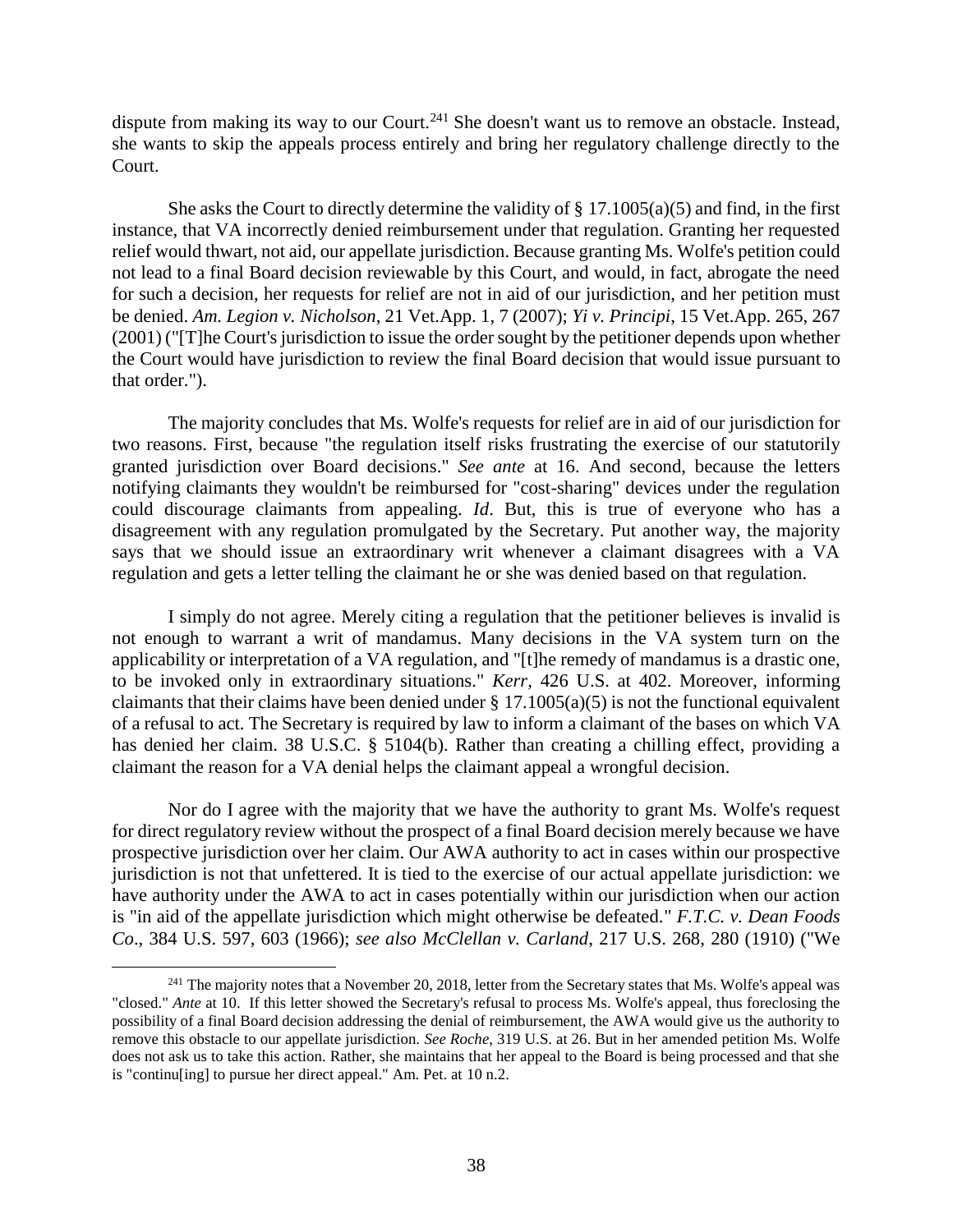dispute from making its way to our Court.[241] She doesn't want us to remove an obstacle. Instead, she wants to skip the appeals process entirely and bring her regulatory challenge directly to the Court.

She asks the Court to directly determine the validity of § 17.1005(a)(5) and find, in the first instance, that VA incorrectly denied reimbursement under that regulation. Granting her requested relief would thwart, not aid, our appellate jurisdiction. Because granting Ms. Wolfe's petition could not lead to a final Board decision reviewable by this Court, and would, in fact, abrogate the need for such a decision, her requests for relief are not in aid of our jurisdiction, and her petition must be denied. *Am. Legion v. Nicholson*, 21 Vet.App. 1, 7 (2007); *Yi v. Principi*, 15 Vet.App. 265, 267 (2001) ("[T]he Court's jurisdiction to issue the order sought by the petitioner depends upon whether the Court would have jurisdiction to review the final Board decision that would issue pursuant to that order.").

The majority concludes that Ms. Wolfe's requests for relief are in aid of our jurisdiction for two reasons. First, because "the regulation itself risks frustrating the exercise of our statutorily granted jurisdiction over Board decisions." *See ante* at 16. And second, because the letters notifying claimants they wouldn't be reimbursed for "cost-sharing" devices under the regulation could discourage claimants from appealing. *Id*. But, this is true of everyone who has a disagreement with any regulation promulgated by the Secretary. Put another way, the majority says that we should issue an extraordinary writ whenever a claimant disagrees with a VA regulation and gets a letter telling the claimant he or she was denied based on that regulation.

I simply do not agree. Merely citing a regulation that the petitioner believes is invalid is not enough to warrant a writ of mandamus. Many decisions in the VA system turn on the applicability or interpretation of a VA regulation, and "[t]he remedy of mandamus is a drastic one, to be invoked only in extraordinary situations." *Kerr*, 426 U.S. at 402. Moreover, informing claimants that their claims have been denied under § 17.1005(a)(5) is not the functional equivalent of a refusal to act. The Secretary is required by law to inform a claimant of the bases on which VA has denied her claim. 38 U.S.C. § 5104(b). Rather than creating a chilling effect, providing a claimant the reason for a VA denial helps the claimant appeal a wrongful decision.

Nor do I agree with the majority that we have the authority to grant Ms. Wolfe's request for direct regulatory review without the prospect of a final Board decision merely because we have prospective jurisdiction over her claim. Our AWA authority to act in cases within our prospective jurisdiction is not that unfettered. It is tied to the exercise of our actual appellate jurisdiction: we have authority under the AWA to act in cases potentially within our jurisdiction when our action is "in aid of the appellate jurisdiction which might otherwise be defeated." *F.T.C. v. Dean Foods Co*., 384 U.S. 597, 603 (1966); *see also McClellan v. Carland*, 217 U.S. 268, 280 (1910) ("We

[241] The majority notes that a November 20, 2018, letter from the Secretary states that Ms. Wolfe's appeal was "closed." *Ante* at 10. If this letter showed the Secretary's refusal to process Ms. Wolfe's appeal, thus foreclosing the possibility of a final Board decision addressing the denial of reimbursement, the AWA would give us the authority to remove this obstacle to our appellate jurisdiction. *See Roche*, 319 U.S. at 26. But in her amended petition Ms. Wolfe does not ask us to take this action. Rather, she maintains that her appeal to the Board is being processed and that she is "continu[ing] to pursue her direct appeal." Am. Pet. at 10 n.2.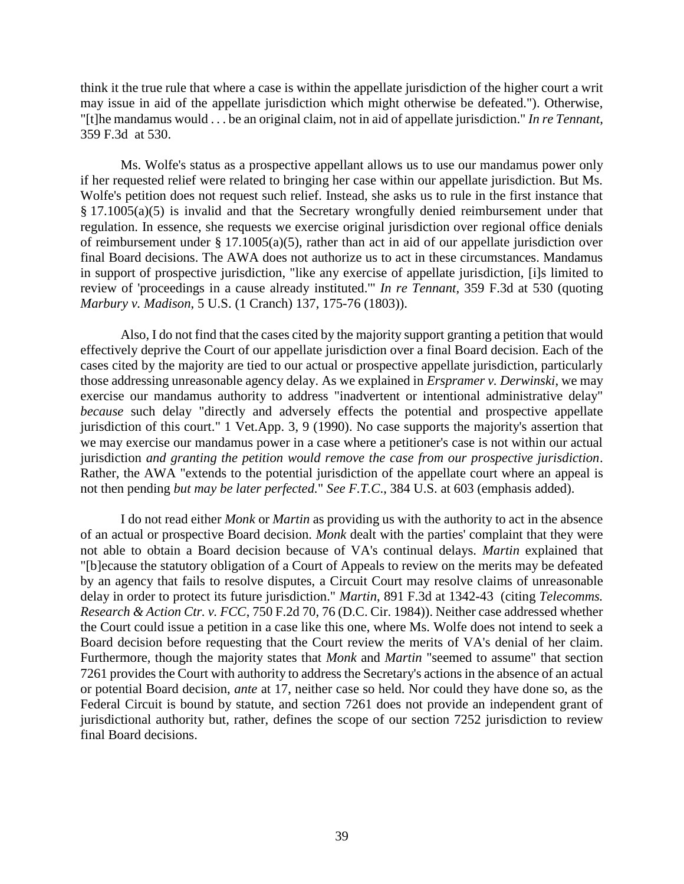think it the true rule that where a case is within the appellate jurisdiction of the higher court a writ may issue in aid of the appellate jurisdiction which might otherwise be defeated."). Otherwise, "[t]he mandamus would . . . be an original claim, not in aid of appellate jurisdiction." *In re Tennant*, 359 F.3d at 530.

Ms. Wolfe's status as a prospective appellant allows us to use our mandamus power only if her requested relief were related to bringing her case within our appellate jurisdiction. But Ms. Wolfe's petition does not request such relief. Instead, she asks us to rule in the first instance that § 17.1005(a)(5) is invalid and that the Secretary wrongfully denied reimbursement under that regulation. In essence, she requests we exercise original jurisdiction over regional office denials of reimbursement under § 17.1005(a)(5), rather than act in aid of our appellate jurisdiction over final Board decisions. The AWA does not authorize us to act in these circumstances. Mandamus in support of prospective jurisdiction, "like any exercise of appellate jurisdiction, [i]s limited to review of 'proceedings in a cause already instituted.'" *In re Tennant*, 359 F.3d at 530 (quoting *Marbury v. Madison*, 5 U.S. (1 Cranch) 137, 175-76 (1803)).

Also, I do not find that the cases cited by the majority support granting a petition that would effectively deprive the Court of our appellate jurisdiction over a final Board decision. Each of the cases cited by the majority are tied to our actual or prospective appellate jurisdiction, particularly those addressing unreasonable agency delay. As we explained in *Erspramer v. Derwinski*, we may exercise our mandamus authority to address "inadvertent or intentional administrative delay" *because* such delay "directly and adversely effects the potential and prospective appellate jurisdiction of this court." 1 Vet.App. 3, 9 (1990). No case supports the majority's assertion that we may exercise our mandamus power in a case where a petitioner's case is not within our actual jurisdiction *and granting the petition would remove the case from our prospective jurisdiction*. Rather, the AWA "extends to the potential jurisdiction of the appellate court where an appeal is not then pending *but may be later perfected*." *See F.T.C.*, 384 U.S. at 603 (emphasis added).

I do not read either *Monk* or *Martin* as providing us with the authority to act in the absence of an actual or prospective Board decision. *Monk* dealt with the parties' complaint that they were not able to obtain a Board decision because of VA's continual delays. *Martin* explained that "[b]ecause the statutory obligation of a Court of Appeals to review on the merits may be defeated by an agency that fails to resolve disputes, a Circuit Court may resolve claims of unreasonable delay in order to protect its future jurisdiction." *Martin*, 891 F.3d at 1342-43 (citing *Telecomms. Research & Action Ctr. v. FCC*, 750 F.2d 70, 76 (D.C. Cir. 1984)). Neither case addressed whether the Court could issue a petition in a case like this one, where Ms. Wolfe does not intend to seek a Board decision before requesting that the Court review the merits of VA's denial of her claim. Furthermore, though the majority states that *Monk* and *Martin* "seemed to assume" that section 7261 provides the Court with authority to address the Secretary's actions in the absence of an actual or potential Board decision, *ante* at 17, neither case so held. Nor could they have done so, as the Federal Circuit is bound by statute, and section 7261 does not provide an independent grant of jurisdictional authority but, rather, defines the scope of our section 7252 jurisdiction to review final Board decisions.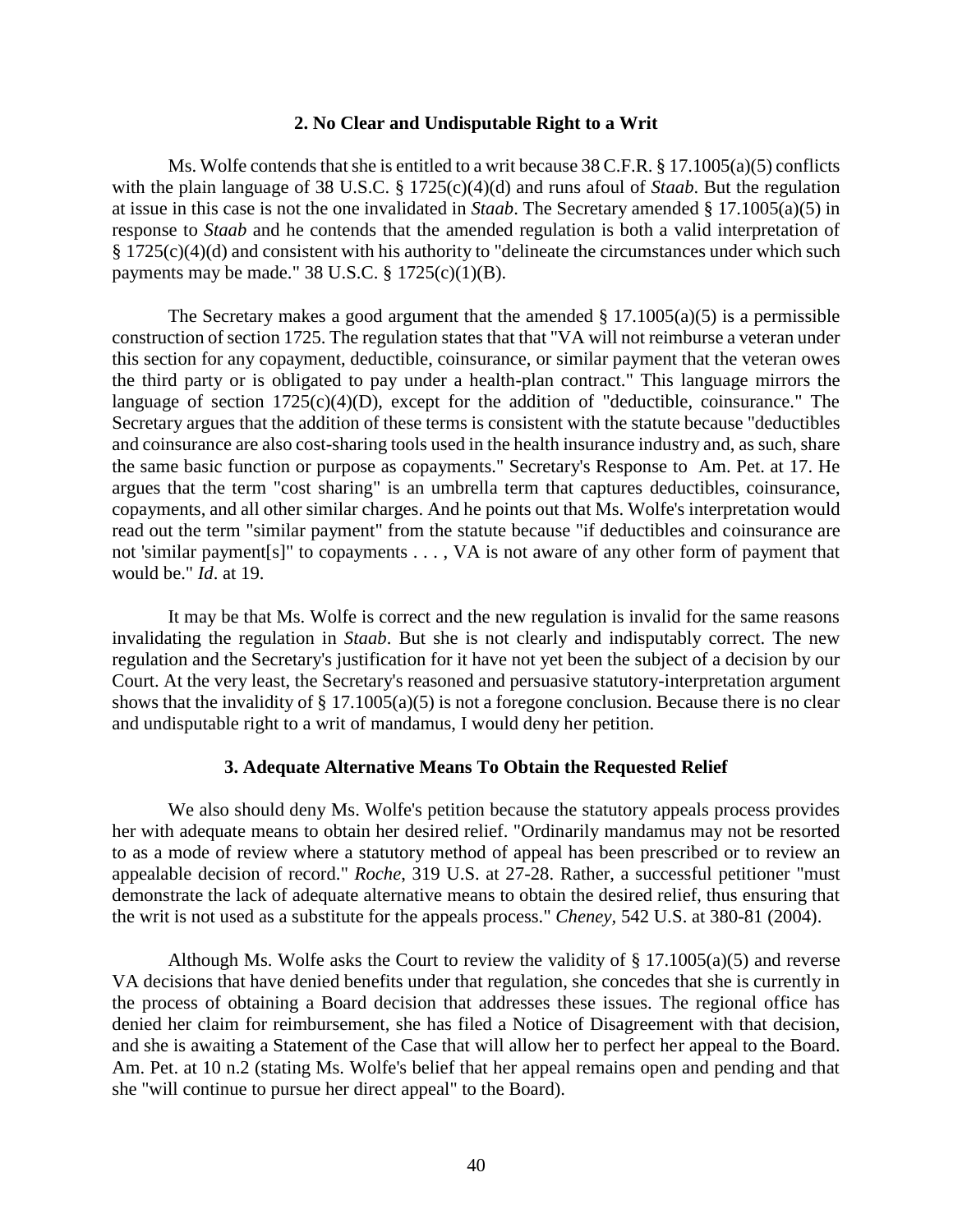### 2. No Clear and Undisputable Right to a Writ

Ms. Wolfe contends that she is entitled to a writ because 38 C.F.R. § 17.1005(a)(5) conflicts with the plain language of 38 U.S.C. § 1725(c)(4)(d) and runs afoul of *Staab*. But the regulation at issue in this case is not the one invalidated in *Staab*. The Secretary amended § 17.1005(a)(5) in response to *Staab* and he contends that the amended regulation is both a valid interpretation of § 1725(c)(4)(d) and consistent with his authority to "delineate the circumstances under which such payments may be made." 38 U.S.C. § 1725(c)(1)(B).

The Secretary makes a good argument that the amended § 17.1005(a)(5) is a permissible construction of section 1725. The regulation states that that "VA will not reimburse a veteran under this section for any copayment, deductible, coinsurance, or similar payment that the veteran owes the third party or is obligated to pay under a health-plan contract." This language mirrors the language of section 1725(c)(4)(D), except for the addition of "deductible, coinsurance." The Secretary argues that the addition of these terms is consistent with the statute because "deductibles and coinsurance are also cost-sharing tools used in the health insurance industry and, as such, share the same basic function or purpose as copayments." Secretary's Response to Am. Pet. at 17. He argues that the term "cost sharing" is an umbrella term that captures deductibles, coinsurance, copayments, and all other similar charges. And he points out that Ms. Wolfe's interpretation would read out the term "similar payment" from the statute because "if deductibles and coinsurance are not 'similar payment[s]' to copayments . . . , VA is not aware of any other form of payment that would be." *Id*. at 19.

It may be that Ms. Wolfe is correct and the new regulation is invalid for the same reasons invalidating the regulation in *Staab*. But she is not clearly and indisputably correct. The new regulation and the Secretary's justification for it have not yet been the subject of a decision by our Court. At the very least, the Secretary's reasoned and persuasive statutory-interpretation argument shows that the invalidity of § 17.1005(a)(5) is not a foregone conclusion. Because there is no clear and undisputable right to a writ of mandamus, I would deny her petition.

### 3. Adequate Alternative Means To Obtain the Requested Relief

We also should deny Ms. Wolfe's petition because the statutory appeals process provides her with adequate means to obtain her desired relief. "Ordinarily mandamus may not be resorted to as a mode of review where a statutory method of appeal has been prescribed or to review an appealable decision of record." *Roche*, 319 U.S. at 27-28. Rather, a successful petitioner "must demonstrate the lack of adequate alternative means to obtain the desired relief, thus ensuring that the writ is not used as a substitute for the appeals process." *Cheney*, 542 U.S. at 380-81 (2004).

Although Ms. Wolfe asks the Court to review the validity of § 17.1005(a)(5) and reverse VA decisions that have denied benefits under that regulation, she concedes that she is currently in the process of obtaining a Board decision that addresses these issues. The regional office has denied her claim for reimbursement, she has filed a Notice of Disagreement with that decision, and she is awaiting a Statement of the Case that will allow her to perfect her appeal to the Board. Am. Pet. at 10 n.2 (stating Ms. Wolfe's belief that her appeal remains open and pending and that she "will continue to pursue her direct appeal" to the Board).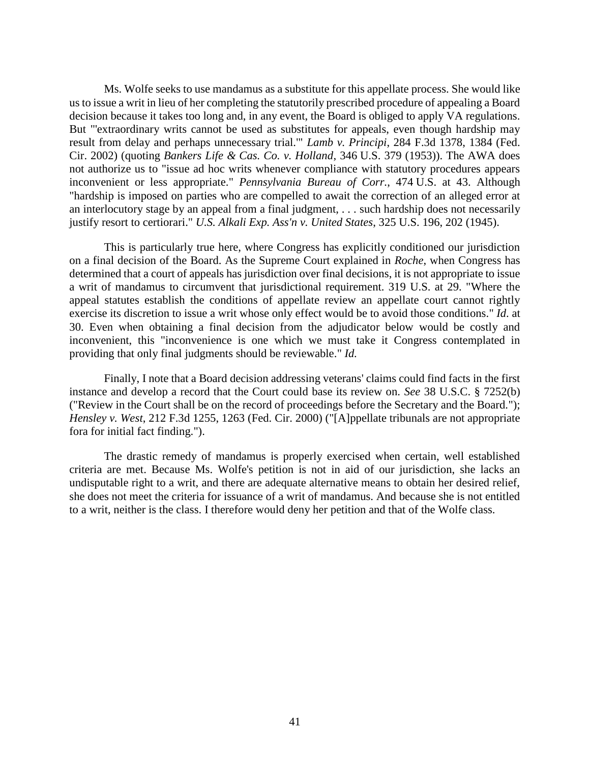Ms. Wolfe seeks to use mandamus as a substitute for this appellate process. She would like us to issue a writ in lieu of her completing the statutorily prescribed procedure of appealing a Board decision because it takes too long and, in any event, the Board is obliged to apply VA regulations. But "'extraordinary writs cannot be used as substitutes for appeals, even though hardship may result from delay and perhaps unnecessary trial.'" *Lamb v. Principi*, 284 F.3d 1378, 1384 (Fed. Cir. 2002) (quoting *Bankers Life & Cas. Co. v. Holland*, 346 U.S. 379 (1953)). The AWA does not authorize us to "issue ad hoc writs whenever compliance with statutory procedures appears inconvenient or less appropriate." *Pennsylvania Bureau of Corr.*, 474 U.S. at 43. Although "hardship is imposed on parties who are compelled to await the correction of an alleged error at an interlocutory stage by an appeal from a final judgment, . . . such hardship does not necessarily justify resort to certiorari." *U.S. Alkali Exp. Ass'n v. United States*, 325 U.S. 196, 202 (1945).

This is particularly true here, where Congress has explicitly conditioned our jurisdiction on a final decision of the Board. As the Supreme Court explained in *Roche*, when Congress has determined that a court of appeals has jurisdiction over final decisions, it is not appropriate to issue a writ of mandamus to circumvent that jurisdictional requirement. 319 U.S. at 29. "Where the appeal statutes establish the conditions of appellate review an appellate court cannot rightly exercise its discretion to issue a writ whose only effect would be to avoid those conditions." *Id.* at 30. Even when obtaining a final decision from the adjudicator below would be costly and inconvenient, this "inconvenience is one which we must take it Congress contemplated in providing that only final judgments should be reviewable." *Id.*

Finally, I note that a Board decision addressing veterans' claims could find facts in the first instance and develop a record that the Court could base its review on. *See* 38 U.S.C. § 7252(b) ("Review in the Court shall be on the record of proceedings before the Secretary and the Board."); *Hensley v. West*, 212 F.3d 1255, 1263 (Fed. Cir. 2000) ("[A]ppellate tribunals are not appropriate fora for initial fact finding.").

The drastic remedy of mandamus is properly exercised when certain, well established criteria are met. Because Ms. Wolfe's petition is not in aid of our jurisdiction, she lacks an undisputable right to a writ, and there are adequate alternative means to obtain her desired relief, she does not meet the criteria for issuance of a writ of mandamus. And because she is not entitled to a writ, neither is the class. I therefore would deny her petition and that of the Wolfe class.